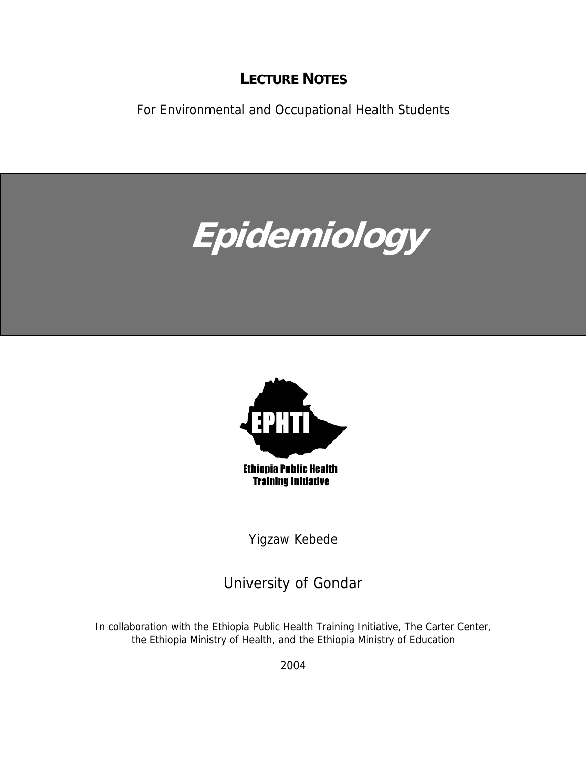**LECTURE NOTES**

For Environmental and Occupational Health Students

# *Epidemiology*

EPHTI

Ethiopia Public Health Training Initiative

Yigzaw Kebede

University of Gondar

*In collaboration with the Ethiopia Public Health Training Initiative, The Carter Center, the Ethiopia Ministry of Health, and the Ethiopia Ministry of Education*

2004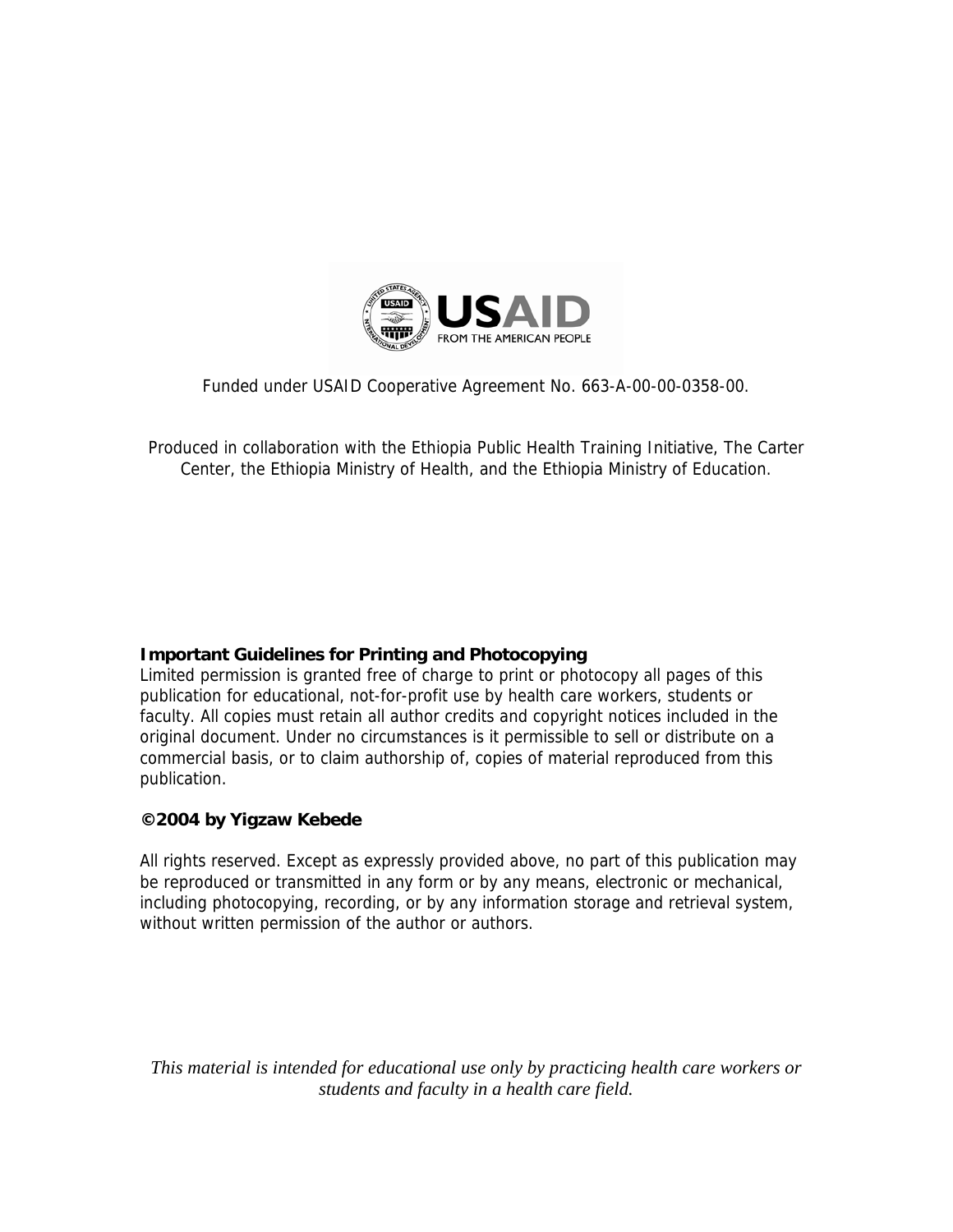Funded under USAID Cooperative Agreement No. 663-A-00-00-0358-00.

Produced in collaboration with the Ethiopia Public Health Training Initiative, The Carter Center, the Ethiopia Ministry of Health, and the Ethiopia Ministry of Education.

**Important Guidelines for Printing and Photocopying**

Limited permission is granted free of charge to print or photocopy all pages of this publication for educational, not-for-profit use by health care workers, students or faculty. All copies must retain all author credits and copyright notices included in the original document. Under no circumstances is it permissible to sell or distribute on a commercial basis, or to claim authorship of, copies of material reproduced from this publication.

**©2004 by Yigzaw Kebede**

All rights reserved. Except as expressly provided above, no part of this publication may be reproduced or transmitted in any form or by any means, electronic or mechanical, including photocopying, recording, or by any information storage and retrieval system, without written permission of the author or authors.

*This material is intended for educational use only by practicing health care workers or students and faculty in a health care field.*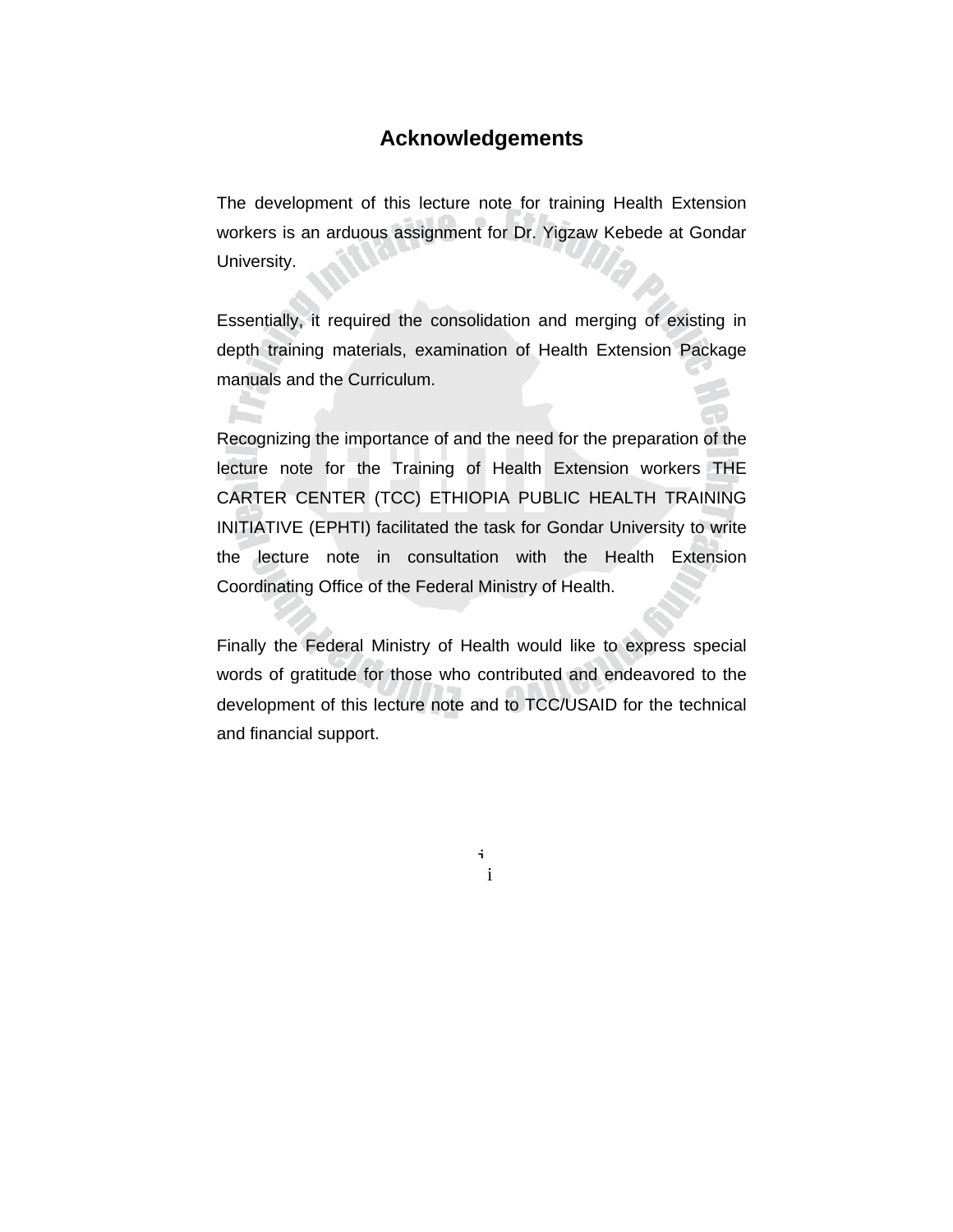# Acknowledgements

The development of this lecture note for training Health Extension workers is an arduous assignment for Dr. Yigzaw Kebede at Gondar University.

Essentially, it required the consolidation and merging of existing in depth training materials, examination of Health Extension Package manuals and the Curriculum.

Recognizing the importance of and the need for the preparation of the lecture note for the Training of Health Extension workers THE CARTER CENTER (TCC) ETHIOPIA PUBLIC HEALTH TRAINING INITIATIVE (EPHTI) facilitated the task for Gondar University to write the lecture note in consultation with the Health Extension Coordinating Office of the Federal Ministry of Health.

Finally the Federal Ministry of Health would like to express special words of gratitude for those who contributed and endeavored to the development of this lecture note and to TCC/USAID for the technical and financial support.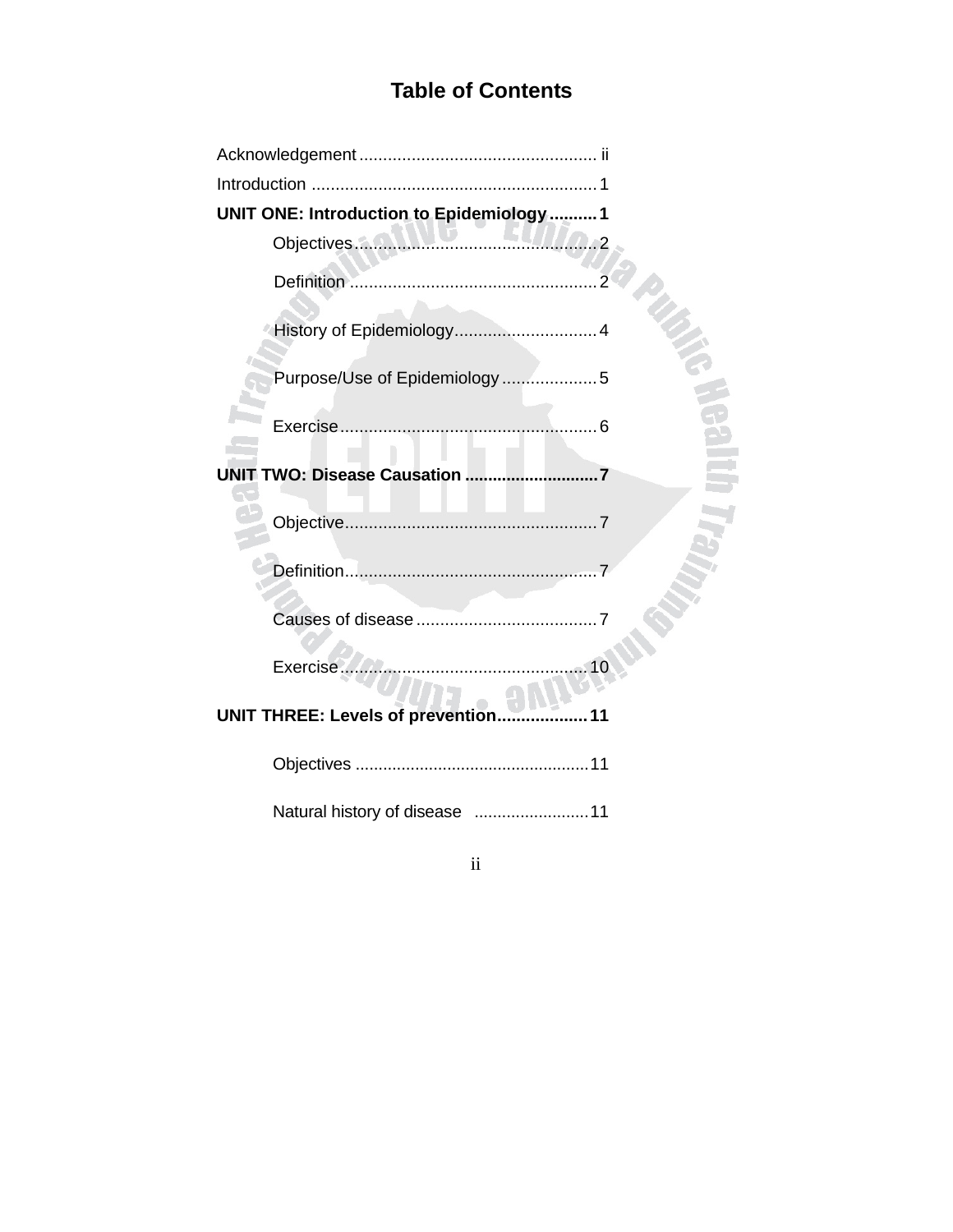# Table of Contents

Acknowledgement .................................................. ii

Introduction ............................................................ 1

**UNIT ONE: Introduction to Epidemiology .......... 1**

- Objectives.................................................. 2
- Definition .................................................... 2
- History of Epidemiology.............................. 4
- Purpose/Use of Epidemiology .................... 5
- Exercise ...................................................... 6

**UNIT TWO: Disease Causation ............................ 7**

- Objective.................................................... 7
- Definition.................................................... 7
- Causes of disease ...................................... 7
- Exercise.................................................... 10

**UNIT THREE: Levels of prevention................... 11**

- Objectives .................................................. 11
- Natural history of disease ......................... 11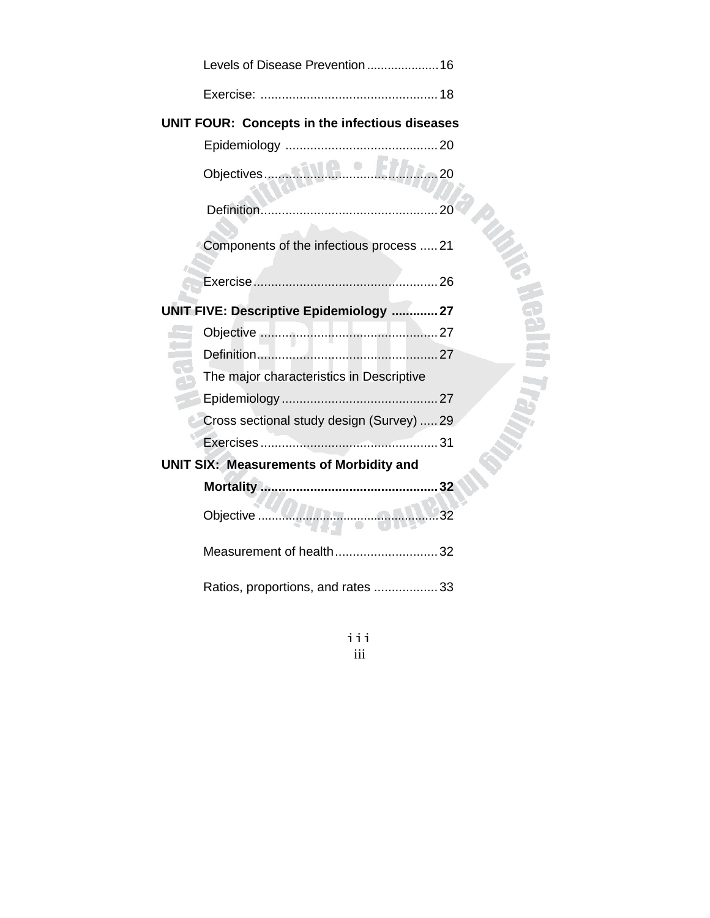Levels of Disease Prevention .................... 16

Exercise: .................................................. 18

**UNIT FOUR: Concepts in the infectious diseases**

Epidemiology ........................................... 20

Objectives ................................................ 20

Definition .................................................. 20

Components of the infectious process ..... 21

Exercise .................................................... 26

**UNIT FIVE: Descriptive Epidemiology ............. 27**

Objective .................................................. 27

Definition .................................................. 27

The major characteristics in Descriptive Epidemiology ........................................... 27

Cross sectional study design (Survey) ..... 29

Exercises .................................................. 31

**UNIT SIX: Measurements of Morbidity and Mortality ................................................. 32**

Objective .................................................. 32

Measurement of health ............................. 32

Ratios, proportions, and rates .................. 33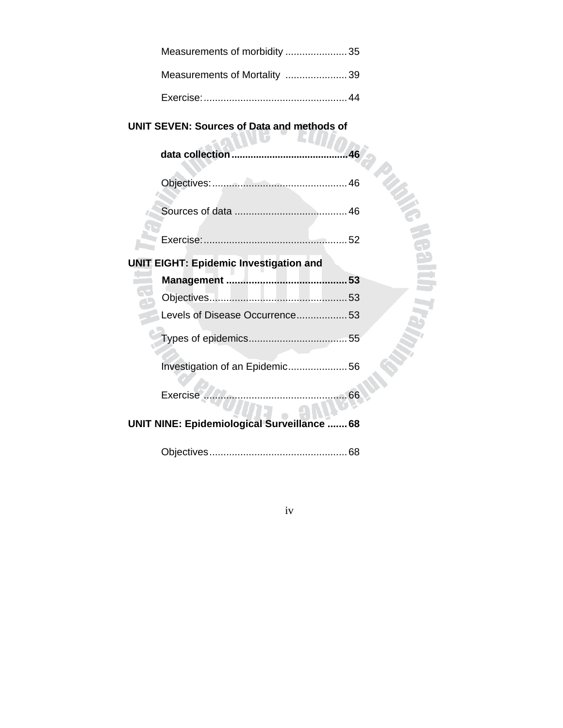Measurements of morbidity ...................... 35

Measurements of Mortality ...................... 39

Exercise: .................................................. 44

**UNIT SEVEN: Sources of Data and methods of data collection .......................................... 46**

Objectives: ............................................... 46

Sources of data ........................................ 46

Exercise: .................................................. 52

**UNIT EIGHT: Epidemic Investigation and Management .......................................... 53**

Objectives ................................................ 53

Levels of Disease Occurrence .................. 53

Types of epidemics .................................. 55

Investigation of an Epidemic ..................... 56

Exercise ................................................... 66

**UNIT NINE: Epidemiological Surveillance ....... 68**

Objectives ................................................ 68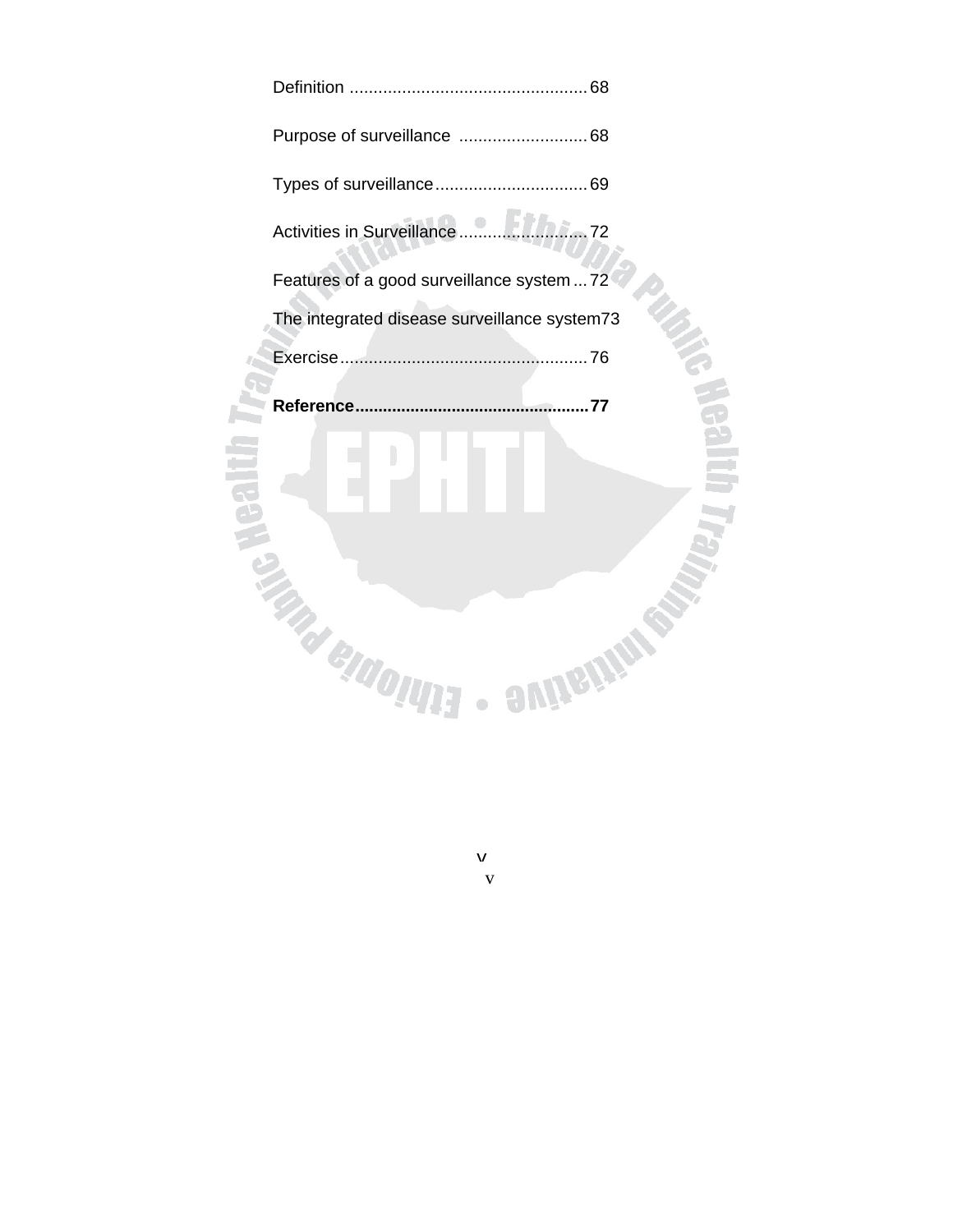Definition ..................................................68

Purpose of surveillance ...........................68

Types of surveillance................................69

Activities in Surveillance...........................72

Features of a good surveillance system ...72

The integrated disease surveillance system73

Exercise....................................................76

**Reference..................................................77**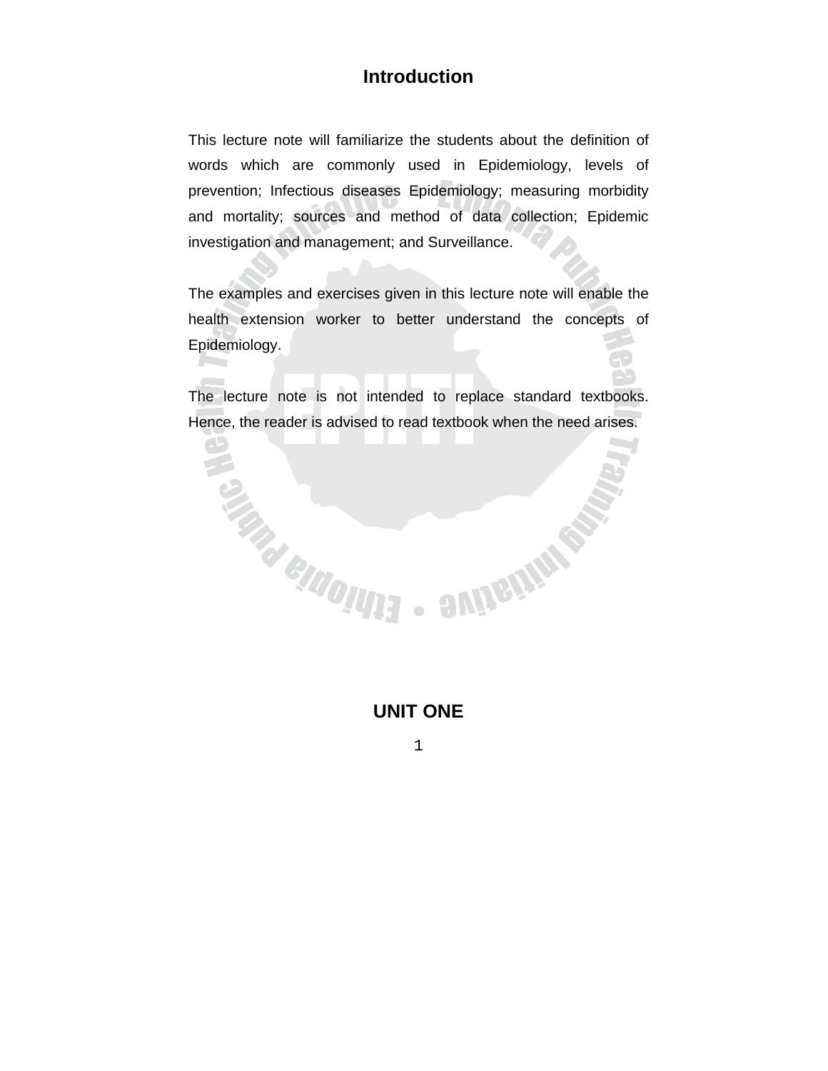# Introduction

This lecture note will familiarize the students about the definition of words which are commonly used in Epidemiology, levels of prevention; Infectious diseases Epidemiology; measuring morbidity and mortality; sources and method of data collection; Epidemic investigation and management; and Surveillance.

The examples and exercises given in this lecture note will enable the health extension worker to better understand the concepts of Epidemiology.

The lecture note is not intended to replace standard textbooks. Hence, the reader is advised to read textbook when the need arises.

# UNIT ONE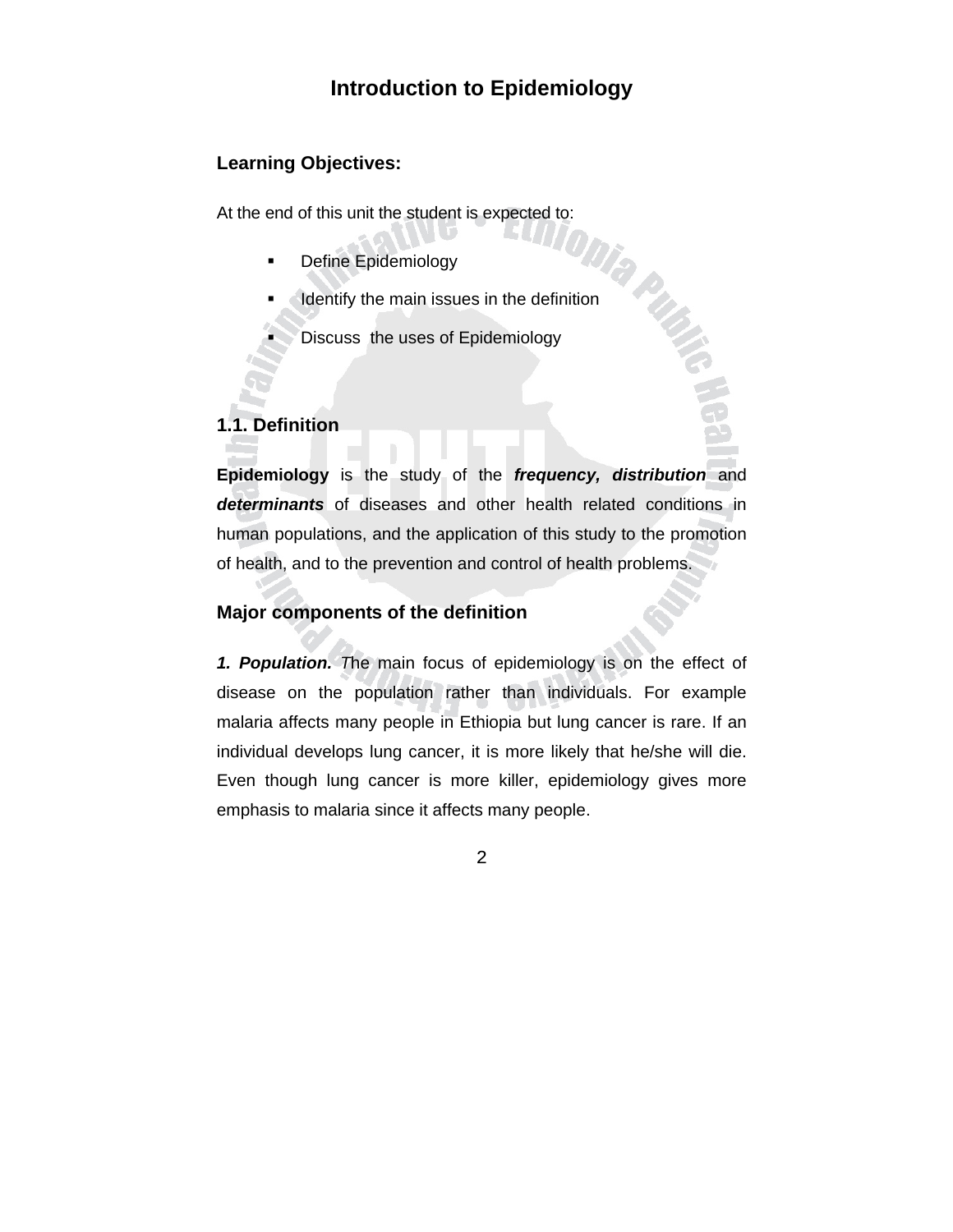# Introduction to Epidemiology

## Learning Objectives:

At the end of this unit the student is expected to:

- Define Epidemiology
- Identify the main issues in the definition
- Discuss the uses of Epidemiology

## 1.1. Definition

**Epidemiology** is the study of the ***frequency, distribution*** and ***determinants*** of diseases and other health related conditions in human populations, and the application of this study to the promotion of health, and to the prevention and control of health problems.

### Major components of the definition

***1. Population.*** *T*he main focus of epidemiology is on the effect of disease on the population rather than individuals. For example malaria affects many people in Ethiopia but lung cancer is rare. If an individual develops lung cancer, it is more likely that he/she will die. Even though lung cancer is more killer, epidemiology gives more emphasis to malaria since it affects many people.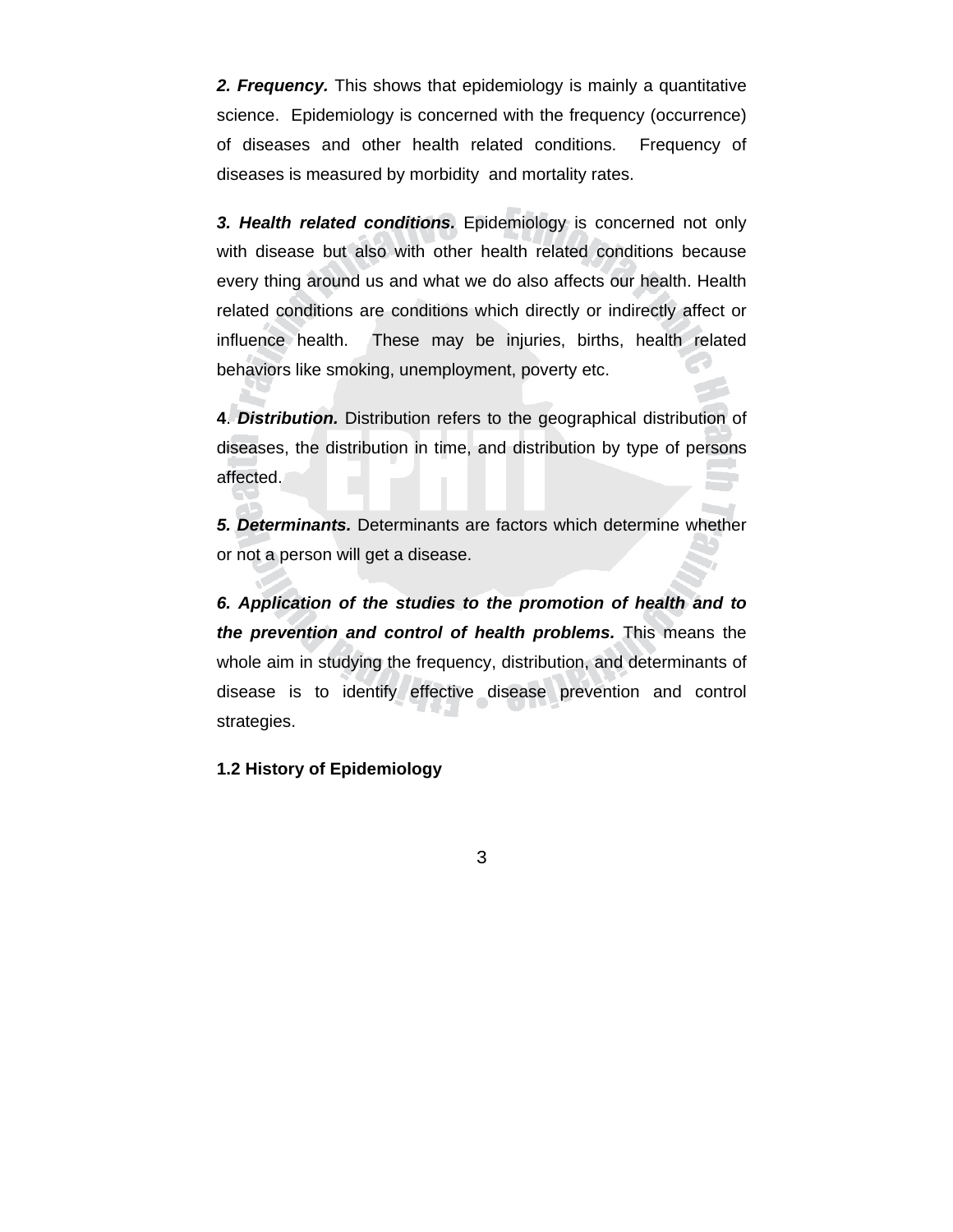***2. Frequency.*** This shows that epidemiology is mainly a quantitative science. Epidemiology is concerned with the frequency (occurrence) of diseases and other health related conditions. Frequency of diseases is measured by morbidity and mortality rates.

***3. Health related conditions.*** Epidemiology is concerned not only with disease but also with other health related conditions because every thing around us and what we do also affects our health. Health related conditions are conditions which directly or indirectly affect or influence health. These may be injuries, births, health related behaviors like smoking, unemployment, poverty etc.

**4**. ***Distribution.*** Distribution refers to the geographical distribution of diseases, the distribution in time, and distribution by type of persons affected.

***5. Determinants.*** Determinants are factors which determine whether or not a person will get a disease.

***6. Application of the studies to the promotion of health and to the prevention and control of health problems.*** This means the whole aim in studying the frequency, distribution, and determinants of disease is to identify effective disease prevention and control strategies.

## 1.2 History of Epidemiology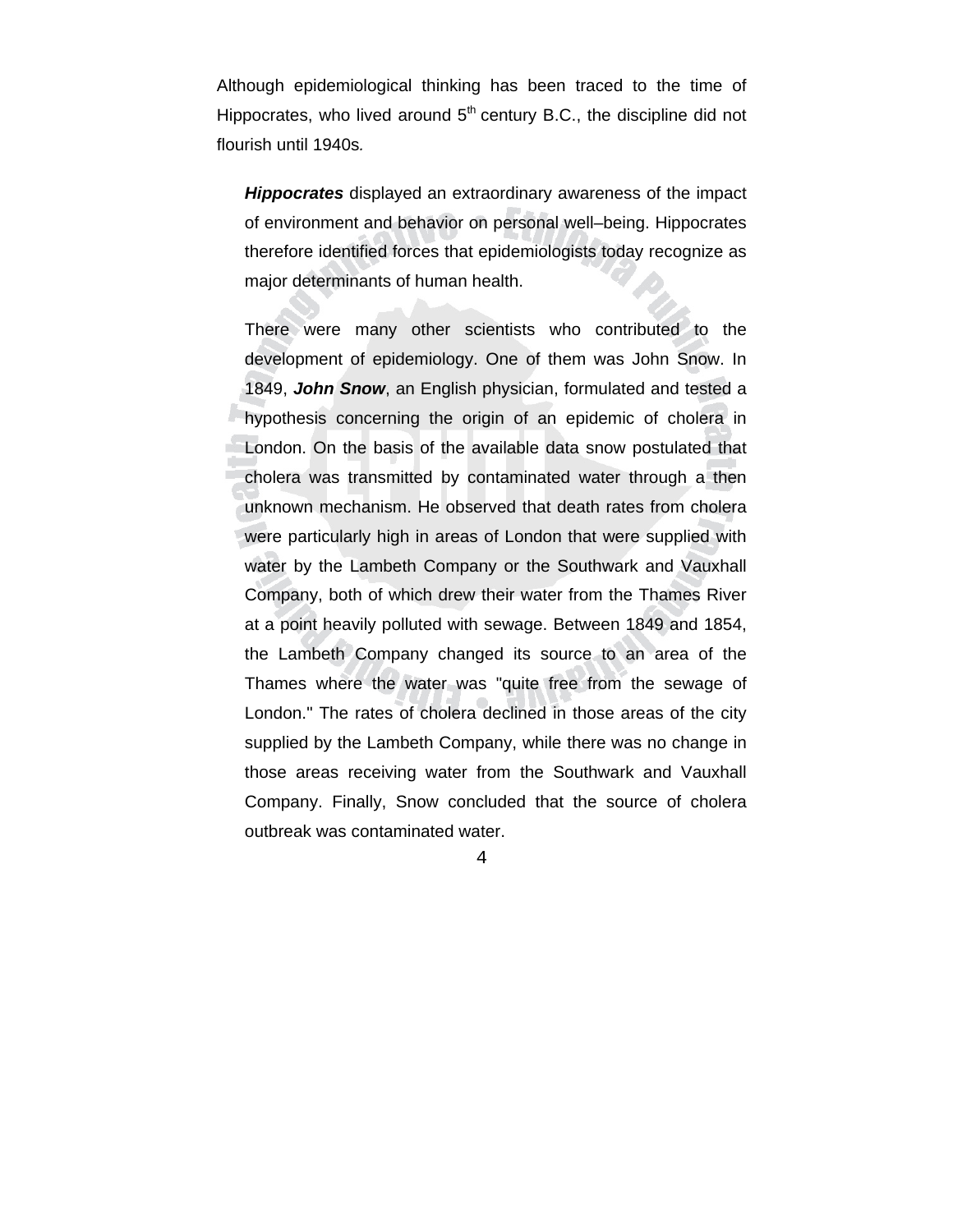Although epidemiological thinking has been traced to the time of Hippocrates, who lived around $5^{th}$ century B.C., the discipline did not flourish until 1940s.

***Hippocrates*** displayed an extraordinary awareness of the impact of environment and behavior on personal well–being. Hippocrates therefore identified forces that epidemiologists today recognize as major determinants of human health.

There were many other scientists who contributed to the development of epidemiology. One of them was John Snow. In 1849, ***John Snow***, an English physician, formulated and tested a hypothesis concerning the origin of an epidemic of cholera in London. On the basis of the available data snow postulated that cholera was transmitted by contaminated water through a then unknown mechanism. He observed that death rates from cholera were particularly high in areas of London that were supplied with water by the Lambeth Company or the Southwark and Vauxhall Company, both of which drew their water from the Thames River at a point heavily polluted with sewage. Between 1849 and 1854, the Lambeth Company changed its source to an area of the Thames where the water was "quite free from the sewage of London." The rates of cholera declined in those areas of the city supplied by the Lambeth Company, while there was no change in those areas receiving water from the Southwark and Vauxhall Company. Finally, Snow concluded that the source of cholera outbreak was contaminated water.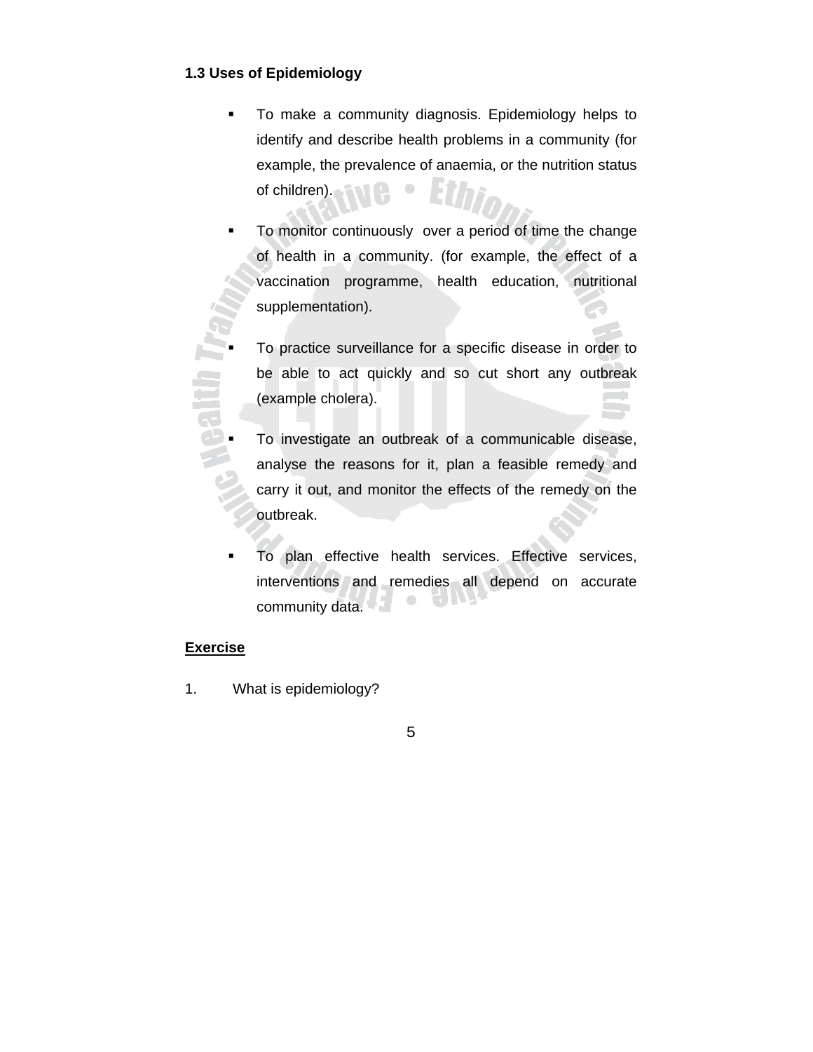### 1.3 Uses of Epidemiology

- To make a community diagnosis. Epidemiology helps to identify and describe health problems in a community (for example, the prevalence of anaemia, or the nutrition status of children).
- To monitor continuously over a period of time the change of health in a community. (for example, the effect of a vaccination programme, health education, nutritional supplementation).
- To practice surveillance for a specific disease in order to be able to act quickly and so cut short any outbreak (example cholera).
- To investigate an outbreak of a communicable disease, analyse the reasons for it, plan a feasible remedy and carry it out, and monitor the effects of the remedy on the outbreak.
- To plan effective health services. Effective services, interventions and remedies all depend on accurate community data.

<u>**Exercise**</u>

1. What is epidemiology?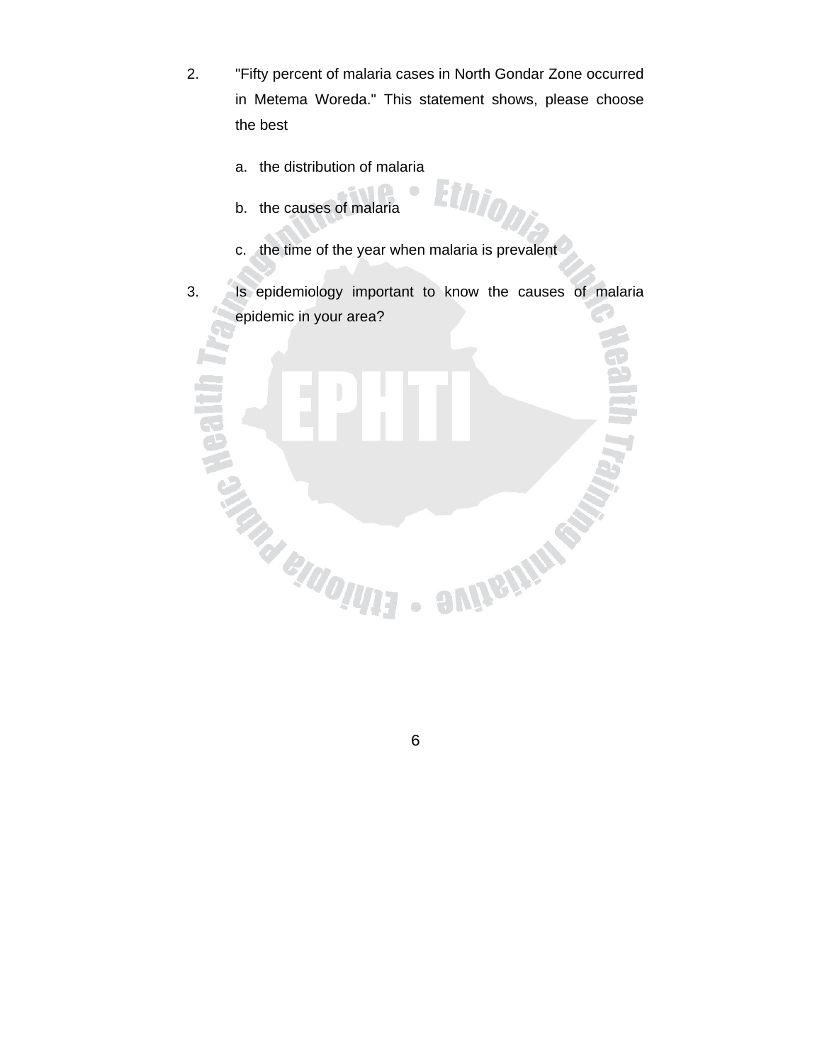2. "Fifty percent of malaria cases in North Gondar Zone occurred in Metema Woreda." This statement shows, please choose the best

   a. the distribution of malaria

   b. the causes of malaria

   c. the time of the year when malaria is prevalent

3. Is epidemiology important to know the causes of malaria epidemic in your area?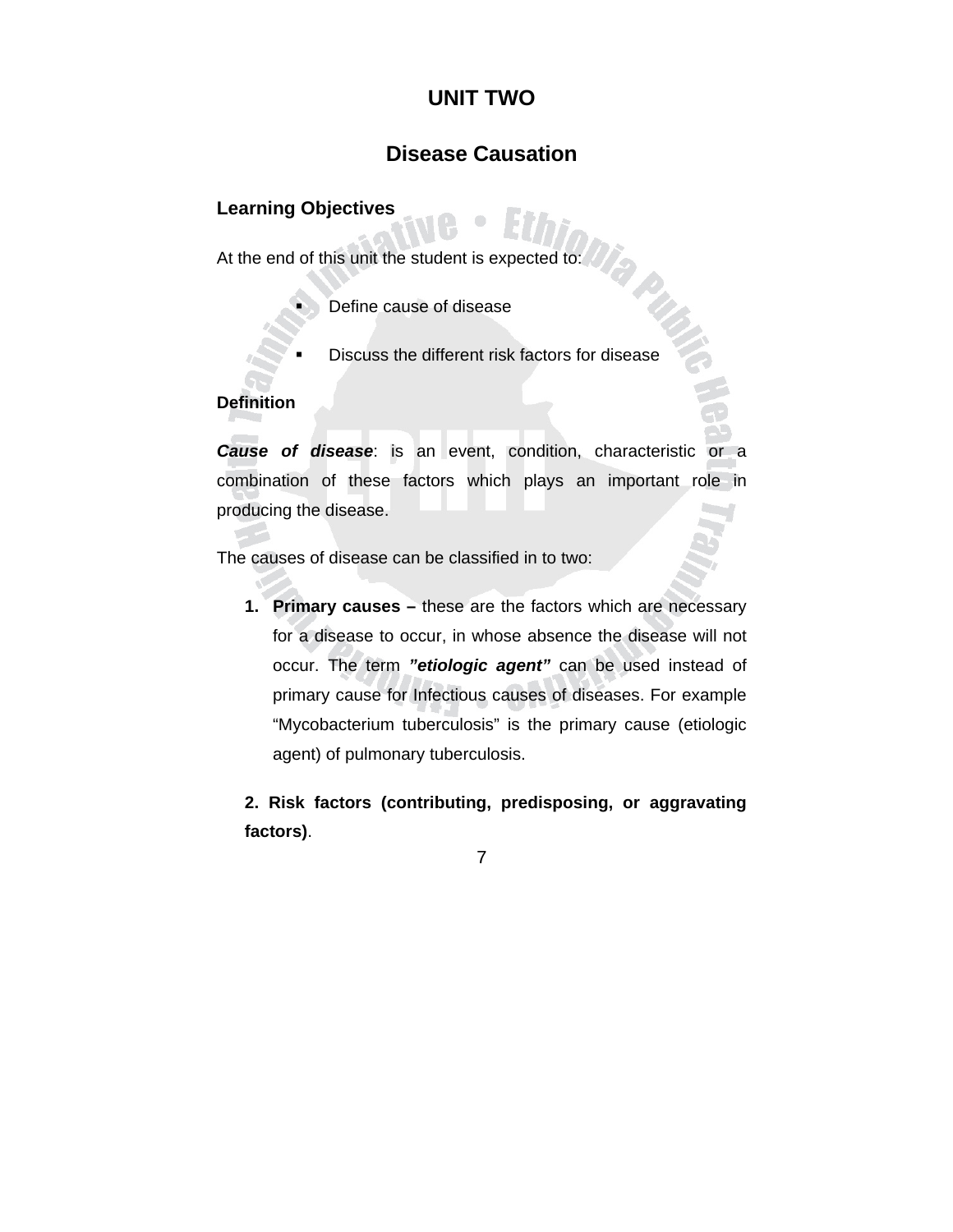# UNIT TWO

## Disease Causation

### Learning Objectives

At the end of this unit the student is expected to:

- Define cause of disease
- Discuss the different risk factors for disease

### Definition

***Cause of disease***: is an event, condition, characteristic or a combination of these factors which plays an important role in producing the disease.

The causes of disease can be classified in to two:

1. **Primary causes –** these are the factors which are necessary for a disease to occur, in whose absence the disease will not occur. The term ***"etiologic agent"*** can be used instead of primary cause for Infectious causes of diseases. For example "Mycobacterium tuberculosis" is the primary cause (etiologic agent) of pulmonary tuberculosis.

2. **Risk factors (contributing, predisposing, or aggravating factors)**.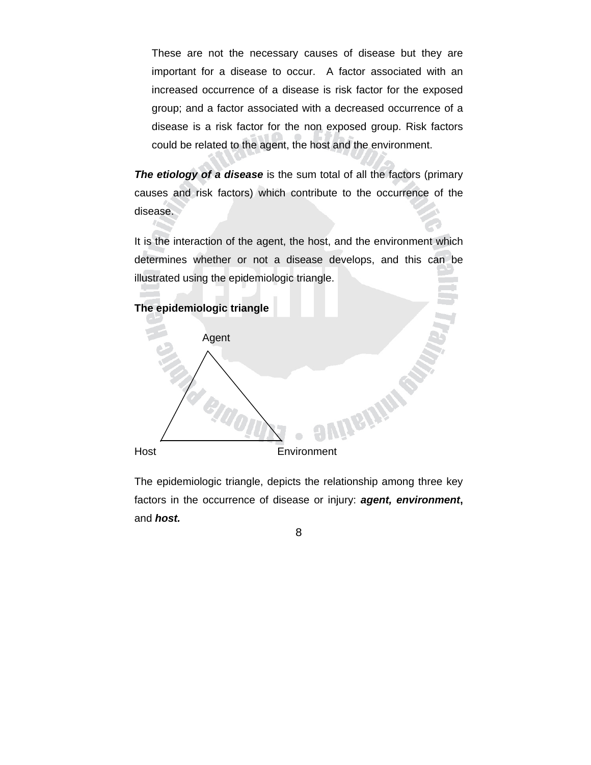These are not the necessary causes of disease but they are important for a disease to occur. A factor associated with an increased occurrence of a disease is risk factor for the exposed group; and a factor associated with a decreased occurrence of a disease is a risk factor for the non exposed group. Risk factors could be related to the agent, the host and the environment.

***The etiology of a disease*** is the sum total of all the factors (primary causes and risk factors) which contribute to the occurrence of the disease.

It is the interaction of the agent, the host, and the environment which determines whether or not a disease develops, and this can be illustrated using the epidemiologic triangle.

**The epidemiologic triangle**

Agent

Host Environment

The epidemiologic triangle, depicts the relationship among three key factors in the occurrence of disease or injury: ***agent, environment*****,** and ***host.***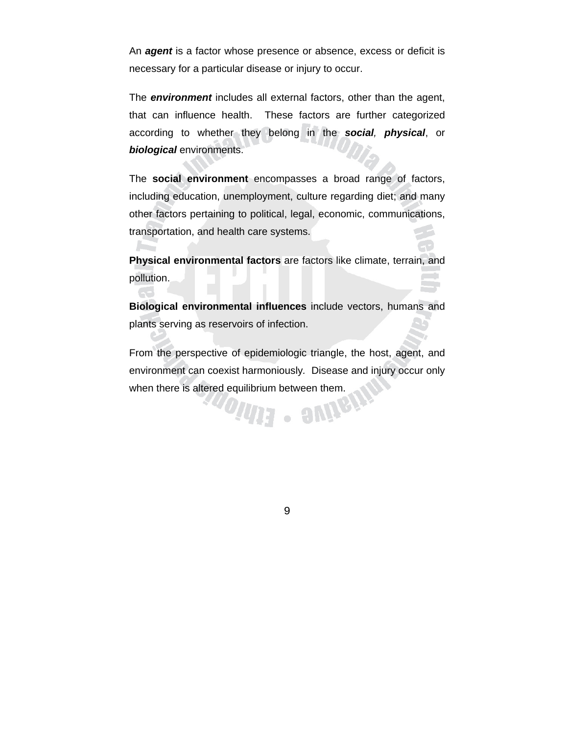An ***agent*** is a factor whose presence or absence, excess or deficit is necessary for a particular disease or injury to occur.

The ***environment*** includes all external factors, other than the agent, that can influence health. These factors are further categorized according to whether they belong in the ***social***, ***physical***, or ***biological*** environments.

The **social environment** encompasses a broad range of factors, including education, unemployment, culture regarding diet; and many other factors pertaining to political, legal, economic, communications, transportation, and health care systems.

**Physical environmental factors** are factors like climate, terrain, and pollution.

**Biological environmental influences** include vectors, humans and plants serving as reservoirs of infection.

From the perspective of epidemiologic triangle, the host, agent, and environment can coexist harmoniously. Disease and injury occur only when there is altered equilibrium between them.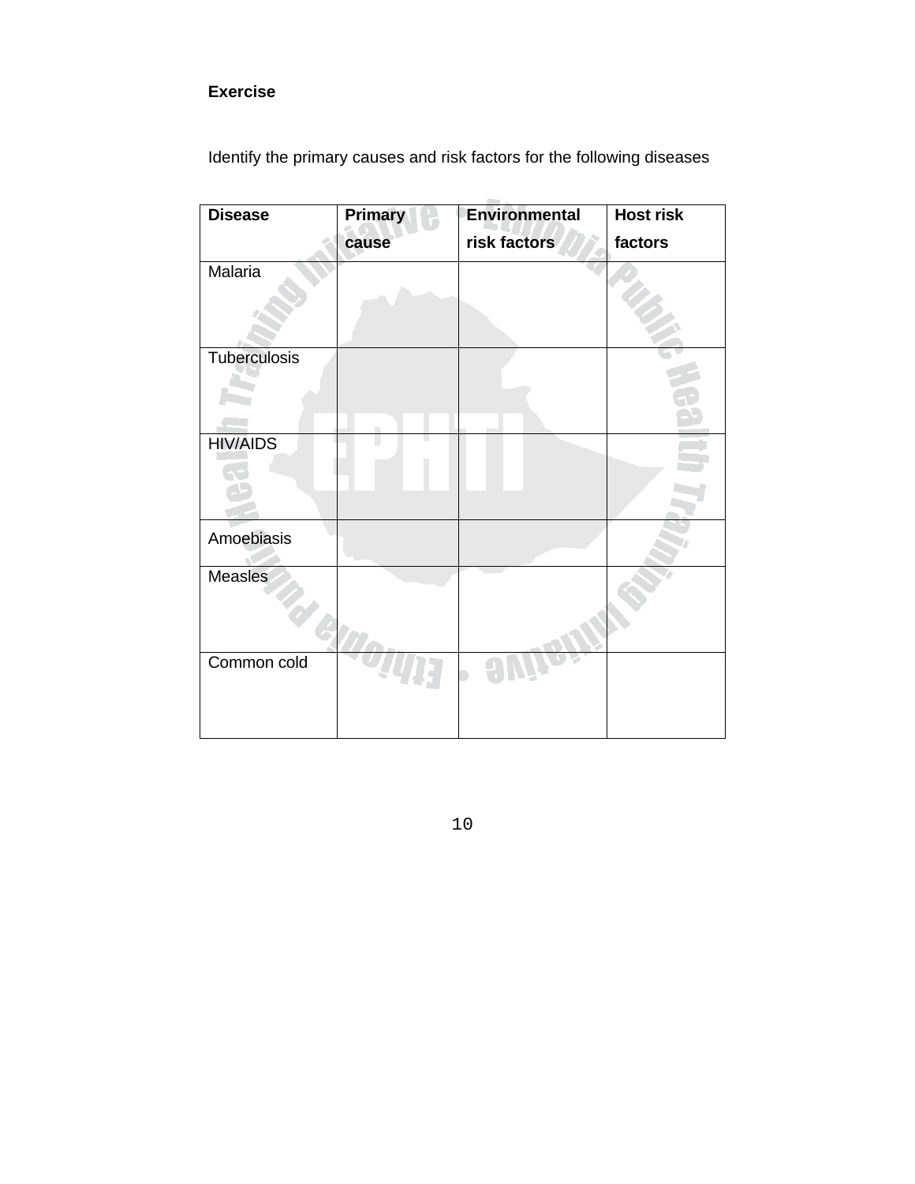**Exercise**

Identify the primary causes and risk factors for the following diseases

| Disease | Primary cause | Environmental risk factors | Host risk factors |
|---|---|---|---|
| Malaria | | | |
| Tuberculosis | | | |
| HIV/AIDS | | | |
| Amoebiasis | | | |
| Measles | | | |
| Common cold | | | |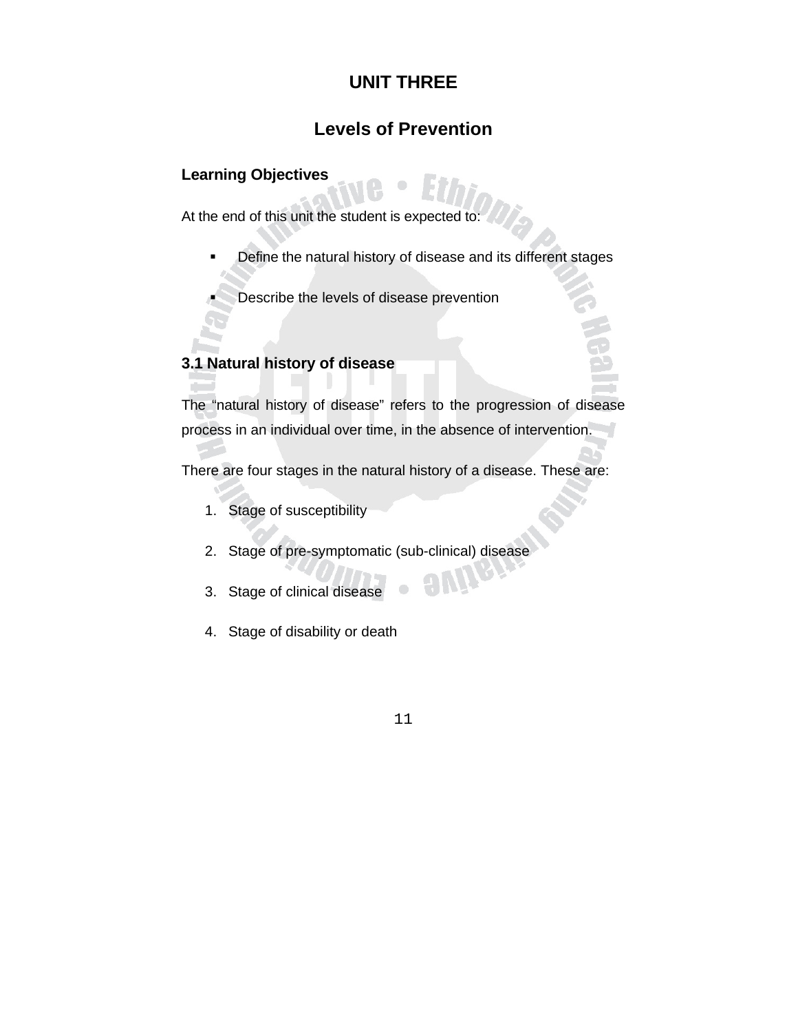# UNIT THREE

# Levels of Prevention

### Learning Objectives

At the end of this unit the student is expected to:

- Define the natural history of disease and its different stages
- Describe the levels of disease prevention

## 3.1 Natural history of disease

The "natural history of disease" refers to the progression of disease process in an individual over time, in the absence of intervention.

There are four stages in the natural history of a disease. These are:

1. Stage of susceptibility
2. Stage of pre-symptomatic (sub-clinical) disease
3. Stage of clinical disease
4. Stage of disability or death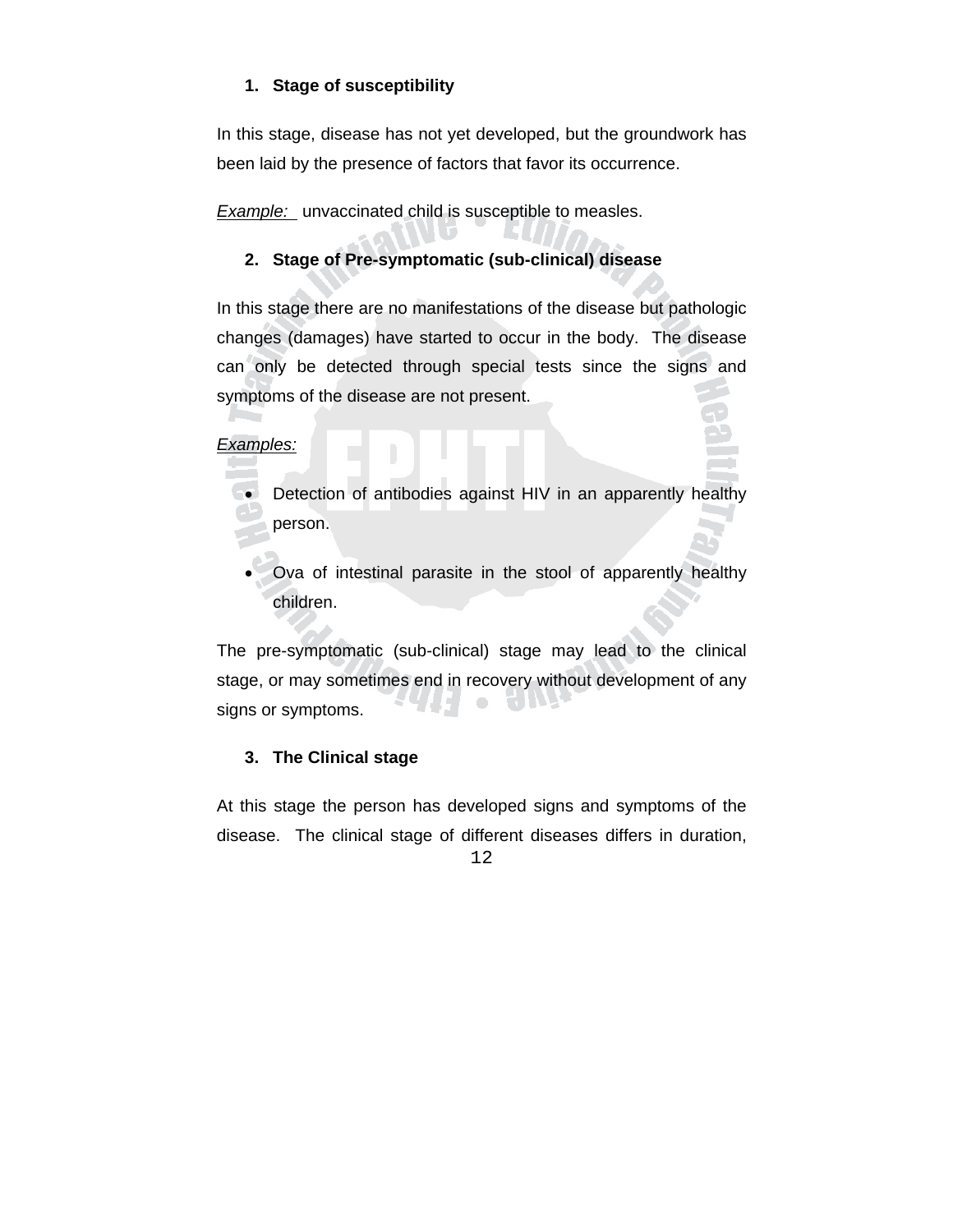1. **Stage of susceptibility**

In this stage, disease has not yet developed, but the groundwork has been laid by the presence of factors that favor its occurrence.

*Example:* unvaccinated child is susceptible to measles.

2. **Stage of Pre-symptomatic (sub-clinical) disease**

In this stage there are no manifestations of the disease but pathologic changes (damages) have started to occur in the body. The disease can only be detected through special tests since the signs and symptoms of the disease are not present.

*Examples:*

- Detection of antibodies against HIV in an apparently healthy person.
- Ova of intestinal parasite in the stool of apparently healthy children.

The pre-symptomatic (sub-clinical) stage may lead to the clinical stage, or may sometimes end in recovery without development of any signs or symptoms.

3. **The Clinical stage**

At this stage the person has developed signs and symptoms of the disease. The clinical stage of different diseases differs in duration,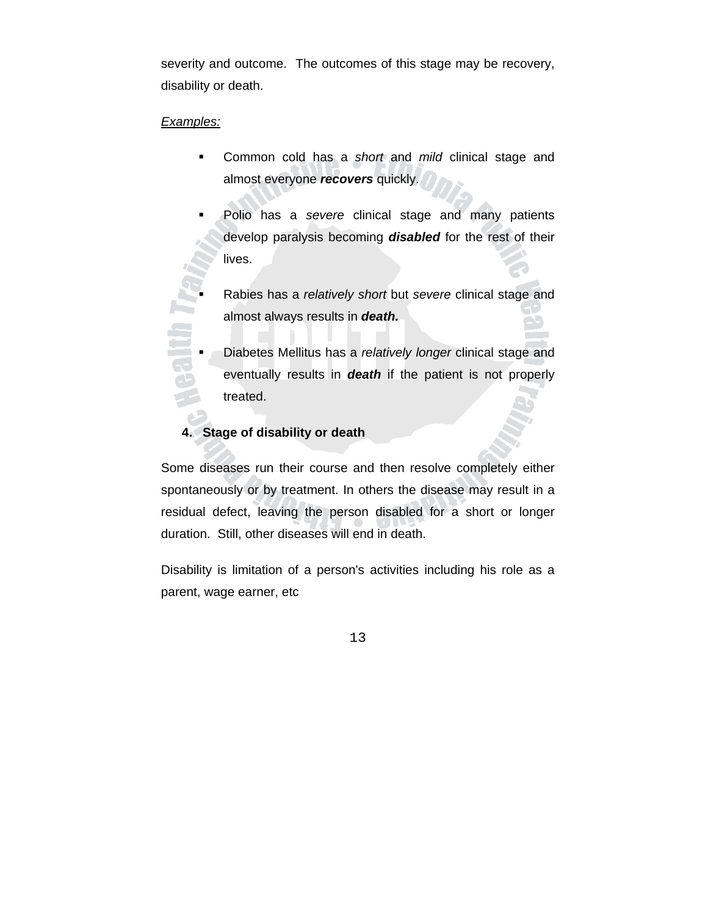severity and outcome. The outcomes of this stage may be recovery, disability or death.

*Examples:*

- Common cold has a *short* and *mild* clinical stage and almost everyone ***recovers*** quickly.
- Polio has a *severe* clinical stage and many patients develop paralysis becoming ***disabled*** for the rest of their lives.
- Rabies has a *relatively short* but *severe* clinical stage and almost always results in ***death.***
- Diabetes Mellitus has a *relatively longer* clinical stage and eventually results in ***death*** if the patient is not properly treated.

**4. Stage of disability or death**

Some diseases run their course and then resolve completely either spontaneously or by treatment. In others the disease may result in a residual defect, leaving the person disabled for a short or longer duration. Still, other diseases will end in death.

Disability is limitation of a person's activities including his role as a parent, wage earner, etc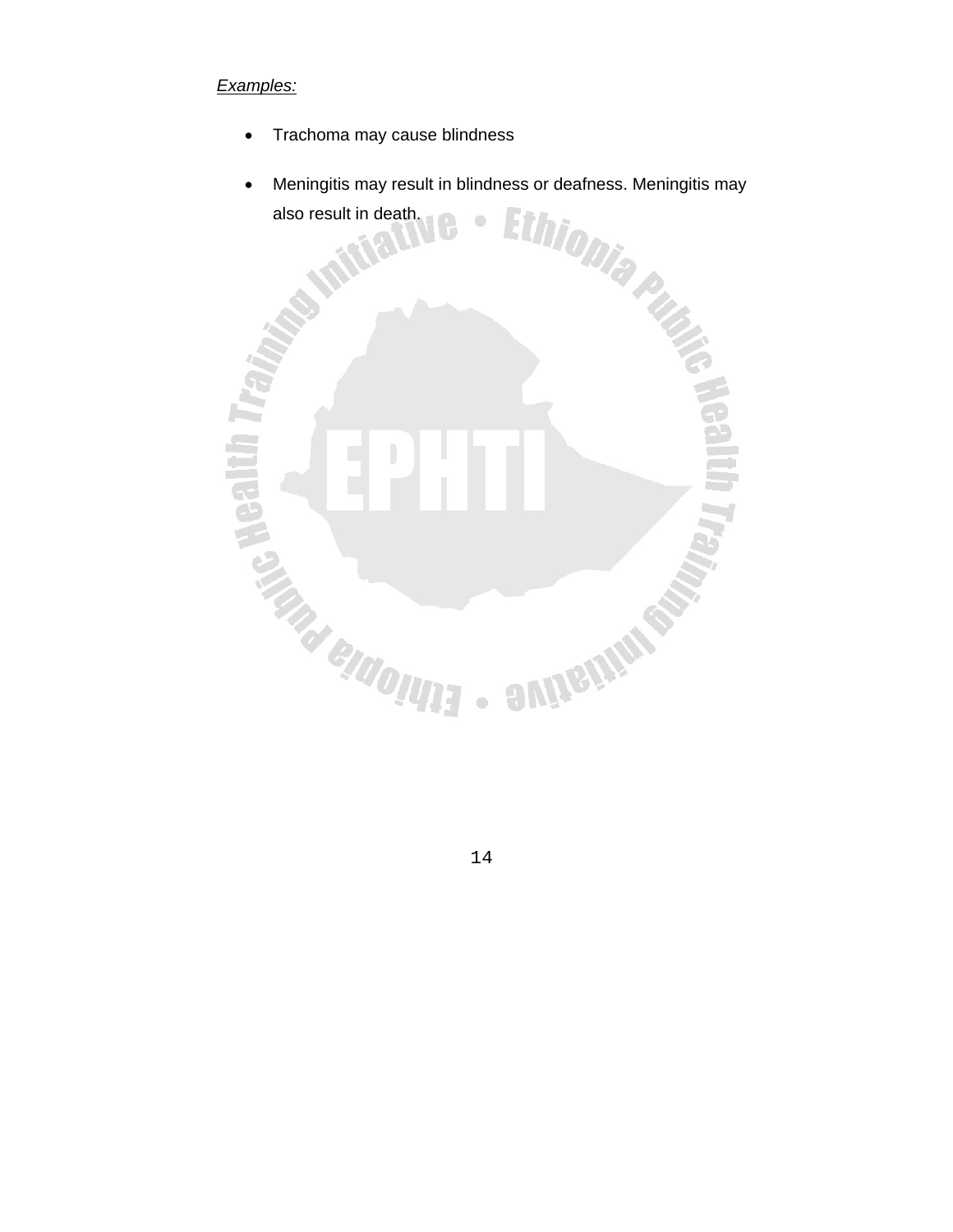*Examples:*

- Trachoma may cause blindness
- Meningitis may result in blindness or deafness. Meningitis may also result in death.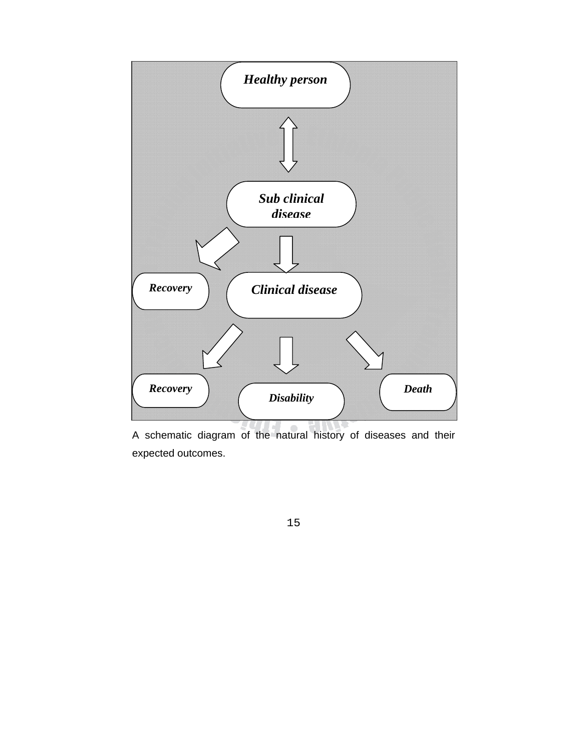Healthy person

Sub clinical disease

Recovery

Clinical disease

Recovery

Disability

Death

A schematic diagram of the natural history of diseases and their expected outcomes.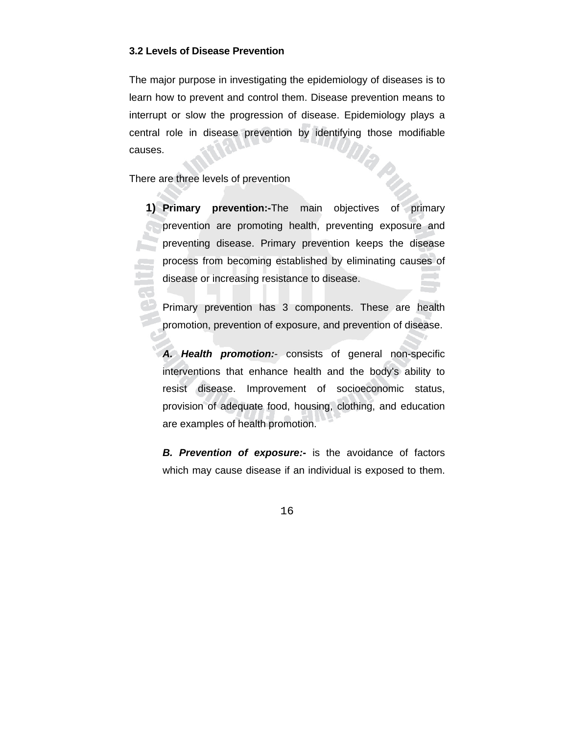### 3.2 Levels of Disease Prevention

The major purpose in investigating the epidemiology of diseases is to learn how to prevent and control them. Disease prevention means to interrupt or slow the progression of disease. Epidemiology plays a central role in disease prevention by identifying those modifiable causes.

There are three levels of prevention

1) **Primary prevention:-**The main objectives of primary prevention are promoting health, preventing exposure and preventing disease. Primary prevention keeps the disease process from becoming established by eliminating causes of disease or increasing resistance to disease.

   Primary prevention has 3 components. These are health promotion, prevention of exposure, and prevention of disease.

   ***A. Health promotion:***- consists of general non-specific interventions that enhance health and the body's ability to resist disease. Improvement of socioeconomic status, provision of adequate food, housing, clothing, and education are examples of health promotion.

   ***B. Prevention of exposure:-*** is the avoidance of factors which may cause disease if an individual is exposed to them.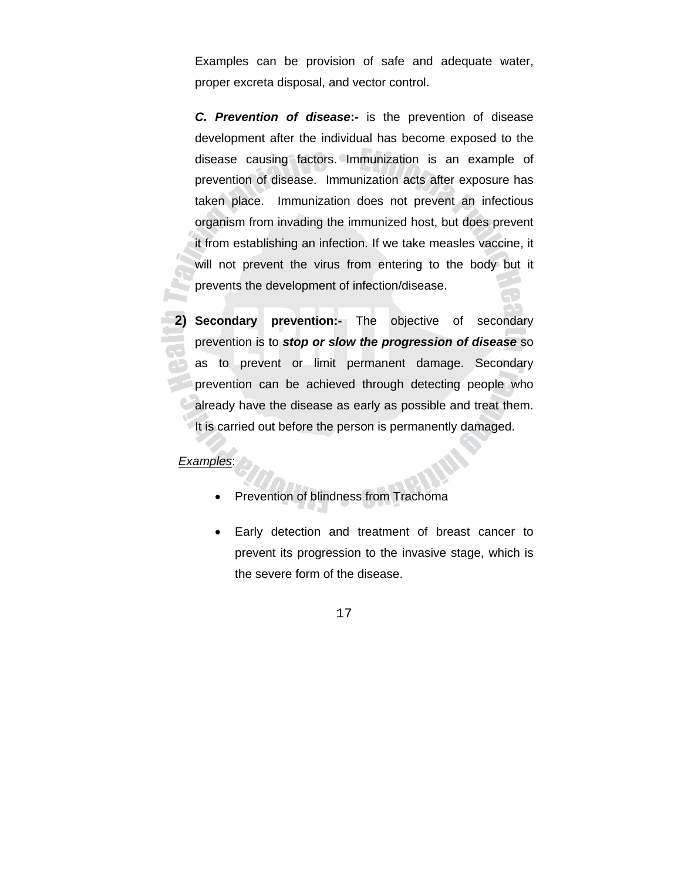Examples can be provision of safe and adequate water, proper excreta disposal, and vector control.

***C. Prevention of disease*:-** is the prevention of disease development after the individual has become exposed to the disease causing factors. Immunization is an example of prevention of disease. Immunization acts after exposure has taken place. Immunization does not prevent an infectious organism from invading the immunized host, but does prevent it from establishing an infection. If we take measles vaccine, it will not prevent the virus from entering to the body but it prevents the development of infection/disease.

**2) Secondary prevention:-** The objective of secondary prevention is to ***stop or slow the progression of disease*** so as to prevent or limit permanent damage. Secondary prevention can be achieved through detecting people who already have the disease as early as possible and treat them. It is carried out before the person is permanently damaged.

<u>Examples</u>:

- Prevention of blindness from Trachoma
- Early detection and treatment of breast cancer to prevent its progression to the invasive stage, which is the severe form of the disease.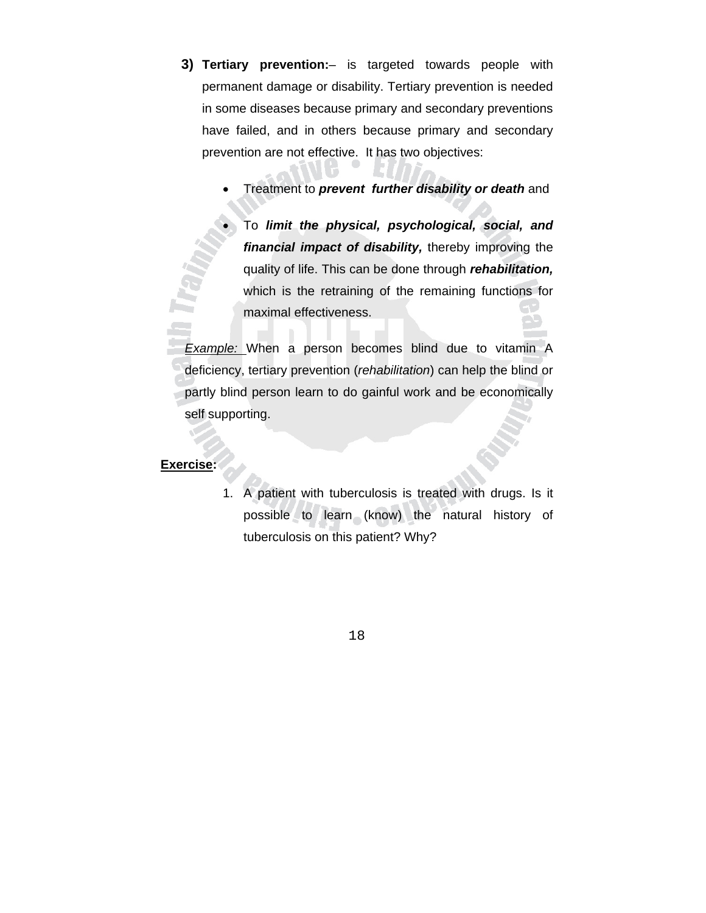3) **Tertiary prevention:**– is targeted towards people with permanent damage or disability. Tertiary prevention is needed in some diseases because primary and secondary preventions have failed, and in others because primary and secondary prevention are not effective. It has two objectives:

- Treatment to ***prevent further disability or death*** and
- To ***limit the physical, psychological, social, and financial impact of disability,*** thereby improving the quality of life. This can be done through ***rehabilitation,*** which is the retraining of the remaining functions for maximal effectiveness.

*Example:* When a person becomes blind due to vitamin A deficiency, tertiary prevention (*rehabilitation*) can help the blind or partly blind person learn to do gainful work and be economically self supporting.

**Exercise:**

1. A patient with tuberculosis is treated with drugs. Is it possible to learn (know) the natural history of tuberculosis on this patient? Why?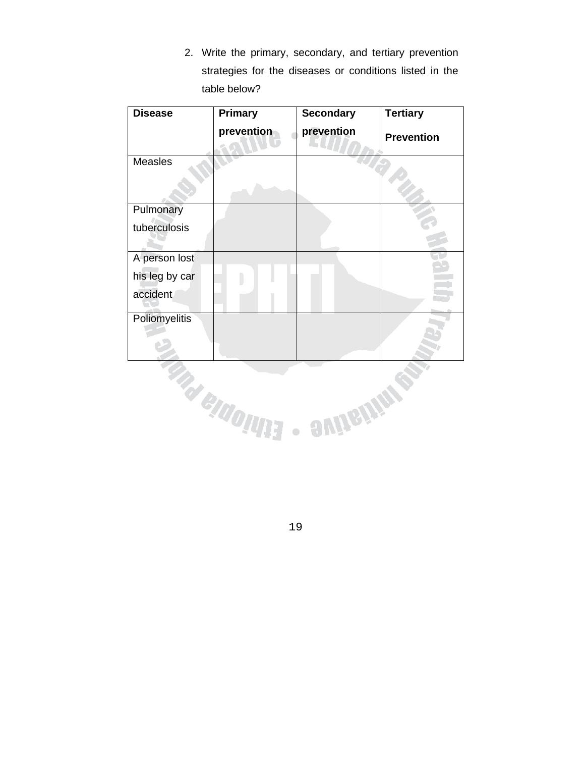2. Write the primary, secondary, and tertiary prevention strategies for the diseases or conditions listed in the table below?

| Disease | Primary prevention | Secondary prevention | Tertiary Prevention |
|---|---|---|---|
| Measles | | | |
| Pulmonary tuberculosis | | | |
| A person lost his leg by car accident | | | |
| Poliomyelitis | | | |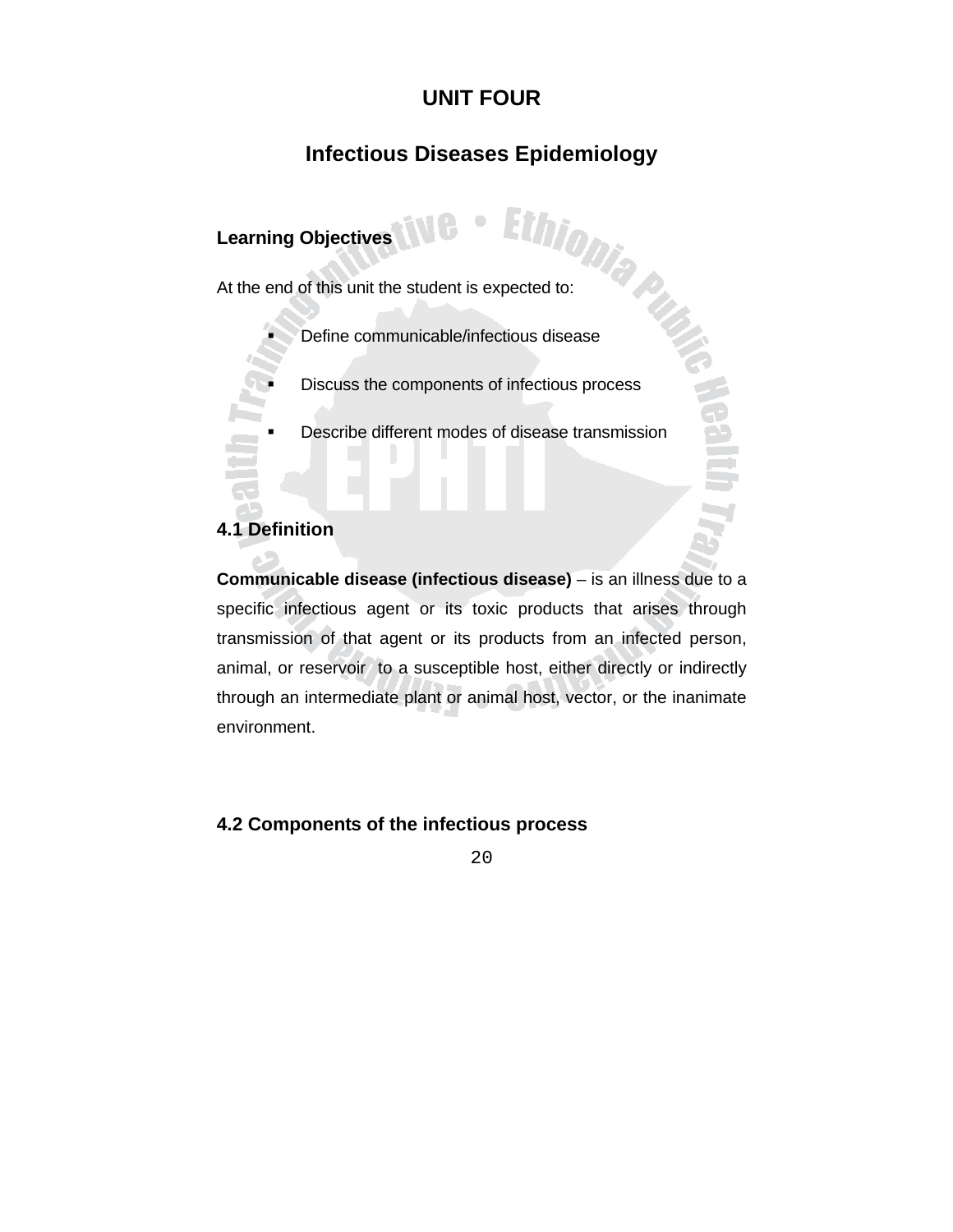# UNIT FOUR

## Infectious Diseases Epidemiology

### Learning Objectives

At the end of this unit the student is expected to:

- Define communicable/infectious disease
- Discuss the components of infectious process
- Describe different modes of disease transmission

### 4.1 Definition

**Communicable disease (infectious disease)** – is an illness due to a specific infectious agent or its toxic products that arises through transmission of that agent or its products from an infected person, animal, or reservoir to a susceptible host, either directly or indirectly through an intermediate plant or animal host, vector, or the inanimate environment.

### 4.2 Components of the infectious process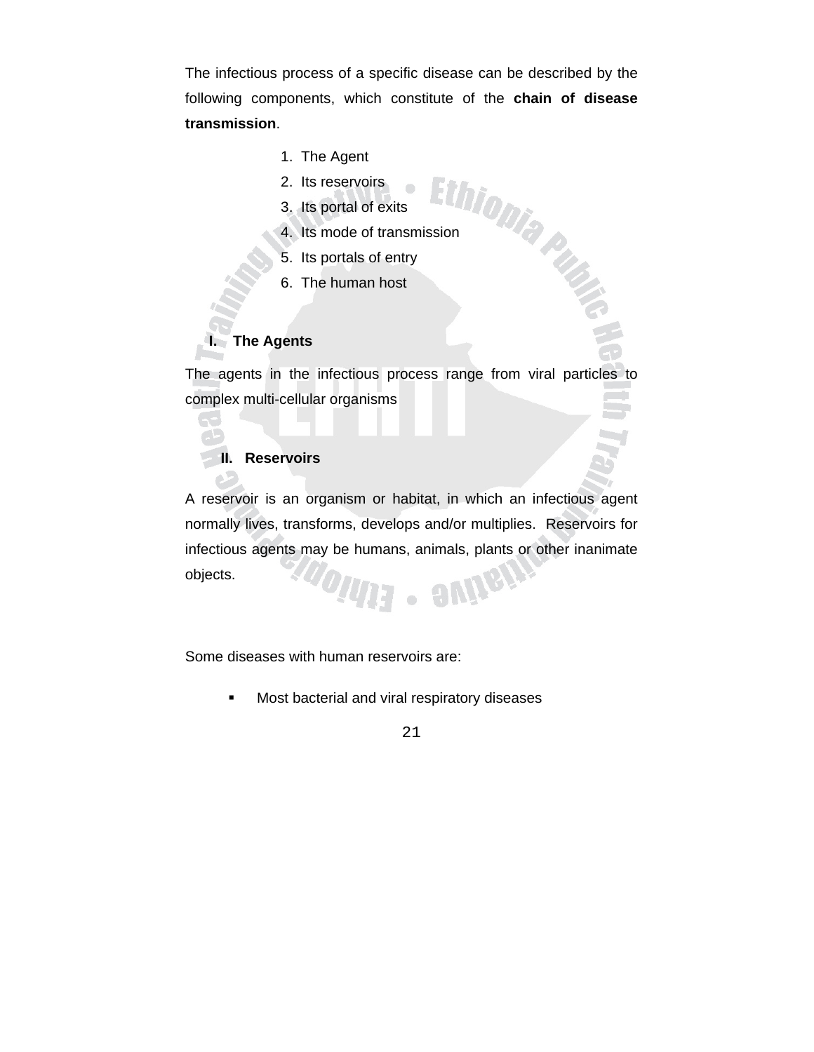The infectious process of a specific disease can be described by the following components, which constitute of the **chain of disease transmission**.

1. The Agent
2. Its reservoirs
3. Its portal of exits
4. Its mode of transmission
5. Its portals of entry
6. The human host

## I. The Agents

The agents in the infectious process range from viral particles to complex multi-cellular organisms

## II. Reservoirs

A reservoir is an organism or habitat, in which an infectious agent normally lives, transforms, develops and/or multiplies. Reservoirs for infectious agents may be humans, animals, plants or other inanimate objects.

Some diseases with human reservoirs are:

- Most bacterial and viral respiratory diseases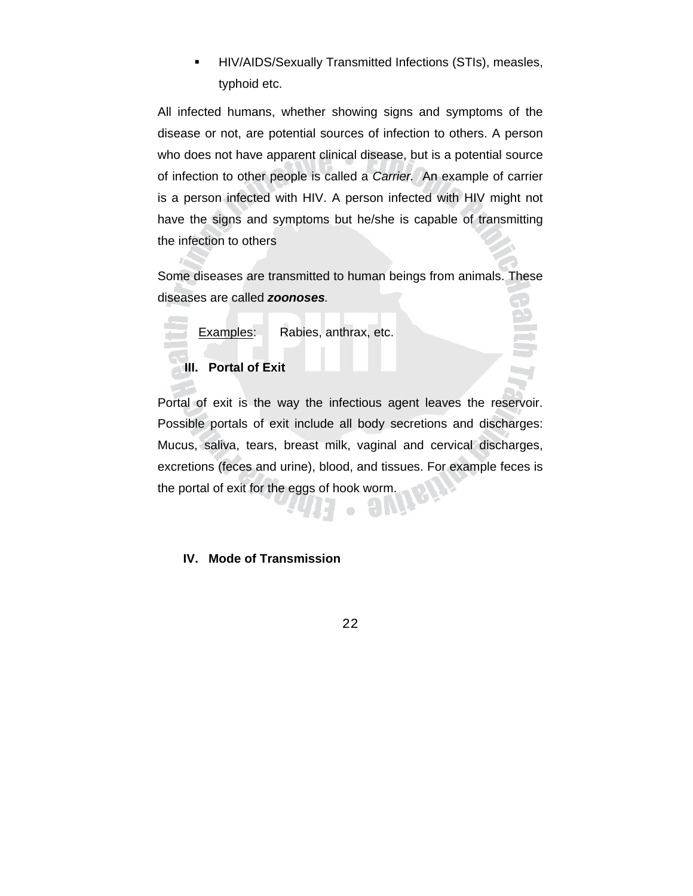- HIV/AIDS/Sexually Transmitted Infections (STIs), measles, typhoid etc.

All infected humans, whether showing signs and symptoms of the disease or not, are potential sources of infection to others. A person who does not have apparent clinical disease, but is a potential source of infection to other people is called a *Carrier.* An example of carrier is a person infected with HIV. A person infected with HIV might not have the signs and symptoms but he/she is capable of transmitting the infection to others

Some diseases are transmitted to human beings from animals. These diseases are called ***zoonoses****.*

Examples: Rabies, anthrax, etc.

**III. Portal of Exit**

Portal of exit is the way the infectious agent leaves the reservoir. Possible portals of exit include all body secretions and discharges: Mucus, saliva, tears, breast milk, vaginal and cervical discharges, excretions (feces and urine), blood, and tissues. For example feces is the portal of exit for the eggs of hook worm.

**IV. Mode of Transmission**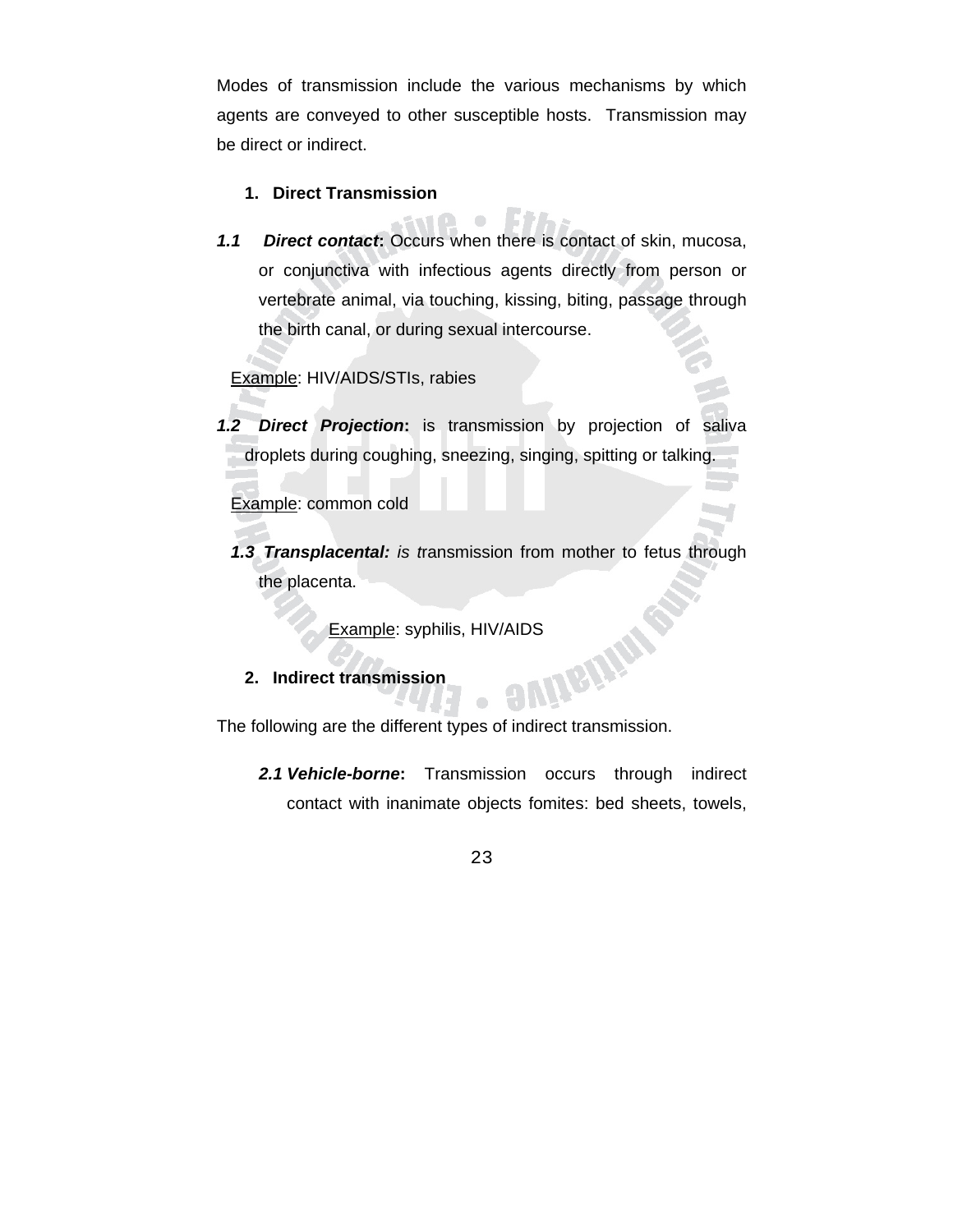Modes of transmission include the various mechanisms by which agents are conveyed to other susceptible hosts. Transmission may be direct or indirect.

## 1. Direct Transmission

***1.1 Direct contact*:** Occurs when there is contact of skin, mucosa, or conjunctiva with infectious agents directly from person or vertebrate animal, via touching, kissing, biting, passage through the birth canal, or during sexual intercourse.

Example: HIV/AIDS/STIs, rabies

***1.2 Direct Projection*:** is transmission by projection of saliva droplets during coughing, sneezing, singing, spitting or talking.

Example: common cold

***1.3 Transplacental:*** *is t*ransmission from mother to fetus through the placenta.

Example: syphilis, HIV/AIDS

## 2. Indirect transmission

The following are the different types of indirect transmission.

***2.1 Vehicle-borne*:** Transmission occurs through indirect contact with inanimate objects fomites: bed sheets, towels,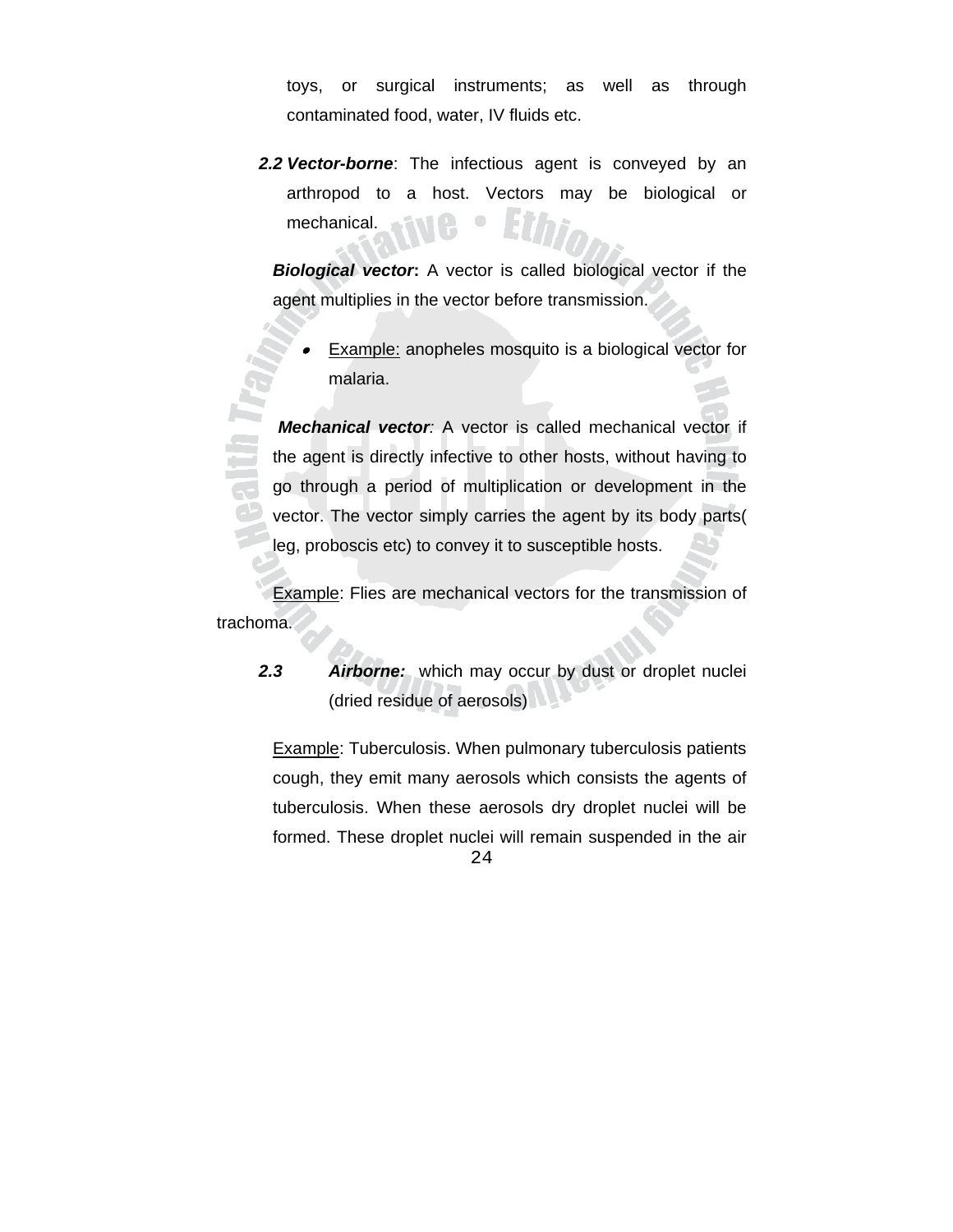toys, or surgical instruments; as well as through contaminated food, water, IV fluids etc.

***2.2 Vector-borne***: The infectious agent is conveyed by an arthropod to a host. Vectors may be biological or mechanical.

***Biological vector*:** A vector is called biological vector if the agent multiplies in the vector before transmission.

- Example: anopheles mosquito is a biological vector for malaria.

***Mechanical vector***: A vector is called mechanical vector if the agent is directly infective to other hosts, without having to go through a period of multiplication or development in the vector. The vector simply carries the agent by its body parts( leg, proboscis etc) to convey it to susceptible hosts.

Example: Flies are mechanical vectors for the transmission of trachoma.

***2.3 Airborne:*** which may occur by dust or droplet nuclei (dried residue of aerosols)

Example: Tuberculosis. When pulmonary tuberculosis patients cough, they emit many aerosols which consists the agents of tuberculosis. When these aerosols dry droplet nuclei will be formed. These droplet nuclei will remain suspended in the air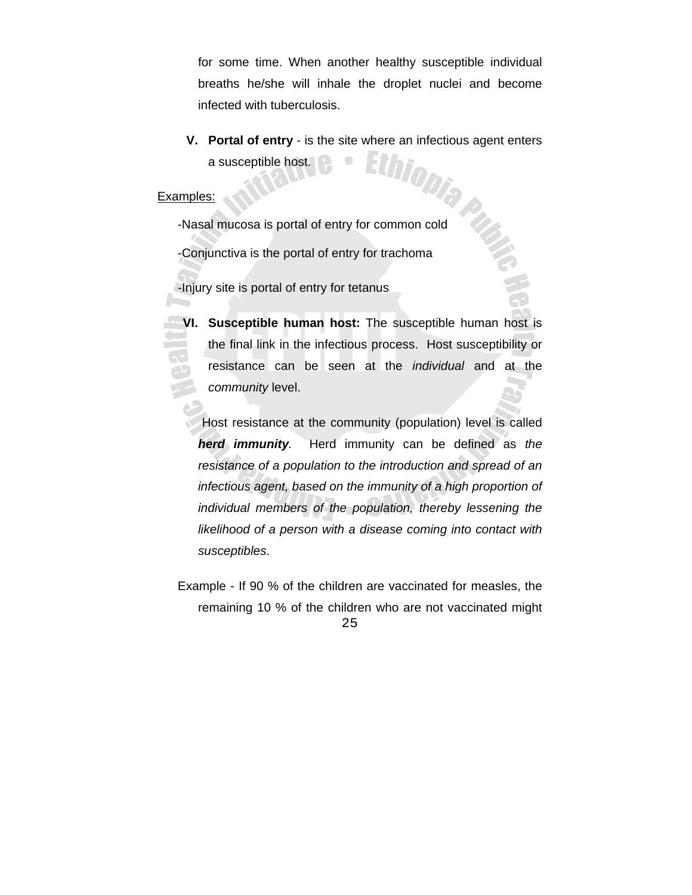for some time. When another healthy susceptible individual breaths he/she will inhale the droplet nuclei and become infected with tuberculosis.

V. **Portal of entry** - is the site where an infectious agent enters a susceptible host.

Examples:

-Nasal mucosa is portal of entry for common cold

-Conjunctiva is the portal of entry for trachoma

-Injury site is portal of entry for tetanus

VI. **Susceptible human host:** The susceptible human host is the final link in the infectious process. Host susceptibility or resistance can be seen at the *individual* and at the *community* level.

Host resistance at the community (population) level is called ***herd immunity***. Herd immunity can be defined as *the resistance of a population to the introduction and spread of an infectious agent, based on the immunity of a high proportion of individual members of the population, thereby lessening the likelihood of a person with a disease coming into contact with susceptibles*.

Example - If 90 % of the children are vaccinated for measles, the remaining 10 % of the children who are not vaccinated might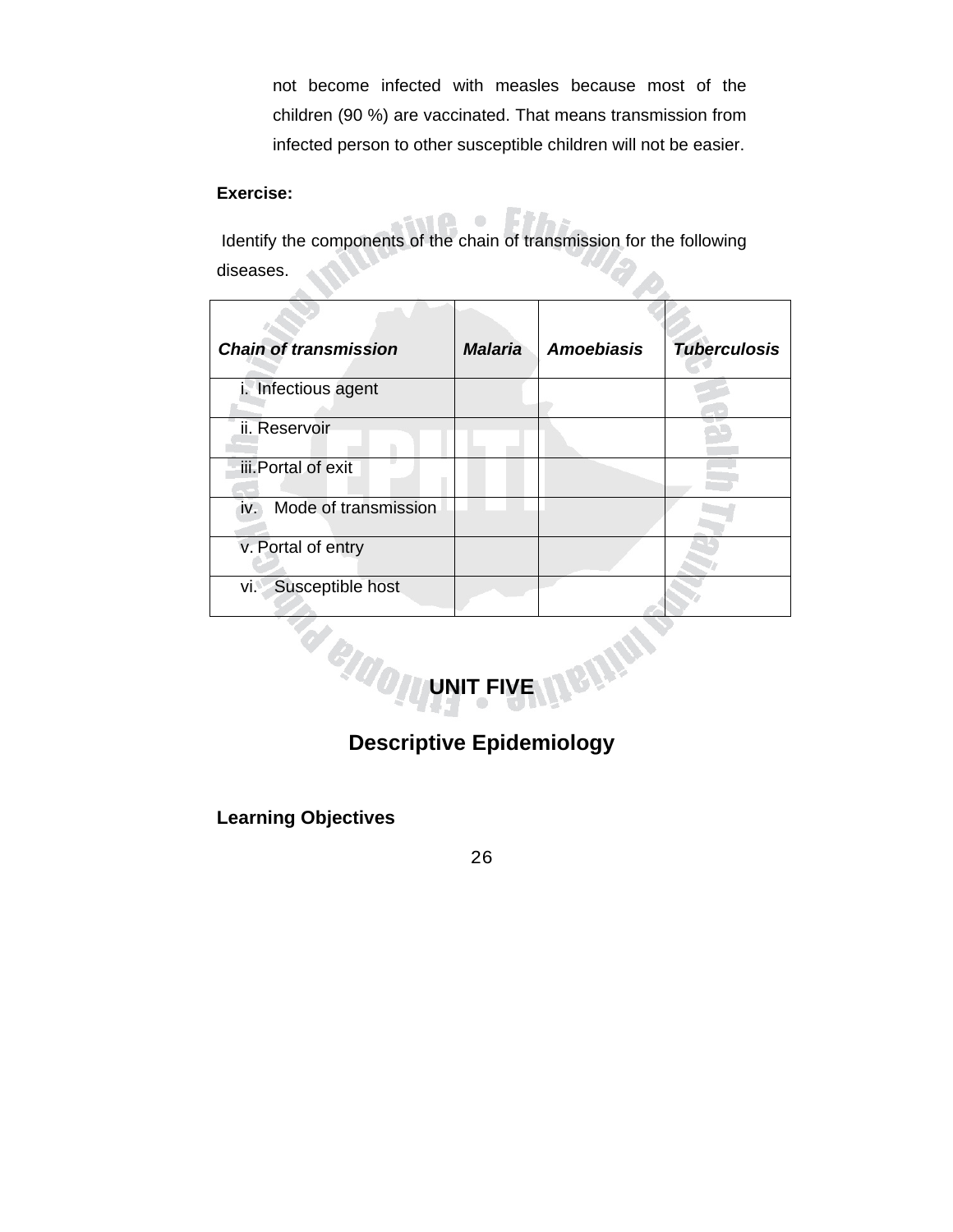not become infected with measles because most of the children (90 %) are vaccinated. That means transmission from infected person to other susceptible children will not be easier.

**Exercise:**

Identify the components of the chain of transmission for the following diseases.

| ***Chain of transmission*** | ***Malaria*** | ***Amoebiasis*** | ***Tuberculosis*** |
|---|---|---|---|
| i. Infectious agent | | | |
| ii. Reservoir | | | |
| iii. Portal of exit | | | |
| iv. Mode of transmission | | | |
| v. Portal of entry | | | |
| vi. Susceptible host | | | |

# UNIT FIVE

## Descriptive Epidemiology

**Learning Objectives**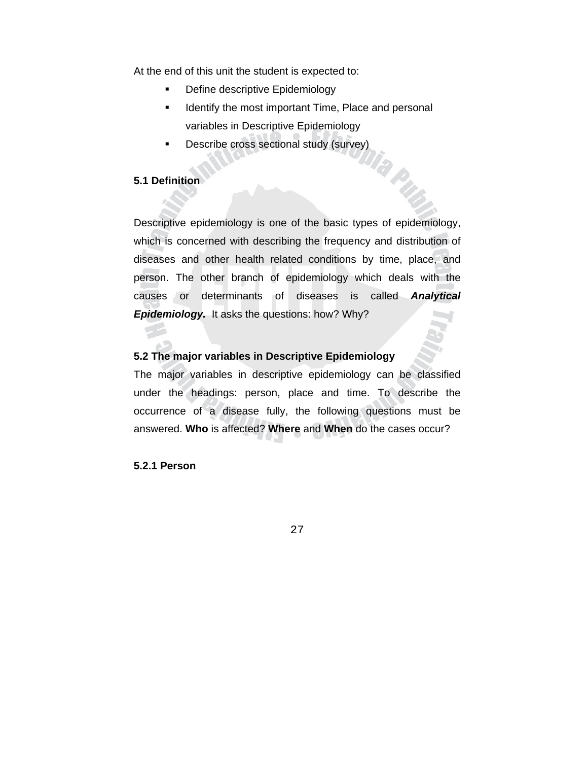At the end of this unit the student is expected to:

- Define descriptive Epidemiology
- Identify the most important Time, Place and personal variables in Descriptive Epidemiology
- Describe cross sectional study (survey)

## 5.1 Definition

Descriptive epidemiology is one of the basic types of epidemiology, which is concerned with describing the frequency and distribution of diseases and other health related conditions by time, place, and person. The other branch of epidemiology which deals with the causes or determinants of diseases is called ***Analytical Epidemiology.*** It asks the questions: how? Why?

## 5.2 The major variables in Descriptive Epidemiology

The major variables in descriptive epidemiology can be classified under the headings: person, place and time. To describe the occurrence of a disease fully, the following questions must be answered. **Who** is affected? **Where** and **When** do the cases occur?

### 5.2.1 Person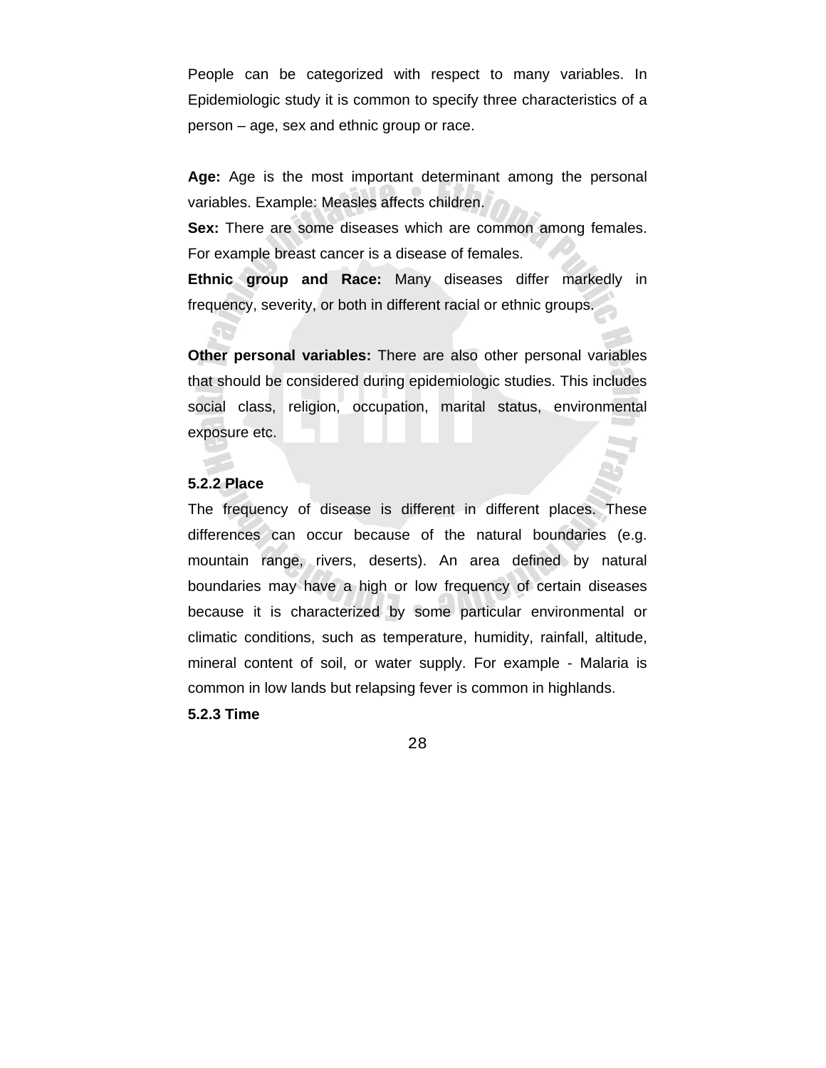People can be categorized with respect to many variables. In Epidemiologic study it is common to specify three characteristics of a person – age, sex and ethnic group or race.

**Age:** Age is the most important determinant among the personal variables. Example: Measles affects children.

**Sex:** There are some diseases which are common among females. For example breast cancer is a disease of females.

**Ethnic group and Race:** Many diseases differ markedly in frequency, severity, or both in different racial or ethnic groups.

**Other personal variables:** There are also other personal variables that should be considered during epidemiologic studies. This includes social class, religion, occupation, marital status, environmental exposure etc.

### 5.2.2 Place

The frequency of disease is different in different places. These differences can occur because of the natural boundaries (e.g. mountain range, rivers, deserts). An area defined by natural boundaries may have a high or low frequency of certain diseases because it is characterized by some particular environmental or climatic conditions, such as temperature, humidity, rainfall, altitude, mineral content of soil, or water supply. For example - Malaria is common in low lands but relapsing fever is common in highlands.

### 5.2.3 Time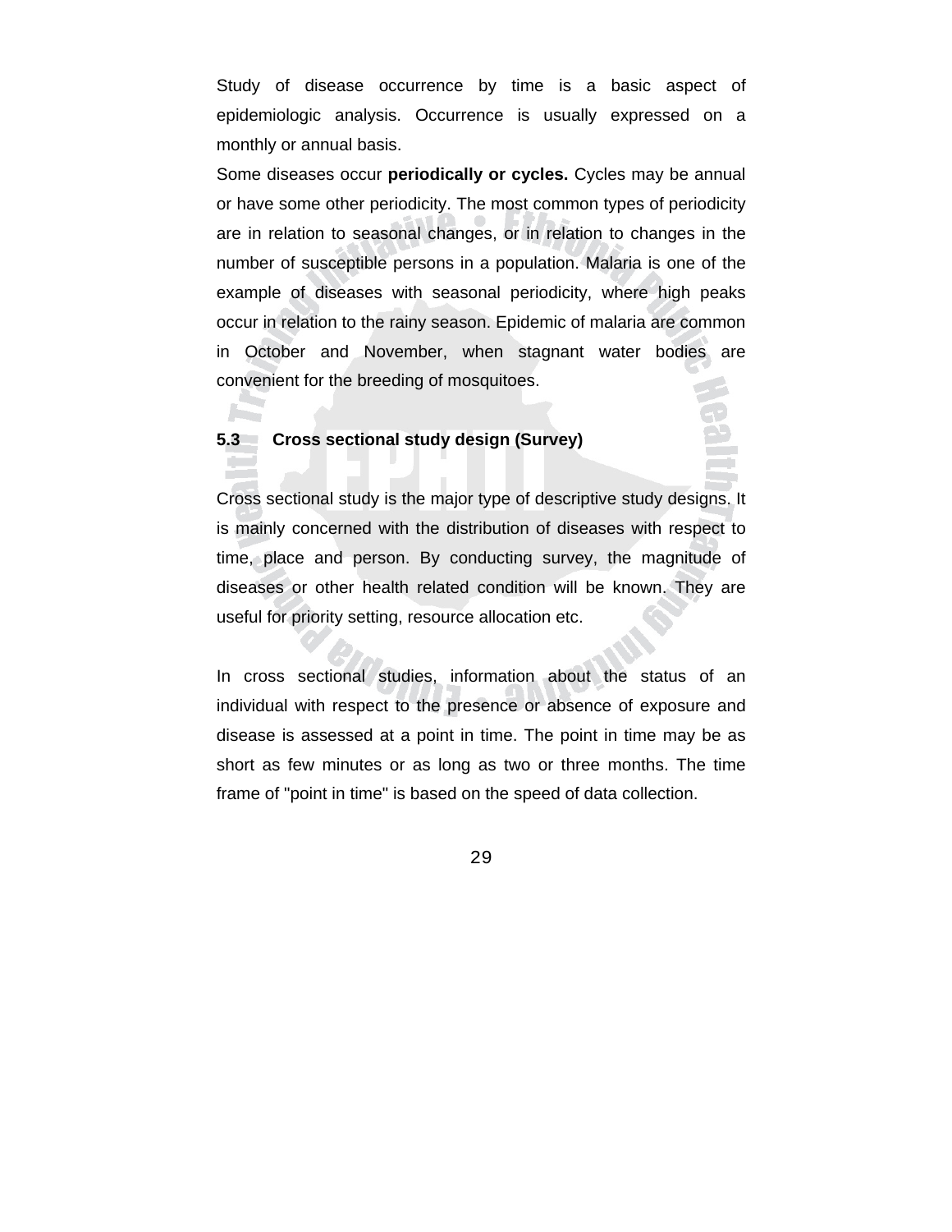Study of disease occurrence by time is a basic aspect of epidemiologic analysis. Occurrence is usually expressed on a monthly or annual basis.

Some diseases occur **periodically or cycles.** Cycles may be annual or have some other periodicity. The most common types of periodicity are in relation to seasonal changes, or in relation to changes in the number of susceptible persons in a population. Malaria is one of the example of diseases with seasonal periodicity, where high peaks occur in relation to the rainy season. Epidemic of malaria are common in October and November, when stagnant water bodies are convenient for the breeding of mosquitoes.

## 5.3 Cross sectional study design (Survey)

Cross sectional study is the major type of descriptive study designs. It is mainly concerned with the distribution of diseases with respect to time, place and person. By conducting survey, the magnitude of diseases or other health related condition will be known. They are useful for priority setting, resource allocation etc.

In cross sectional studies, information about the status of an individual with respect to the presence or absence of exposure and disease is assessed at a point in time. The point in time may be as short as few minutes or as long as two or three months. The time frame of "point in time" is based on the speed of data collection.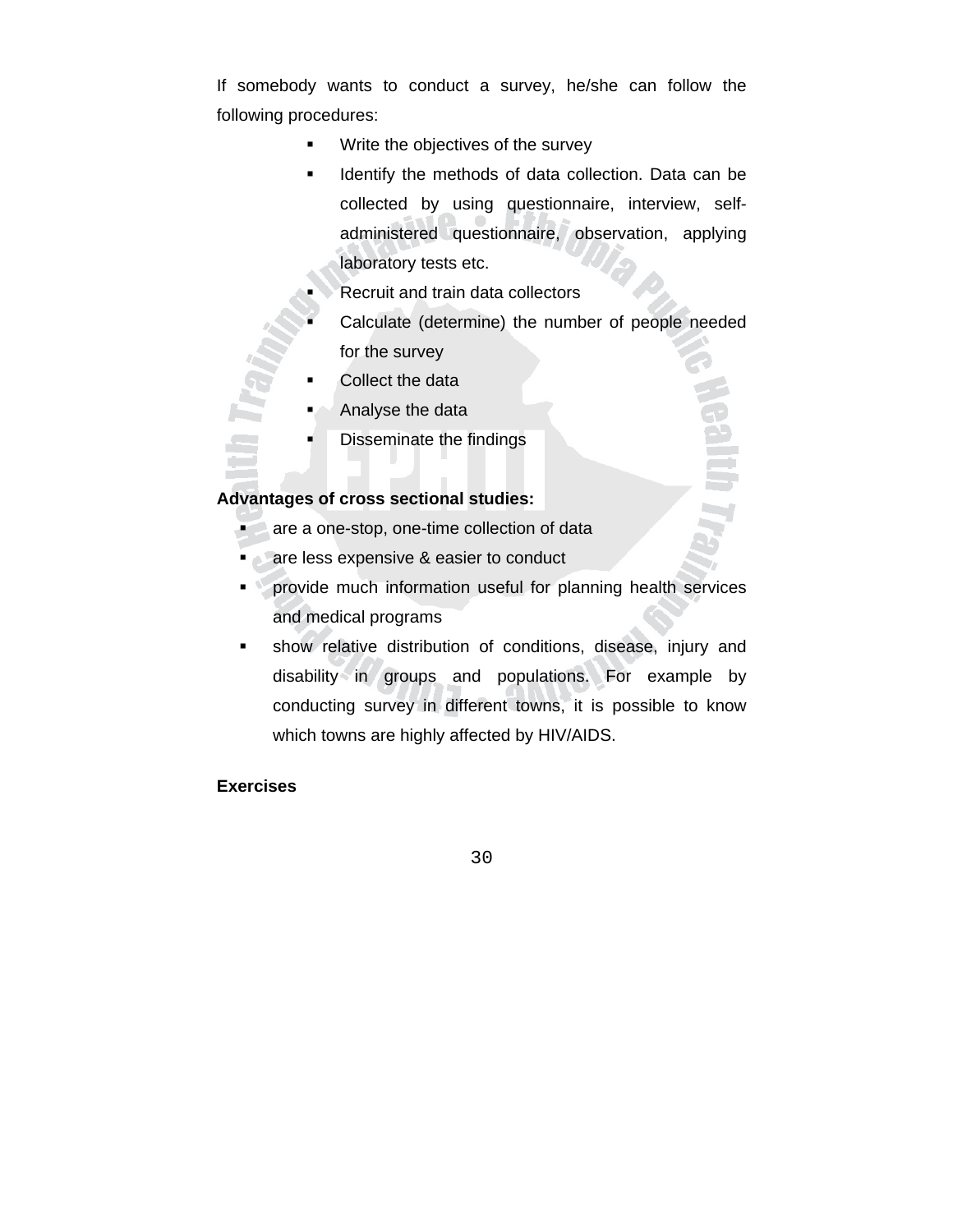If somebody wants to conduct a survey, he/she can follow the following procedures:

- Write the objectives of the survey
- Identify the methods of data collection. Data can be collected by using questionnaire, interview, self-administered questionnaire, observation, applying laboratory tests etc.
- Recruit and train data collectors
- Calculate (determine) the number of people needed for the survey
- Collect the data
- Analyse the data
- Disseminate the findings

**Advantages of cross sectional studies:**

- are a one-stop, one-time collection of data
- are less expensive & easier to conduct
- provide much information useful for planning health services and medical programs
- show relative distribution of conditions, disease, injury and disability in groups and populations. For example by conducting survey in different towns, it is possible to know which towns are highly affected by HIV/AIDS.

**Exercises**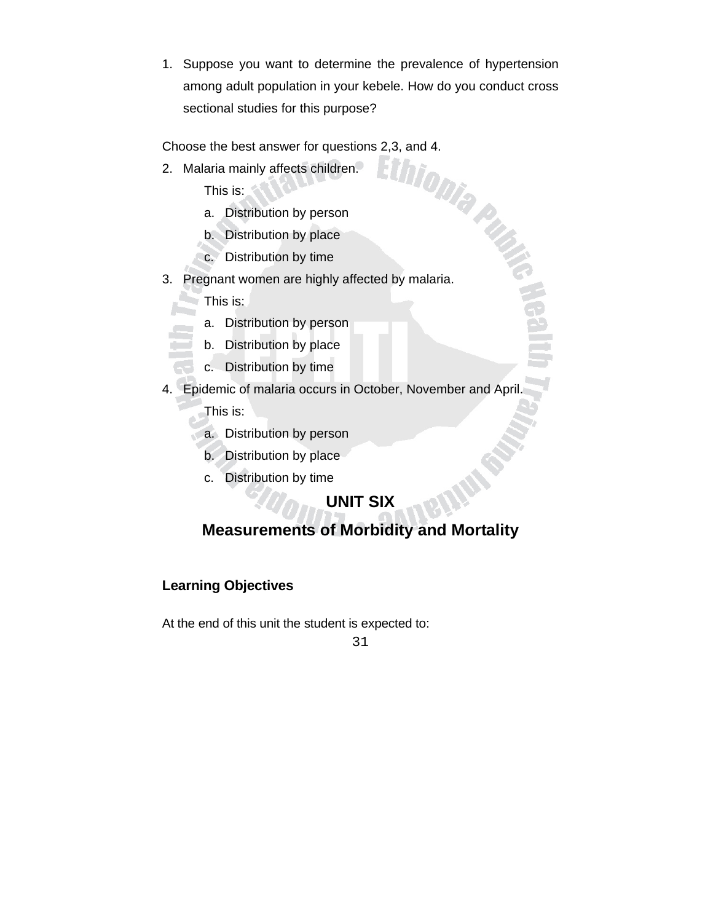1. Suppose you want to determine the prevalence of hypertension among adult population in your kebele. How do you conduct cross sectional studies for this purpose?

Choose the best answer for questions 2,3, and 4.

2. Malaria mainly affects children.

   This is:

   a. Distribution by person
   b. Distribution by place
   c. Distribution by time

3. Pregnant women are highly affected by malaria.

   This is:

   a. Distribution by person
   b. Distribution by place
   c. Distribution by time

4. Epidemic of malaria occurs in October, November and April.

   This is:

   a. Distribution by person
   b. Distribution by place
   c. Distribution by time

# UNIT SIX

# Measurements of Morbidity and Mortality

### Learning Objectives

At the end of this unit the student is expected to: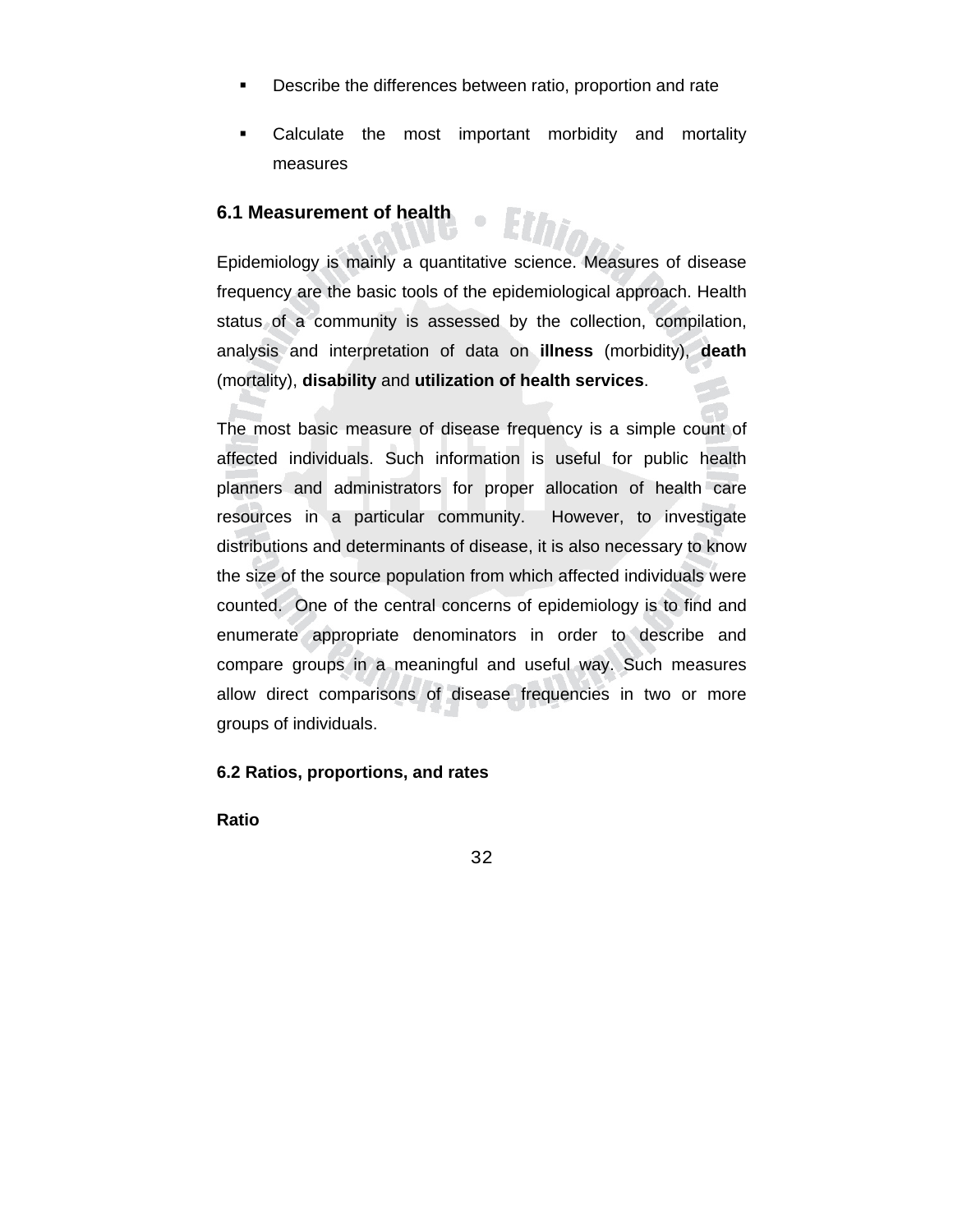- Describe the differences between ratio, proportion and rate
- Calculate the most important morbidity and mortality measures

## 6.1 Measurement of health

Epidemiology is mainly a quantitative science. Measures of disease frequency are the basic tools of the epidemiological approach. Health status of a community is assessed by the collection, compilation, analysis and interpretation of data on **illness** (morbidity), **death** (mortality), **disability** and **utilization of health services**.

The most basic measure of disease frequency is a simple count of affected individuals. Such information is useful for public health planners and administrators for proper allocation of health care resources in a particular community. However, to investigate distributions and determinants of disease, it is also necessary to know the size of the source population from which affected individuals were counted. One of the central concerns of epidemiology is to find and enumerate appropriate denominators in order to describe and compare groups in a meaningful and useful way. Such measures allow direct comparisons of disease frequencies in two or more groups of individuals.

## 6.2 Ratios, proportions, and rates

**Ratio**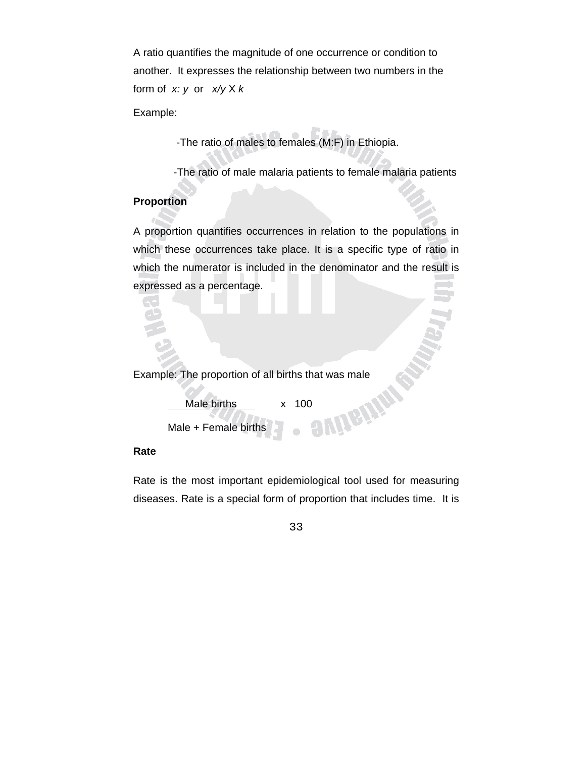A ratio quantifies the magnitude of one occurrence or condition to another. It expresses the relationship between two numbers in the form of *x: y* or *x/y* X *k*

Example:

-The ratio of males to females (M:F) in Ethiopia.

-The ratio of male malaria patients to female malaria patients

**Proportion**

A proportion quantifies occurrences in relation to the populations in which these occurrences take place. It is a specific type of ratio in which the numerator is included in the denominator and the result is expressed as a percentage.

Example: The proportion of all births that was male

$$\frac{\text{Male births}}{\text{Male + Female births}} \times 100$$

**Rate**

Rate is the most important epidemiological tool used for measuring diseases. Rate is a special form of proportion that includes time. It is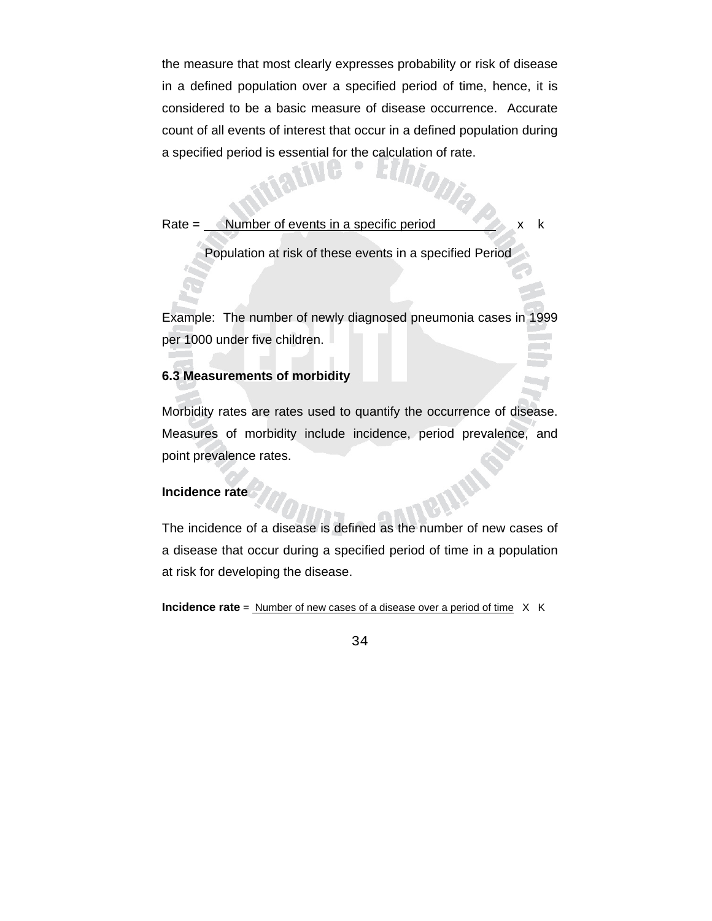the measure that most clearly expresses probability or risk of disease in a defined population over a specified period of time, hence, it is considered to be a basic measure of disease occurrence. Accurate count of all events of interest that occur in a defined population during a specified period is essential for the calculation of rate.

$$\text{Rate} = \frac{\text{Number of events in a specific period}}{\text{Population at risk of these events in a specified Period}} \times k$$

Example: The number of newly diagnosed pneumonia cases in 1999 per 1000 under five children.

### 6.3 Measurements of morbidity

Morbidity rates are rates used to quantify the occurrence of disease. Measures of morbidity include incidence, period prevalence, and point prevalence rates.

**Incidence rate**

The incidence of a disease is defined as the number of new cases of a disease that occur during a specified period of time in a population at risk for developing the disease.

**Incidence rate** = Number of new cases of a disease over a period of time X K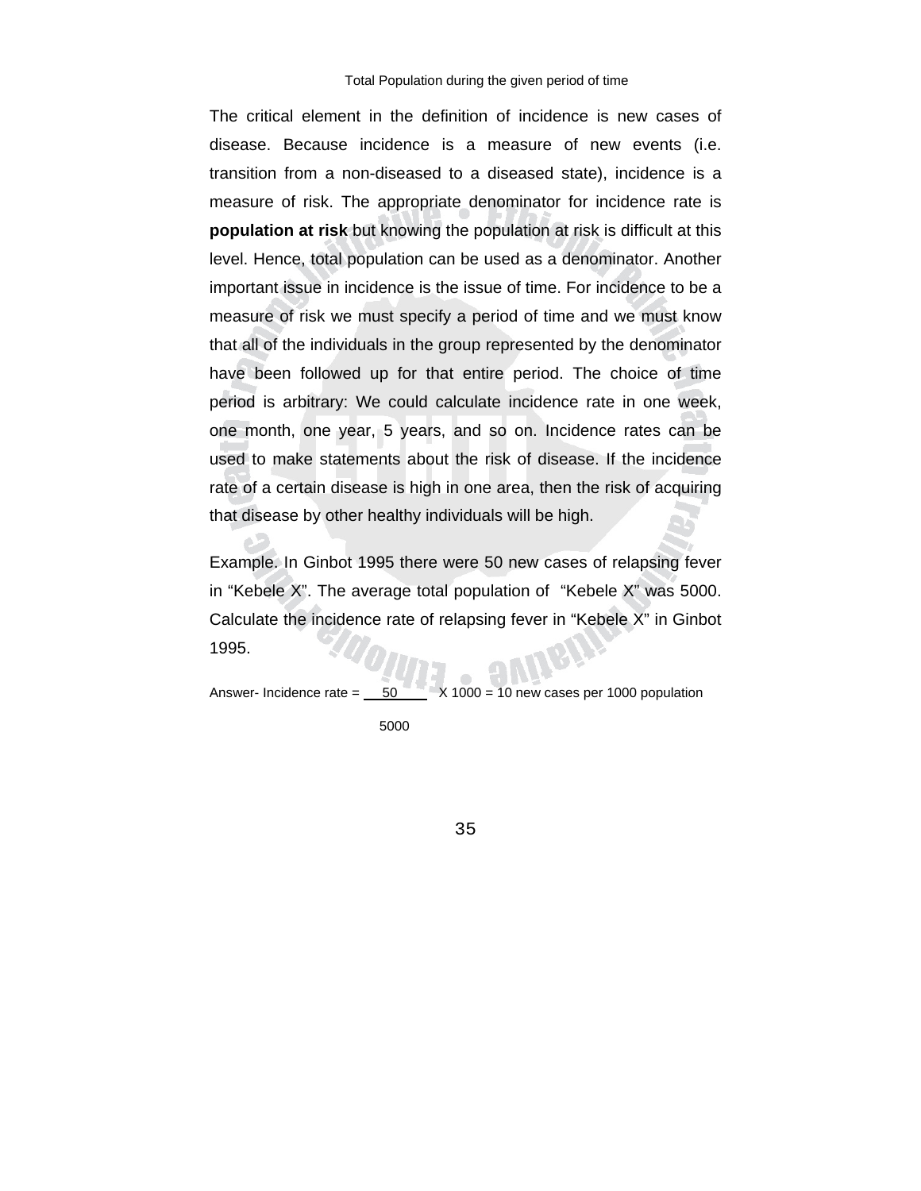Total Population during the given period of time

The critical element in the definition of incidence is new cases of disease. Because incidence is a measure of new events (i.e. transition from a non-diseased to a diseased state), incidence is a measure of risk. The appropriate denominator for incidence rate is **population at risk** but knowing the population at risk is difficult at this level. Hence, total population can be used as a denominator. Another important issue in incidence is the issue of time. For incidence to be a measure of risk we must specify a period of time and we must know that all of the individuals in the group represented by the denominator have been followed up for that entire period. The choice of time period is arbitrary: We could calculate incidence rate in one week, one month, one year, 5 years, and so on. Incidence rates can be used to make statements about the risk of disease. If the incidence rate of a certain disease is high in one area, then the risk of acquiring that disease by other healthy individuals will be high.

Example. In Ginbot 1995 there were 50 new cases of relapsing fever in "Kebele X". The average total population of "Kebele X" was 5000. Calculate the incidence rate of relapsing fever in "Kebele X" in Ginbot 1995.

Answer- Incidence rate = $\frac{50}{5000} \times 1000$ = 10 new cases per 1000 population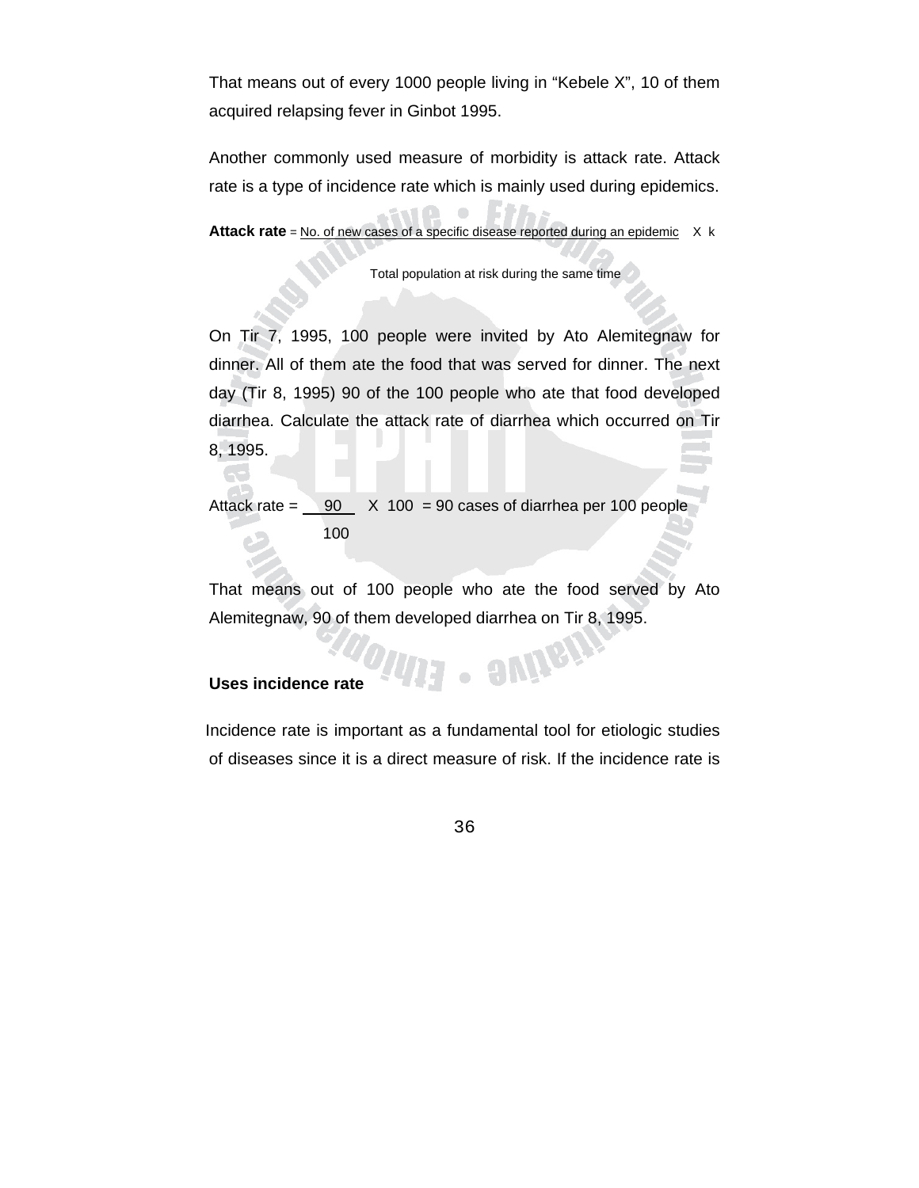That means out of every 1000 people living in "Kebele X", 10 of them acquired relapsing fever in Ginbot 1995.

Another commonly used measure of morbidity is attack rate. Attack rate is a type of incidence rate which is mainly used during epidemics.

$$\textbf{Attack rate} = \frac{\text{No. of new cases of a specific disease reported during an epidemic}}{\text{Total population at risk during the same time}} \times k$$

On Tir 7, 1995, 100 people were invited by Ato Alemitegnaw for dinner. All of them ate the food that was served for dinner. The next day (Tir 8, 1995) 90 of the 100 people who ate that food developed diarrhea. Calculate the attack rate of diarrhea which occurred on Tir 8, 1995.

$$\text{Attack rate} = \frac{90}{100} \times 100 = 90 \text{ cases of diarrhea per 100 people}$$

That means out of 100 people who ate the food served by Ato Alemitegnaw, 90 of them developed diarrhea on Tir 8, 1995.

**Uses incidence rate**

Incidence rate is important as a fundamental tool for etiologic studies of diseases since it is a direct measure of risk. If the incidence rate is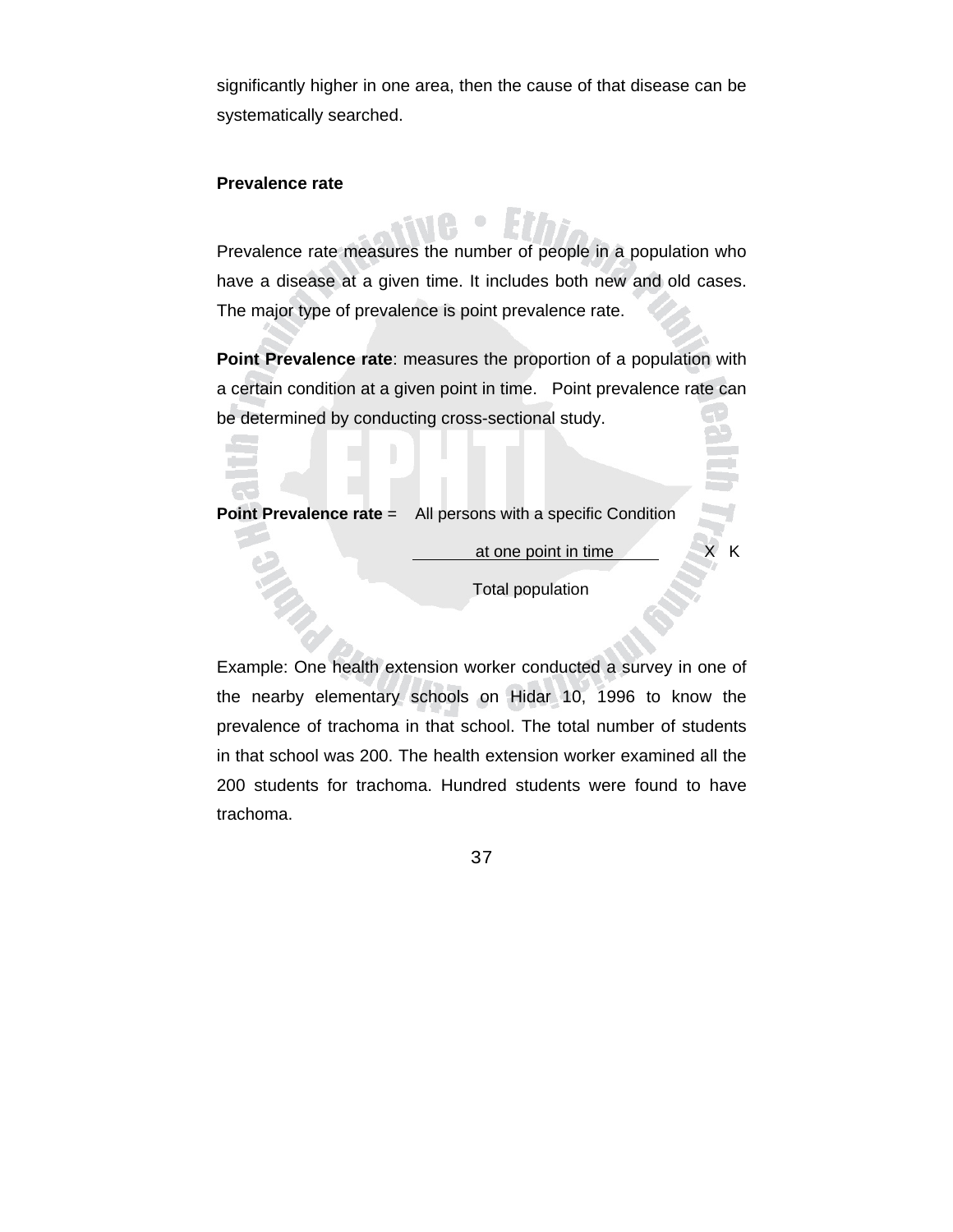significantly higher in one area, then the cause of that disease can be systematically searched.

**Prevalence rate**

Prevalence rate measures the number of people in a population who have a disease at a given time. It includes both new and old cases. The major type of prevalence is point prevalence rate.

**Point Prevalence rate**: measures the proportion of a population with a certain condition at a given point in time. Point prevalence rate can be determined by conducting cross-sectional study.

**Point Prevalence rate** = 

$$\frac{\text{All persons with a specific Condition at one point in time}}{\text{Total population}} \times K$$

Example: One health extension worker conducted a survey in one of the nearby elementary schools on Hidar 10, 1996 to know the prevalence of trachoma in that school. The total number of students in that school was 200. The health extension worker examined all the 200 students for trachoma. Hundred students were found to have trachoma.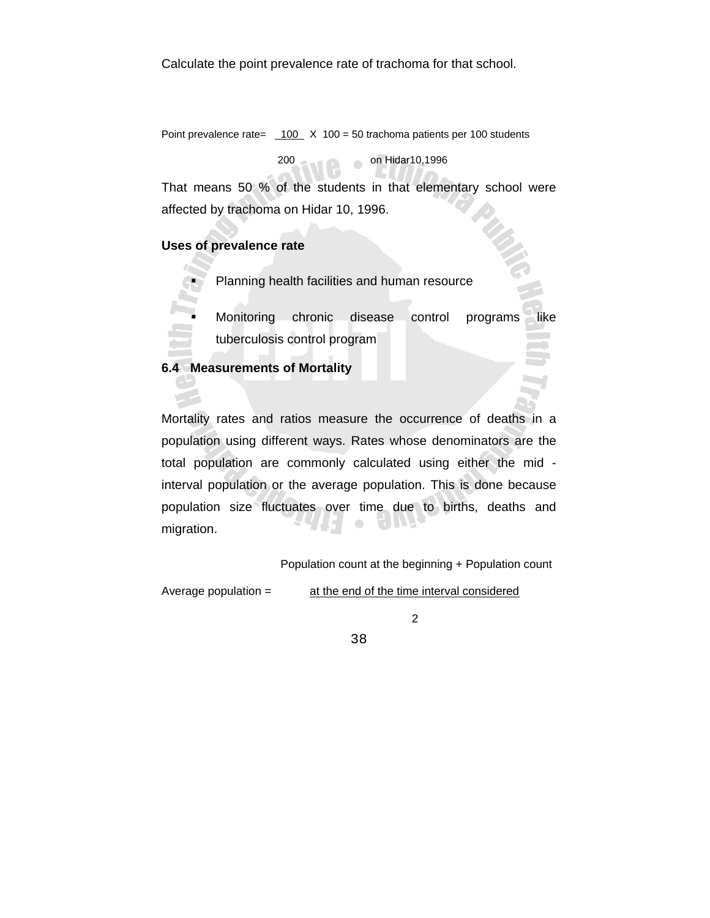Calculate the point prevalence rate of trachoma for that school.

$$\text{Point prevalence rate} = \frac{100}{200} \times 100 = 50 \text{ trachoma patients per 100 students on Hidar10,1996}$$

That means 50 % of the students in that elementary school were affected by trachoma on Hidar 10, 1996.

**Uses of prevalence rate**

- Planning health facilities and human resource
- Monitoring chronic disease control programs like tuberculosis control program

## 6.4 Measurements of Mortality

Mortality rates and ratios measure the occurrence of deaths in a population using different ways. Rates whose denominators are the total population are commonly calculated using either the mid - interval population or the average population. This is done because population size fluctuates over time due to births, deaths and migration.

$$\text{Average population} = \frac{\text{Population count at the beginning + Population count at the end of the time interval considered}}{2}$$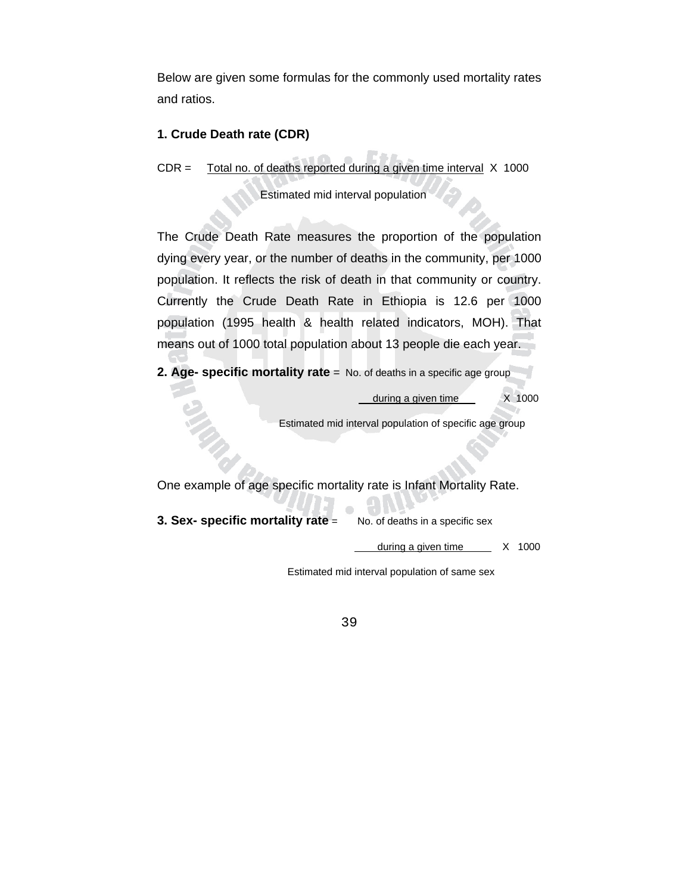Below are given some formulas for the commonly used mortality rates and ratios.

**1. Crude Death rate (CDR)**

$$CDR = \frac{\text{Total no. of deaths reported during a given time interval}}{\text{Estimated mid interval population}} \times 1000$$

The Crude Death Rate measures the proportion of the population dying every year, or the number of deaths in the community, per 1000 population. It reflects the risk of death in that community or country. Currently the Crude Death Rate in Ethiopia is 12.6 per 1000 population (1995 health & health related indicators, MOH). That means out of 1000 total population about 13 people die each year.

**2. Age- specific mortality rate** =

$$\frac{\text{No. of deaths in a specific age group during a given time}}{\text{Estimated mid interval population of specific age group}} \times 1000$$

One example of age specific mortality rate is Infant Mortality Rate.

**3. Sex- specific mortality rate** =

$$\frac{\text{No. of deaths in a specific sex during a given time}}{\text{Estimated mid interval population of same sex}} \times 1000$$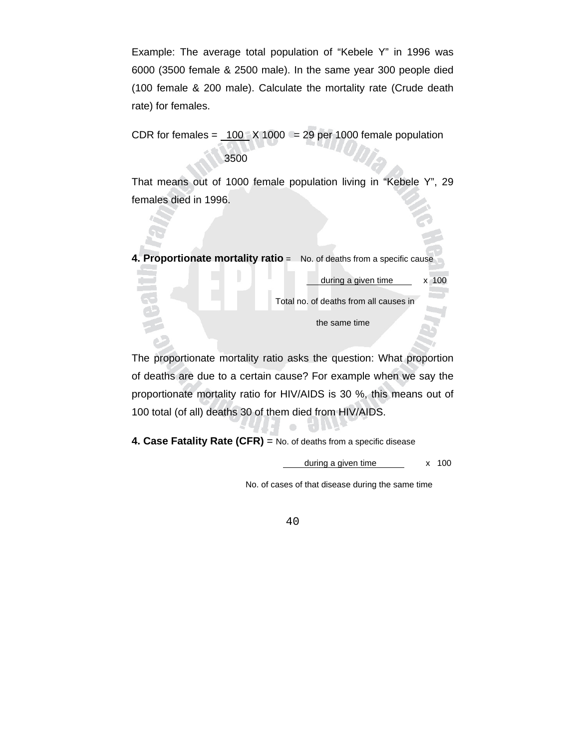Example: The average total population of "Kebele Y" in 1996 was 6000 (3500 female & 2500 male). In the same year 300 people died (100 female & 200 male). Calculate the mortality rate (Crude death rate) for females.

$$\text{CDR for females} = \frac{100}{3500} \times 1000 = 29 \text{ per 1000 female population}$$

That means out of 1000 female population living in "Kebele Y", 29 females died in 1996.

**4. Proportionate mortality ratio** =

$$\frac{\text{No. of deaths from a specific cause during a given time}}{\text{Total no. of deaths from all causes in the same time}} \times 100$$

The proportionate mortality ratio asks the question: What proportion of deaths are due to a certain cause? For example when we say the proportionate mortality ratio for HIV/AIDS is 30 %, this means out of 100 total (of all) deaths 30 of them died from HIV/AIDS.

**4. Case Fatality Rate (CFR)** =

$$\frac{\text{No. of deaths from a specific disease during a given time}}{\text{No. of cases of that disease during the same time}} \times 100$$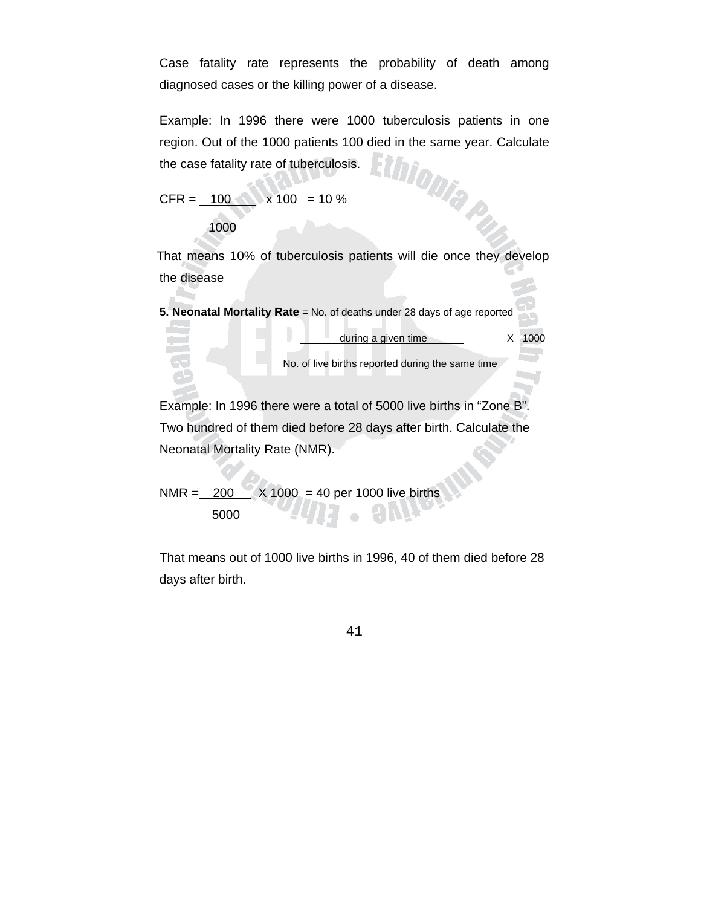Case fatality rate represents the probability of death among diagnosed cases or the killing power of a disease.

Example: In 1996 there were 1000 tuberculosis patients in one region. Out of the 1000 patients 100 died in the same year. Calculate the case fatality rate of tuberculosis.

$$CFR = \frac{100}{1000} \times 100 = 10\ \%$$

That means 10% of tuberculosis patients will die once they develop the disease

**5. Neonatal Mortality Rate** = 

$$\frac{\text{No. of deaths under 28 days of age reported during a given time}}{\text{No. of live births reported during the same time}} \times 1000$$

Example: In 1996 there were a total of 5000 live births in "Zone B". Two hundred of them died before 28 days after birth. Calculate the Neonatal Mortality Rate (NMR).

$$NMR = \frac{200}{5000} \times 1000 = 40 \text{ per 1000 live births}$$

That means out of 1000 live births in 1996, 40 of them died before 28 days after birth.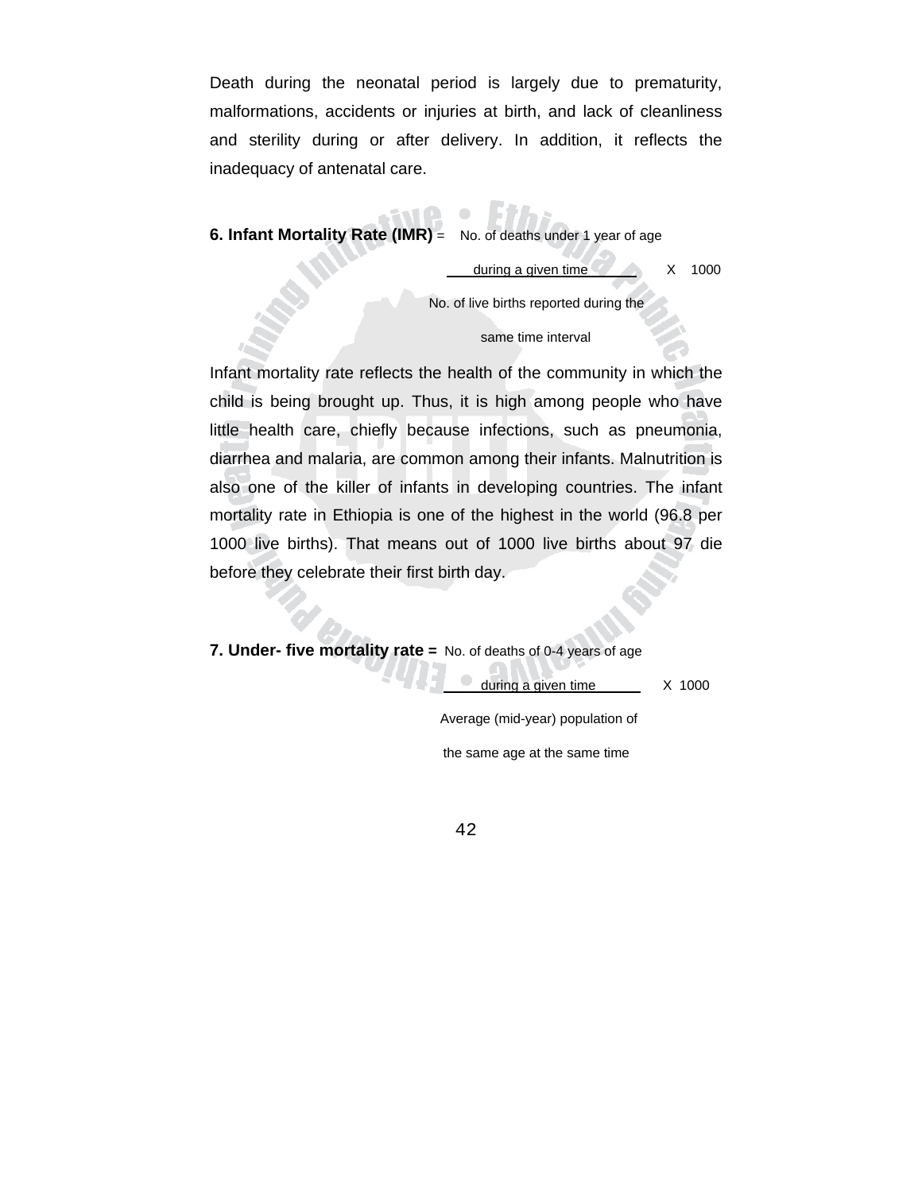Death during the neonatal period is largely due to prematurity, malformations, accidents or injuries at birth, and lack of cleanliness and sterility during or after delivery. In addition, it reflects the inadequacy of antenatal care.

**6. Infant Mortality Rate (IMR)** =

$$\frac{\text{No. of deaths under 1 year of age during a given time}}{\text{No. of live births reported during the same time interval}} \times 1000$$

Infant mortality rate reflects the health of the community in which the child is being brought up. Thus, it is high among people who have little health care, chiefly because infections, such as pneumonia, diarrhea and malaria, are common among their infants. Malnutrition is also one of the killer of infants in developing countries. The infant mortality rate in Ethiopia is one of the highest in the world (96.8 per 1000 live births). That means out of 1000 live births about 97 die before they celebrate their first birth day.

**7. Under- five mortality rate =**

$$\frac{\text{No. of deaths of 0-4 years of age during a given time}}{\text{Average (mid-year) population of the same age at the same time}} \times 1000$$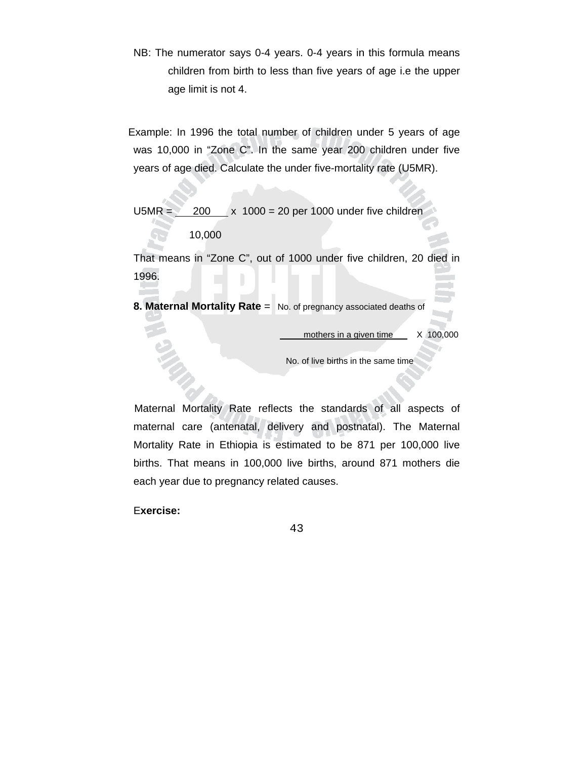NB: The numerator says 0-4 years. 0-4 years in this formula means children from birth to less than five years of age i.e the upper age limit is not 4.

Example: In 1996 the total number of children under 5 years of age was 10,000 in "Zone C". In the same year 200 children under five years of age died. Calculate the under five-mortality rate (U5MR).

$$U5MR = \frac{200}{10,000} \times 1000 = 20 \text{ per 1000 under five children}$$

That means in "Zone C", out of 1000 under five children, 20 died in 1996.

**8. Maternal Mortality Rate** =

$$\frac{\text{No. of pregnancy associated deaths of mothers in a given time}}{\text{No. of live births in the same time}} \times 100,000$$

Maternal Mortality Rate reflects the standards of all aspects of maternal care (antenatal, delivery and postnatal). The Maternal Mortality Rate in Ethiopia is estimated to be 871 per 100,000 live births. That means in 100,000 live births, around 871 mothers die each year due to pregnancy related causes.

**Exercise:**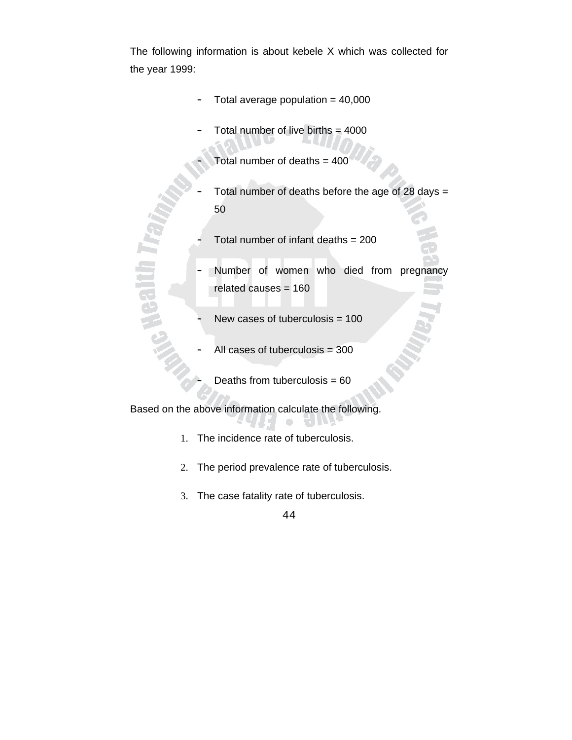The following information is about kebele X which was collected for the year 1999:

- Total average population = 40,000
- Total number of live births = 4000
- Total number of deaths = 400
- Total number of deaths before the age of 28 days = 50
- Total number of infant deaths = 200
- Number of women who died from pregnancy related causes = 160
- New cases of tuberculosis = 100
- All cases of tuberculosis = 300
- Deaths from tuberculosis = 60

Based on the above information calculate the following.

1. The incidence rate of tuberculosis.
2. The period prevalence rate of tuberculosis.
3. The case fatality rate of tuberculosis.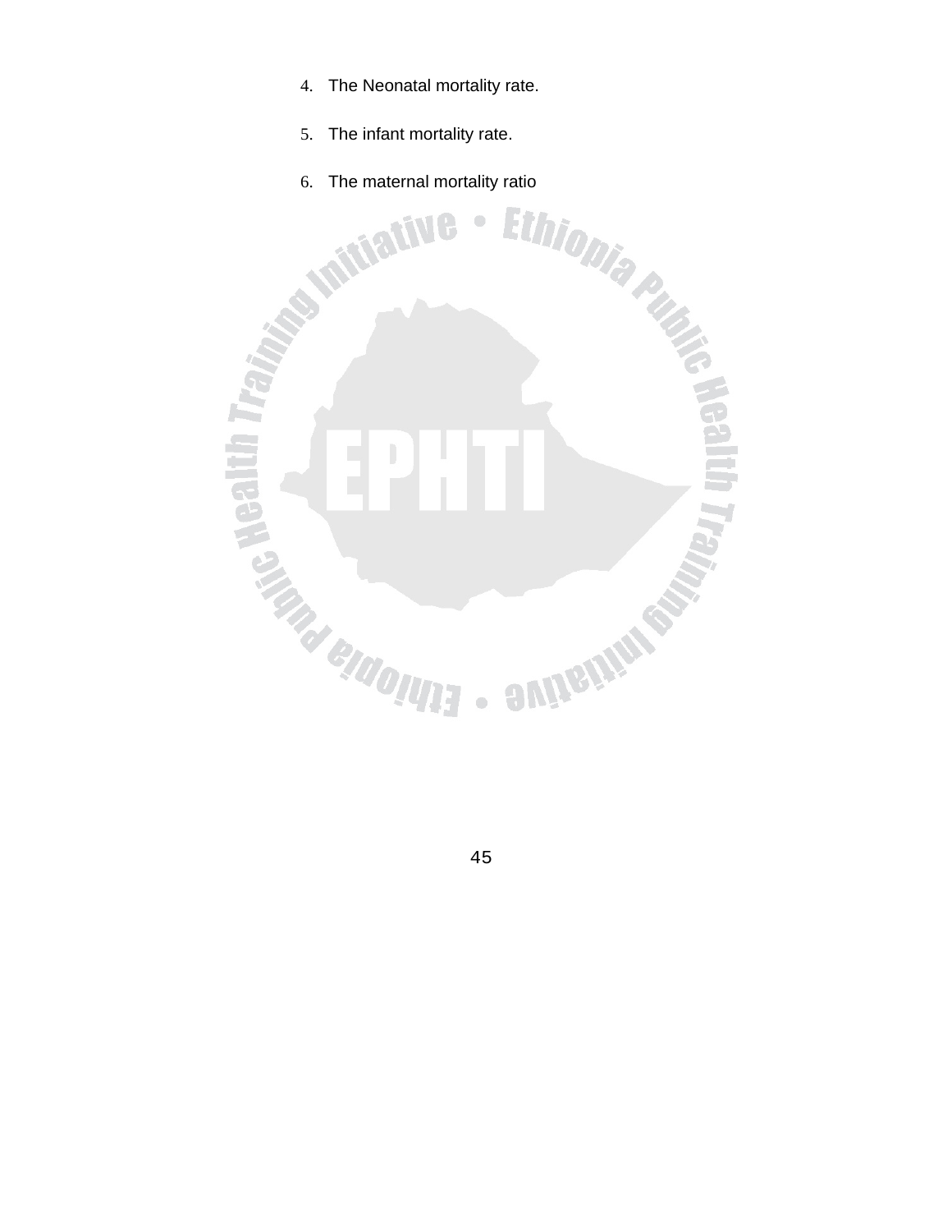4. The Neonatal mortality rate.

5. The infant mortality rate.

6. The maternal mortality ratio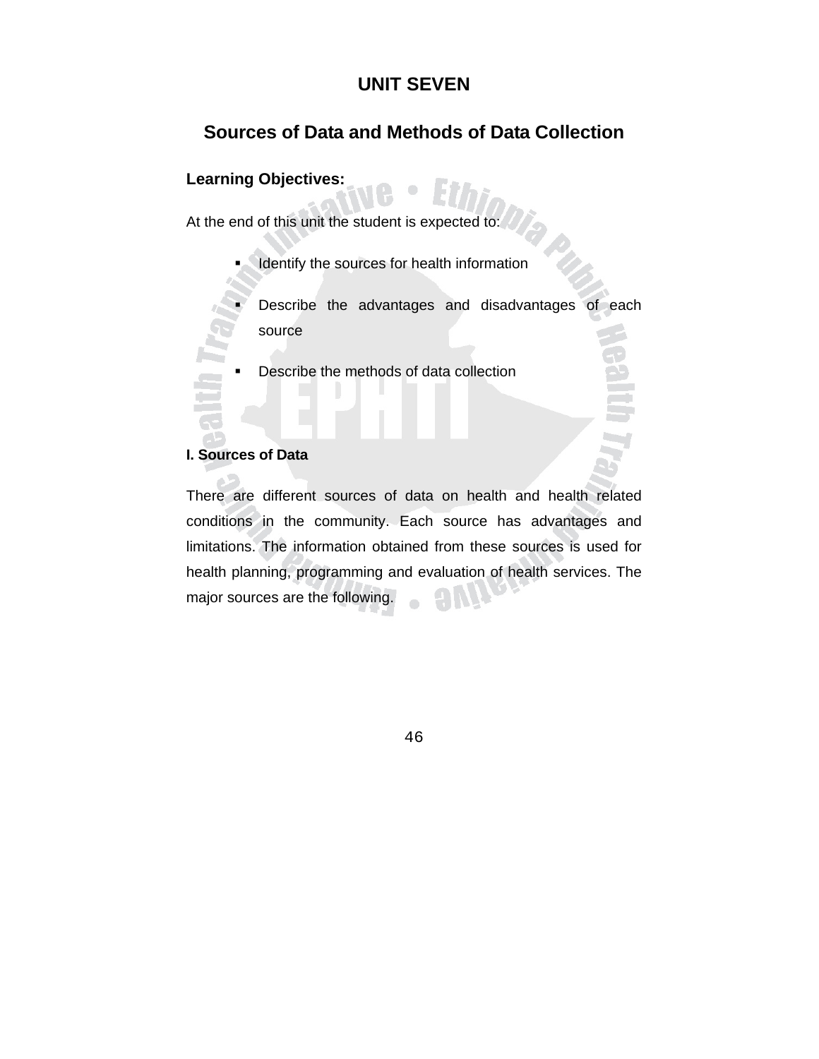# UNIT SEVEN

## Sources of Data and Methods of Data Collection

### Learning Objectives:

At the end of this unit the student is expected to:

- Identify the sources for health information
- Describe the advantages and disadvantages of each source
- Describe the methods of data collection

### I. Sources of Data

There are different sources of data on health and health related conditions in the community. Each source has advantages and limitations. The information obtained from these sources is used for health planning, programming and evaluation of health services. The major sources are the following.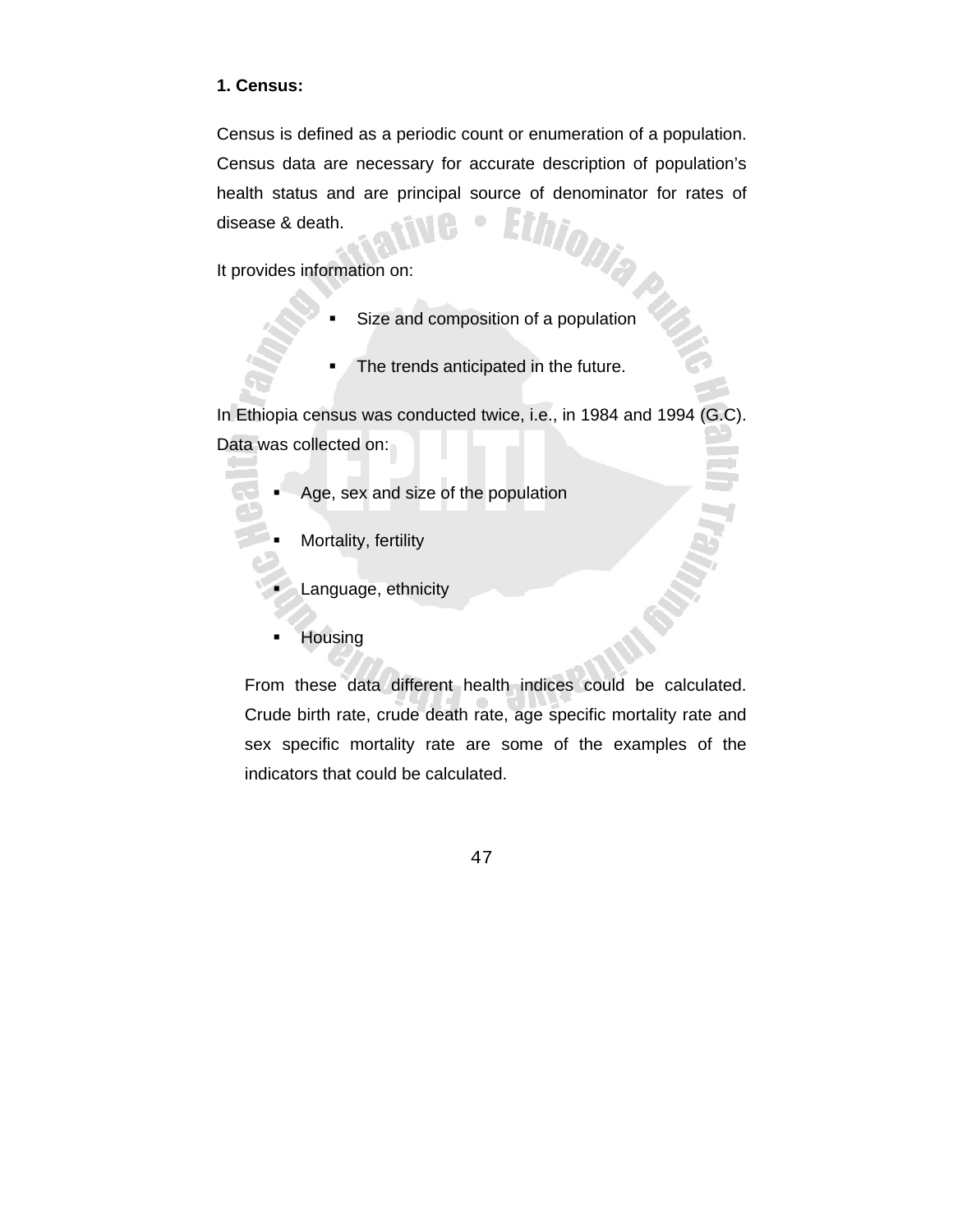**1. Census:**

Census is defined as a periodic count or enumeration of a population. Census data are necessary for accurate description of population's health status and are principal source of denominator for rates of disease & death.

It provides information on:

- Size and composition of a population
- The trends anticipated in the future.

In Ethiopia census was conducted twice, i.e., in 1984 and 1994 (G.C). Data was collected on:

- Age, sex and size of the population
- Mortality, fertility
- Language, ethnicity
- Housing

From these data different health indices could be calculated. Crude birth rate, crude death rate, age specific mortality rate and sex specific mortality rate are some of the examples of the indicators that could be calculated.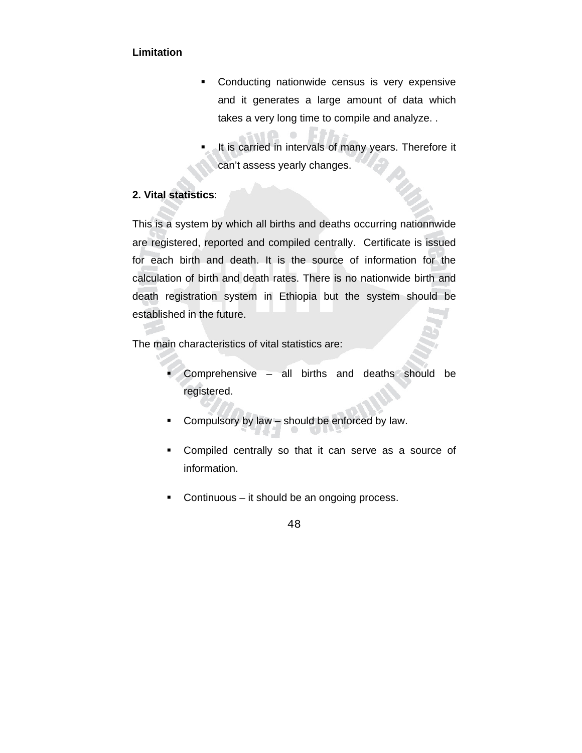**Limitation**

- Conducting nationwide census is very expensive and it generates a large amount of data which takes a very long time to compile and analyze. .
- It is carried in intervals of many years. Therefore it can't assess yearly changes.

**2. Vital statistics**:

This is a system by which all births and deaths occurring nationnwide are registered, reported and compiled centrally. Certificate is issued for each birth and death. It is the source of information for the calculation of birth and death rates. There is no nationwide birth and death registration system in Ethiopia but the system should be established in the future.

The main characteristics of vital statistics are:

- Comprehensive – all births and deaths should be registered.
- Compulsory by law – should be enforced by law.
- Compiled centrally so that it can serve as a source of information.
- Continuous – it should be an ongoing process.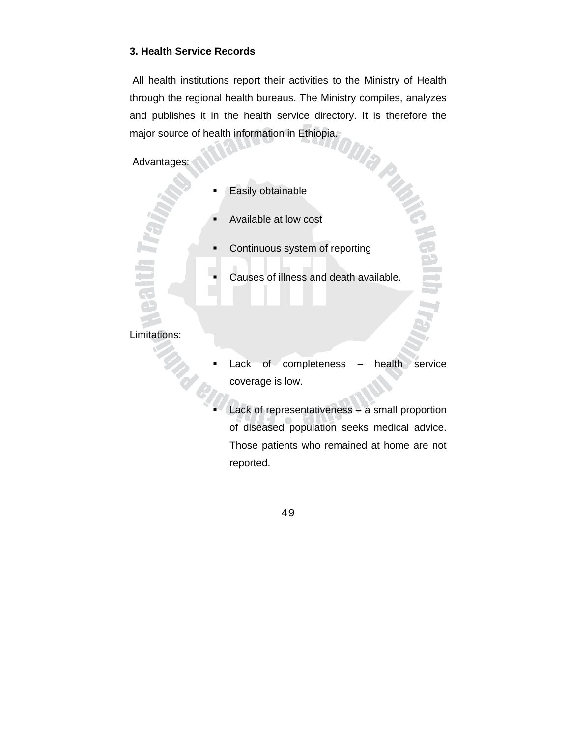### 3. Health Service Records

All health institutions report their activities to the Ministry of Health through the regional health bureaus. The Ministry compiles, analyzes and publishes it in the health service directory. It is therefore the major source of health information in Ethiopia.

Advantages:

- Easily obtainable
- Available at low cost
- Continuous system of reporting
- Causes of illness and death available.

Limitations:

- Lack of completeness – health service coverage is low.
- Lack of representativeness – a small proportion of diseased population seeks medical advice. Those patients who remained at home are not reported.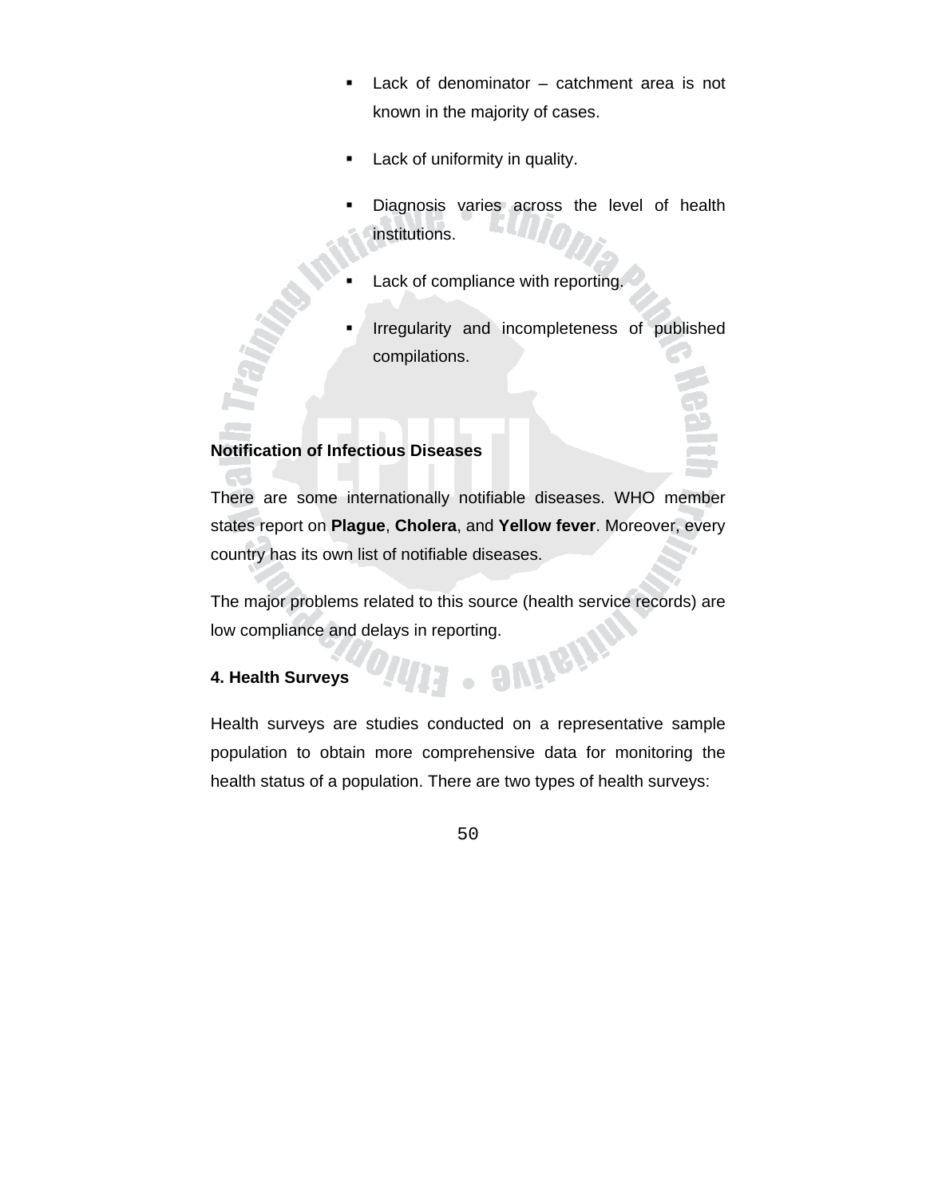- Lack of denominator – catchment area is not known in the majority of cases.
- Lack of uniformity in quality.
- Diagnosis varies across the level of health institutions.
- Lack of compliance with reporting.
- Irregularity and incompleteness of published compilations.

**Notification of Infectious Diseases**

There are some internationally notifiable diseases. WHO member states report on **Plague**, **Cholera**, and **Yellow fever**. Moreover, every country has its own list of notifiable diseases.

The major problems related to this source (health service records) are low compliance and delays in reporting.

**4. Health Surveys**

Health surveys are studies conducted on a representative sample population to obtain more comprehensive data for monitoring the health status of a population. There are two types of health surveys: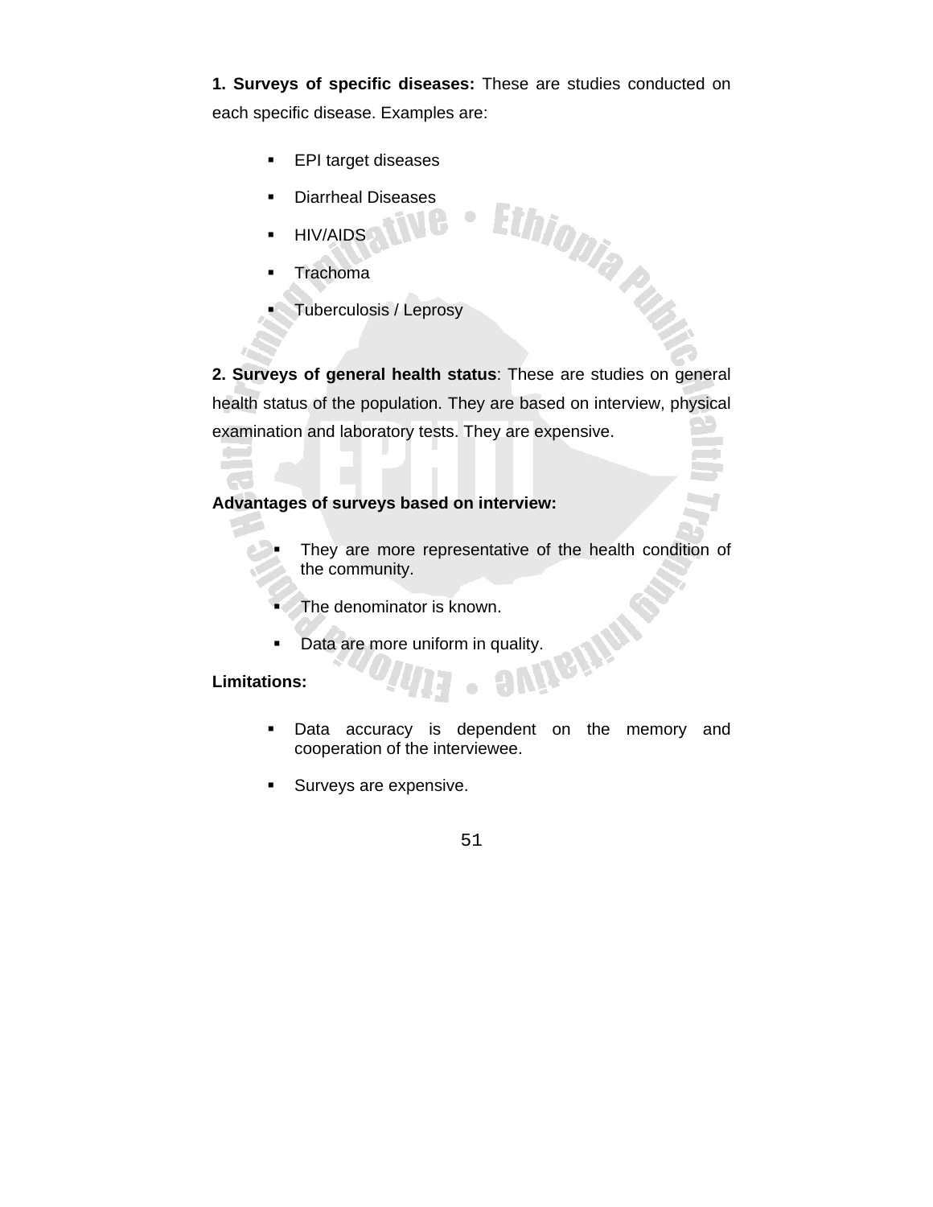**1. Surveys of specific diseases:** These are studies conducted on each specific disease. Examples are:

- EPI target diseases
- Diarrheal Diseases
- HIV/AIDS
- Trachoma
- Tuberculosis / Leprosy

**2. Surveys of general health status**: These are studies on general health status of the population. They are based on interview, physical examination and laboratory tests. They are expensive.

**Advantages of surveys based on interview:**

- They are more representative of the health condition of the community.
- The denominator is known.
- Data are more uniform in quality.

**Limitations:**

- Data accuracy is dependent on the memory and cooperation of the interviewee.
- Surveys are expensive.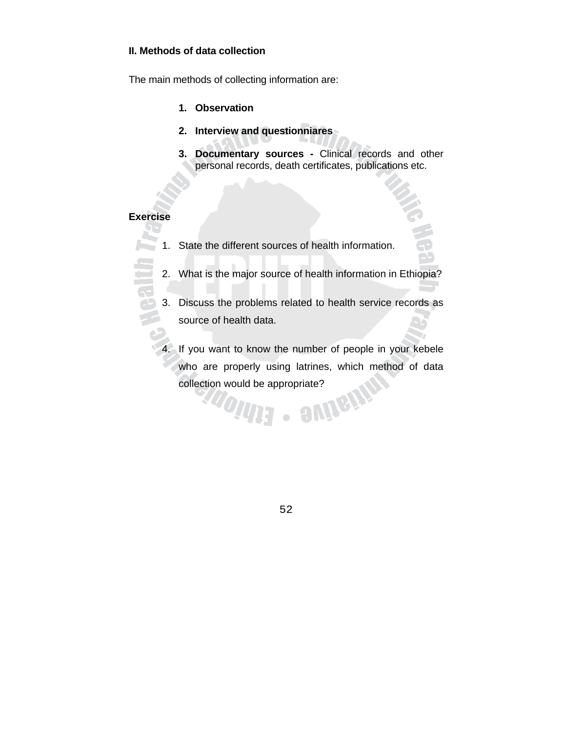**II. Methods of data collection**

The main methods of collecting information are:

1. **Observation**
2. **Interview and questionniares**
3. **Documentary sources -** Clinical records and other personal records, death certificates, publications etc.

**Exercise**

1. State the different sources of health information.
2. What is the major source of health information in Ethiopia?
3. Discuss the problems related to health service records as source of health data.
4. If you want to know the number of people in your kebele who are properly using latrines, which method of data collection would be appropriate?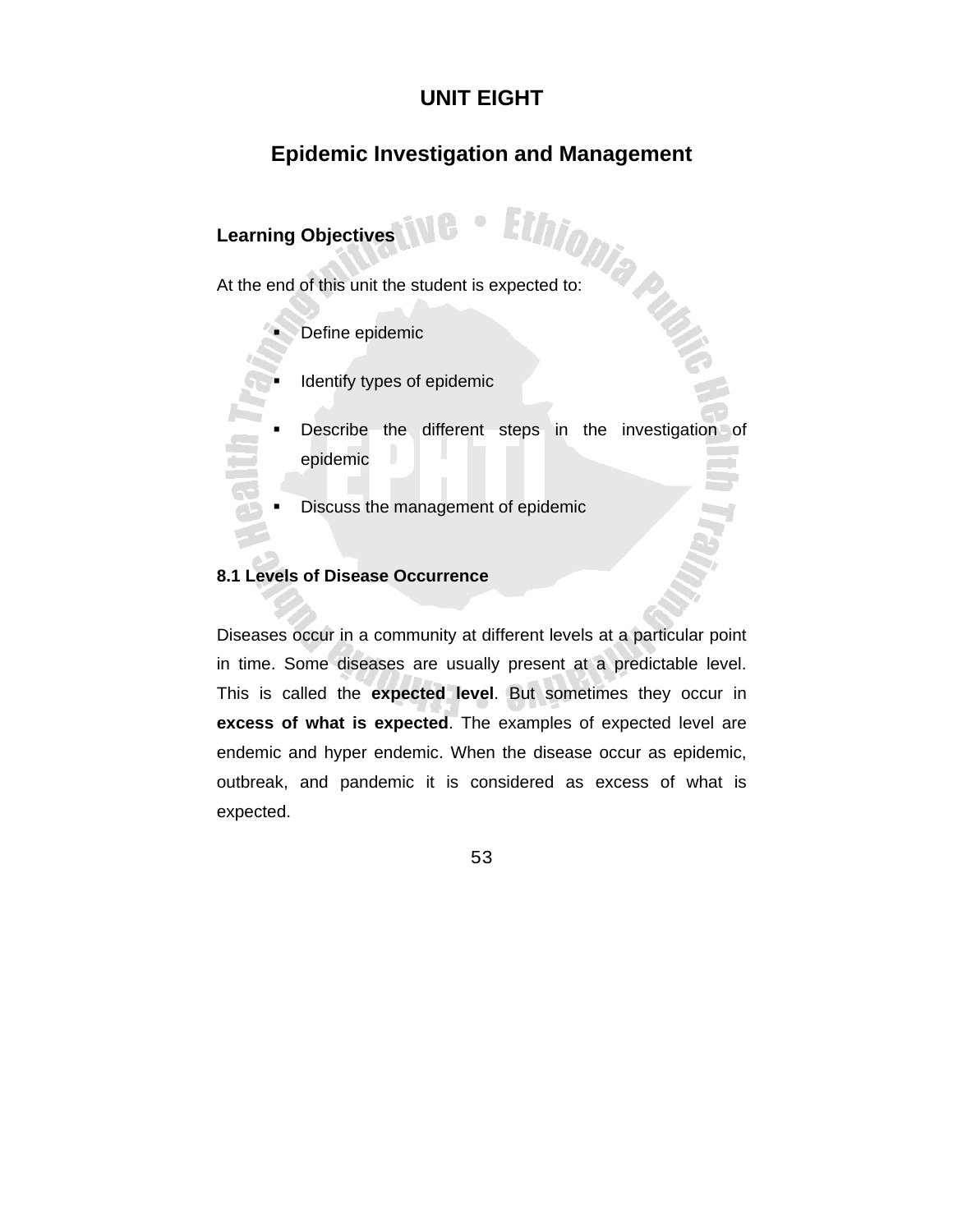# UNIT EIGHT

# Epidemic Investigation and Management

## Learning Objectives

At the end of this unit the student is expected to:

- Define epidemic
- Identify types of epidemic
- Describe the different steps in the investigation of epidemic
- Discuss the management of epidemic

## 8.1 Levels of Disease Occurrence

Diseases occur in a community at different levels at a particular point in time. Some diseases are usually present at a predictable level. This is called the **expected level**. But sometimes they occur in **excess of what is expected**. The examples of expected level are endemic and hyper endemic. When the disease occur as epidemic, outbreak, and pandemic it is considered as excess of what is expected.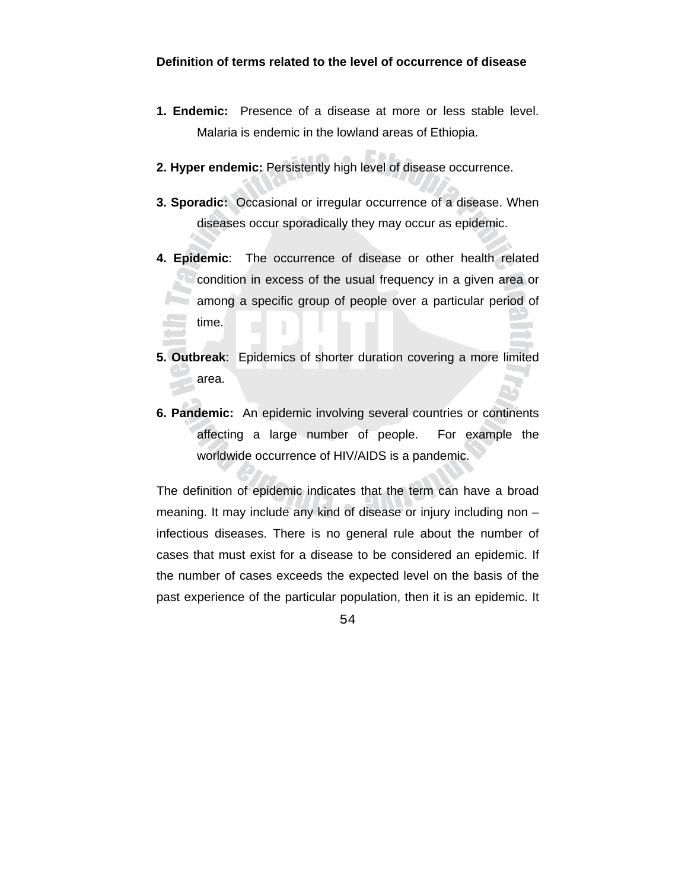**Definition of terms related to the level of occurrence of disease**

1. **Endemic:** Presence of a disease at more or less stable level. Malaria is endemic in the lowland areas of Ethiopia.

2. **Hyper endemic:** Persistently high level of disease occurrence.

3. **Sporadic:** Occasional or irregular occurrence of a disease. When diseases occur sporadically they may occur as epidemic.

4. **Epidemic**: The occurrence of disease or other health related condition in excess of the usual frequency in a given area or among a specific group of people over a particular period of time.

5. **Outbreak**: Epidemics of shorter duration covering a more limited area.

6. **Pandemic:** An epidemic involving several countries or continents affecting a large number of people. For example the worldwide occurrence of HIV/AIDS is a pandemic.

The definition of epidemic indicates that the term can have a broad meaning. It may include any kind of disease or injury including non – infectious diseases. There is no general rule about the number of cases that must exist for a disease to be considered an epidemic. If the number of cases exceeds the expected level on the basis of the past experience of the particular population, then it is an epidemic. It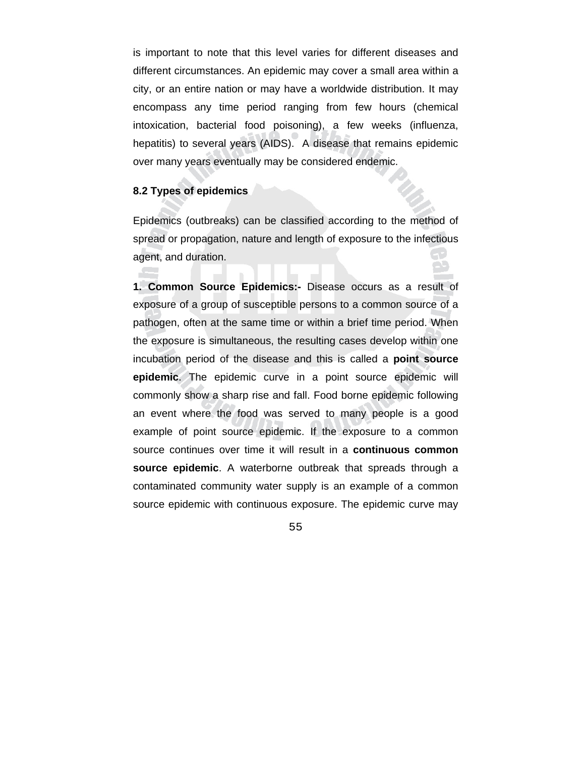is important to note that this level varies for different diseases and different circumstances. An epidemic may cover a small area within a city, or an entire nation or may have a worldwide distribution. It may encompass any time period ranging from few hours (chemical intoxication, bacterial food poisoning), a few weeks (influenza, hepatitis) to several years (AIDS). A disease that remains epidemic over many years eventually may be considered endemic.

### 8.2 Types of epidemics

Epidemics (outbreaks) can be classified according to the method of spread or propagation, nature and length of exposure to the infectious agent, and duration.

**1. Common Source Epidemics:-** Disease occurs as a result of exposure of a group of susceptible persons to a common source of a pathogen, often at the same time or within a brief time period. When the exposure is simultaneous, the resulting cases develop within one incubation period of the disease and this is called a **point source epidemic**. The epidemic curve in a point source epidemic will commonly show a sharp rise and fall. Food borne epidemic following an event where the food was served to many people is a good example of point source epidemic. If the exposure to a common source continues over time it will result in a **continuous common source epidemic**. A waterborne outbreak that spreads through a contaminated community water supply is an example of a common source epidemic with continuous exposure. The epidemic curve may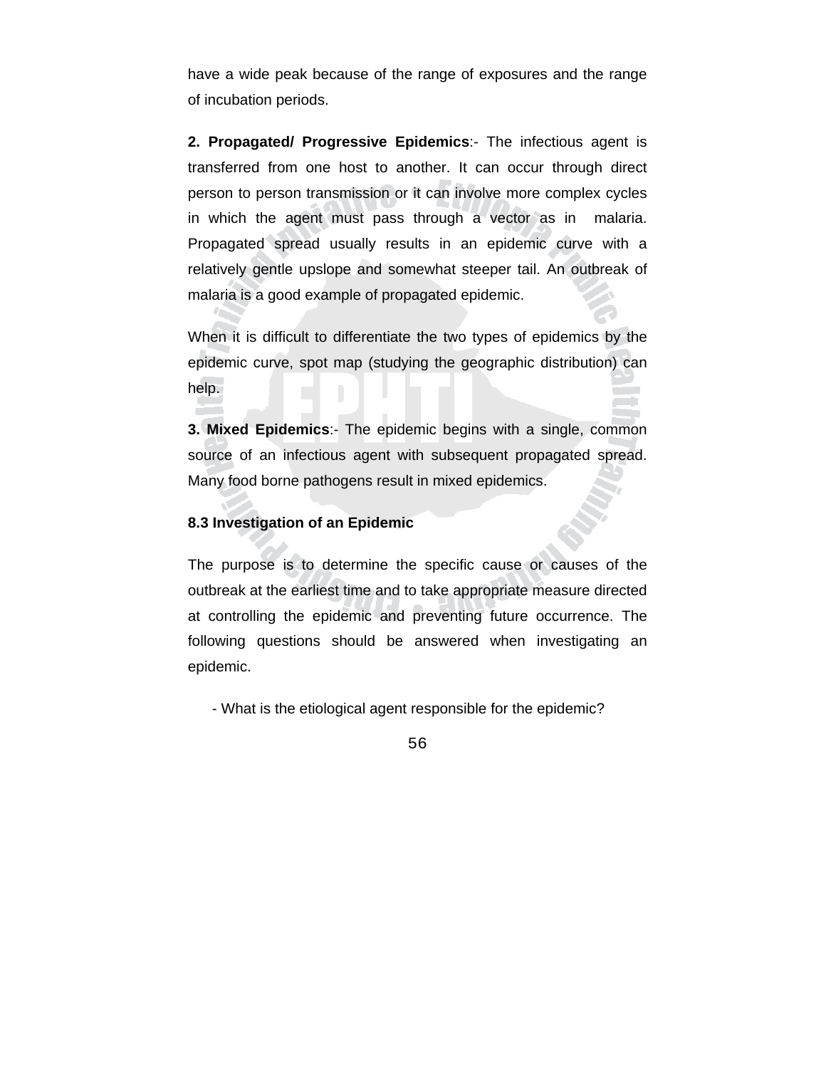have a wide peak because of the range of exposures and the range of incubation periods.

**2. Propagated/ Progressive Epidemics**:- The infectious agent is transferred from one host to another. It can occur through direct person to person transmission or it can involve more complex cycles in which the agent must pass through a vector as in malaria. Propagated spread usually results in an epidemic curve with a relatively gentle upslope and somewhat steeper tail. An outbreak of malaria is a good example of propagated epidemic.

When it is difficult to differentiate the two types of epidemics by the epidemic curve, spot map (studying the geographic distribution) can help.

**3. Mixed Epidemics**:- The epidemic begins with a single, common source of an infectious agent with subsequent propagated spread. Many food borne pathogens result in mixed epidemics.

### 8.3 Investigation of an Epidemic

The purpose is to determine the specific cause or causes of the outbreak at the earliest time and to take appropriate measure directed at controlling the epidemic and preventing future occurrence. The following questions should be answered when investigating an epidemic.

- What is the etiological agent responsible for the epidemic?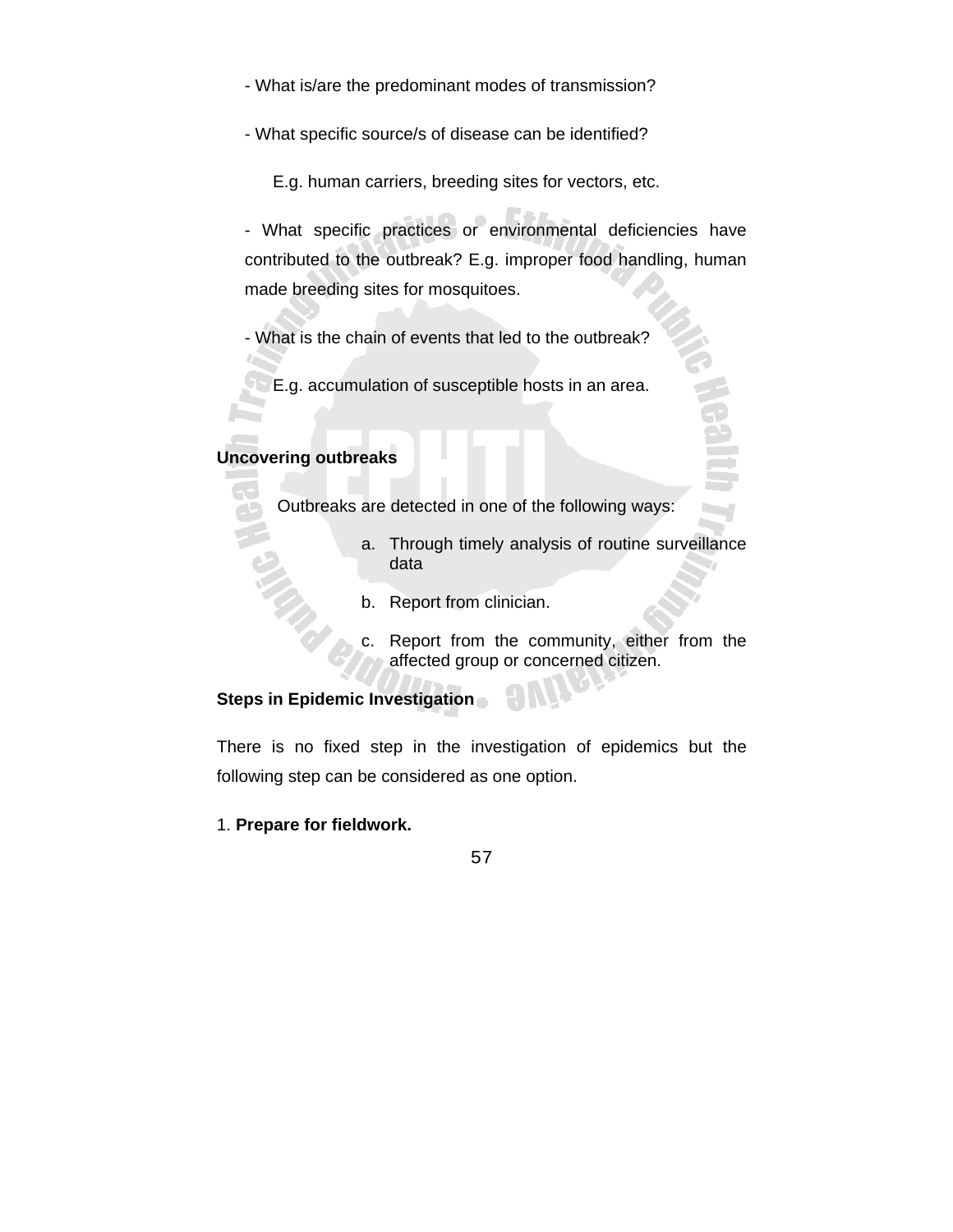- What is/are the predominant modes of transmission?

- What specific source/s of disease can be identified?

  E.g. human carriers, breeding sites for vectors, etc.

- What specific practices or environmental deficiencies have contributed to the outbreak? E.g. improper food handling, human made breeding sites for mosquitoes.

- What is the chain of events that led to the outbreak?

  E.g. accumulation of susceptible hosts in an area.

**Uncovering outbreaks**

Outbreaks are detected in one of the following ways:

a. Through timely analysis of routine surveillance data

b. Report from clinician.

c. Report from the community, either from the affected group or concerned citizen.

**Steps in Epidemic Investigation**

There is no fixed step in the investigation of epidemics but the following step can be considered as one option.

1. **Prepare for fieldwork.**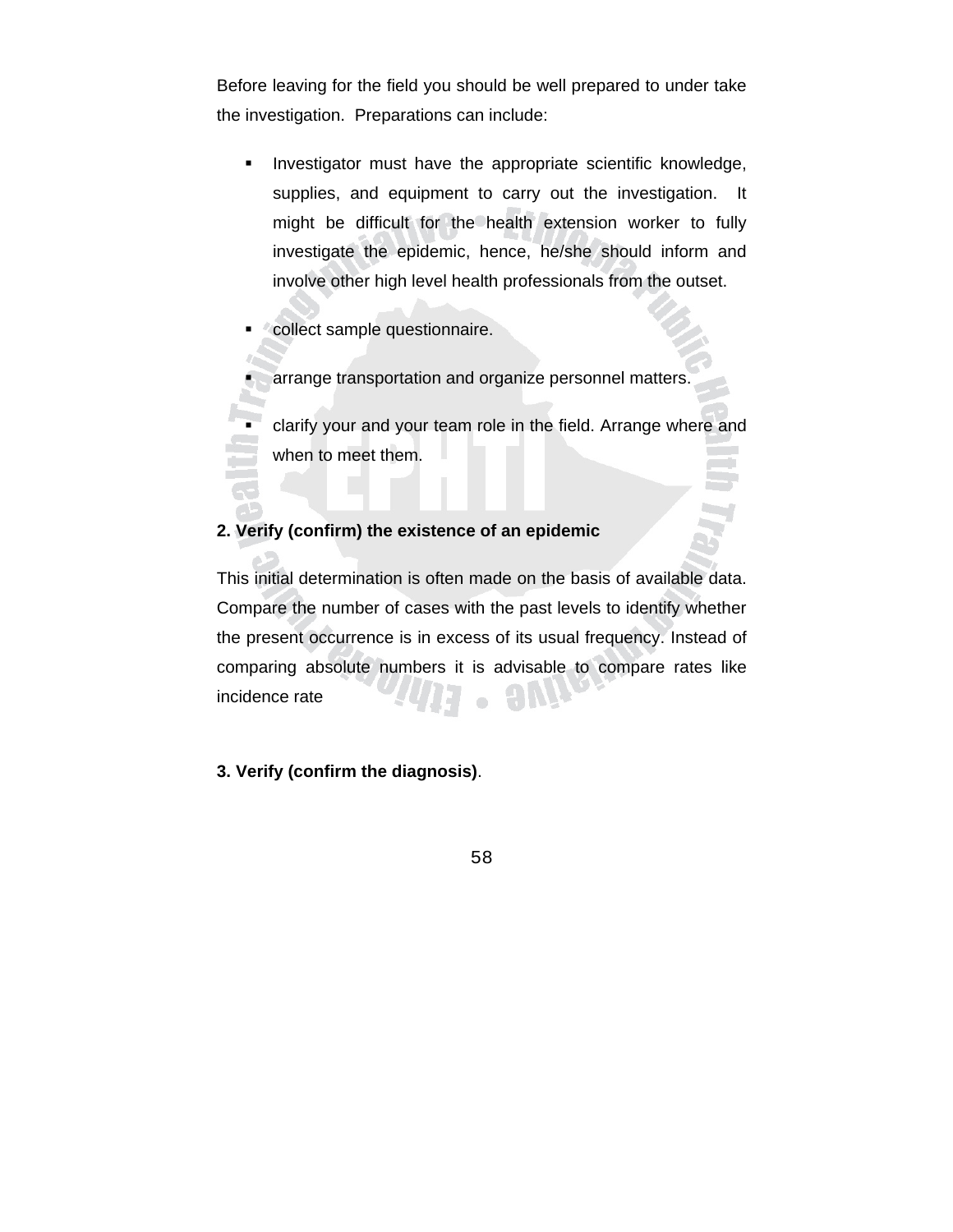Before leaving for the field you should be well prepared to under take the investigation. Preparations can include:

- Investigator must have the appropriate scientific knowledge, supplies, and equipment to carry out the investigation. It might be difficult for the health extension worker to fully investigate the epidemic, hence, he/she should inform and involve other high level health professionals from the outset.
- collect sample questionnaire.
- arrange transportation and organize personnel matters.
- clarify your and your team role in the field. Arrange where and when to meet them.

**2. Verify (confirm) the existence of an epidemic**

This initial determination is often made on the basis of available data. Compare the number of cases with the past levels to identify whether the present occurrence is in excess of its usual frequency. Instead of comparing absolute numbers it is advisable to compare rates like incidence rate

**3. Verify (confirm the diagnosis)**.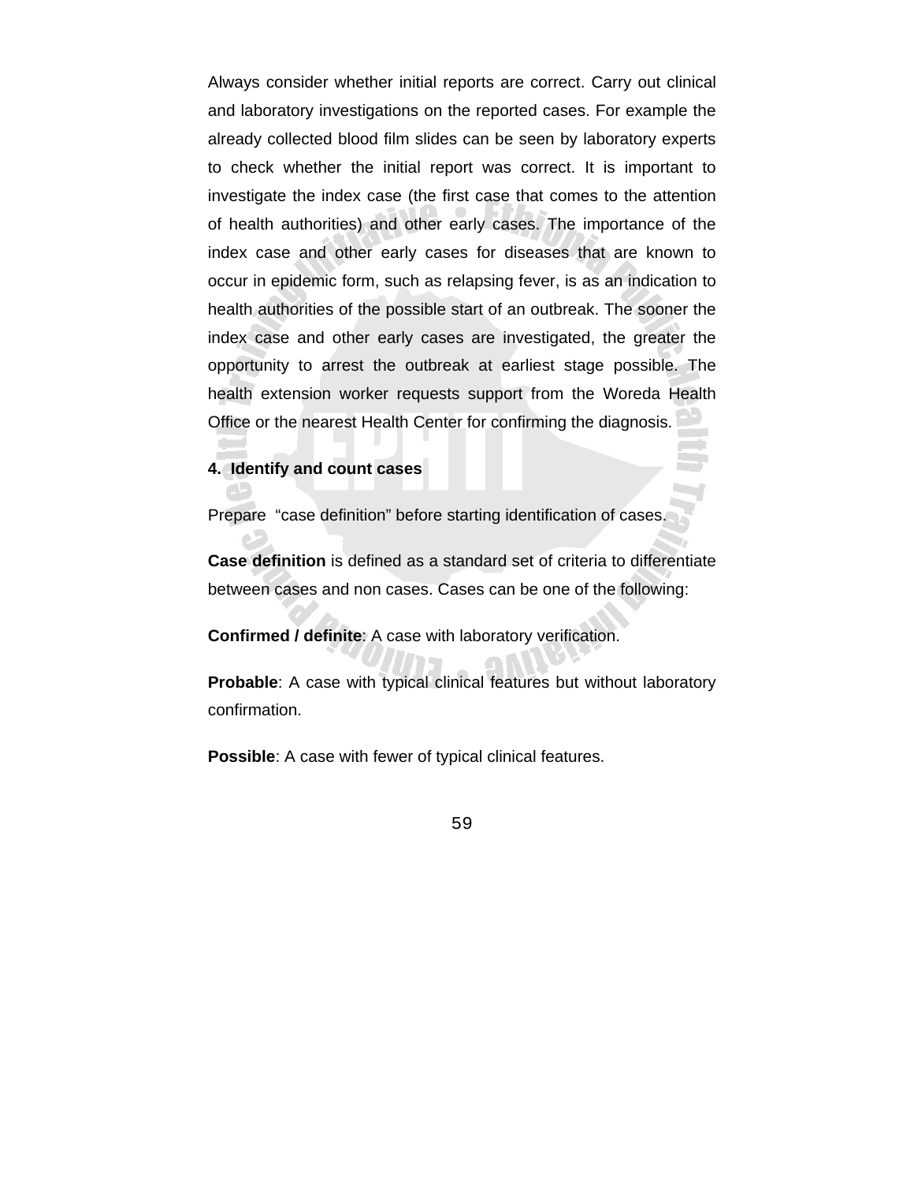Always consider whether initial reports are correct. Carry out clinical and laboratory investigations on the reported cases. For example the already collected blood film slides can be seen by laboratory experts to check whether the initial report was correct. It is important to investigate the index case (the first case that comes to the attention of health authorities) and other early cases. The importance of the index case and other early cases for diseases that are known to occur in epidemic form, such as relapsing fever, is as an indication to health authorities of the possible start of an outbreak. The sooner the index case and other early cases are investigated, the greater the opportunity to arrest the outbreak at earliest stage possible. The health extension worker requests support from the Woreda Health Office or the nearest Health Center for confirming the diagnosis.

**4. Identify and count cases**

Prepare "case definition" before starting identification of cases.

**Case definition** is defined as a standard set of criteria to differentiate between cases and non cases. Cases can be one of the following:

**Confirmed / definite**: A case with laboratory verification.

**Probable**: A case with typical clinical features but without laboratory confirmation.

**Possible**: A case with fewer of typical clinical features.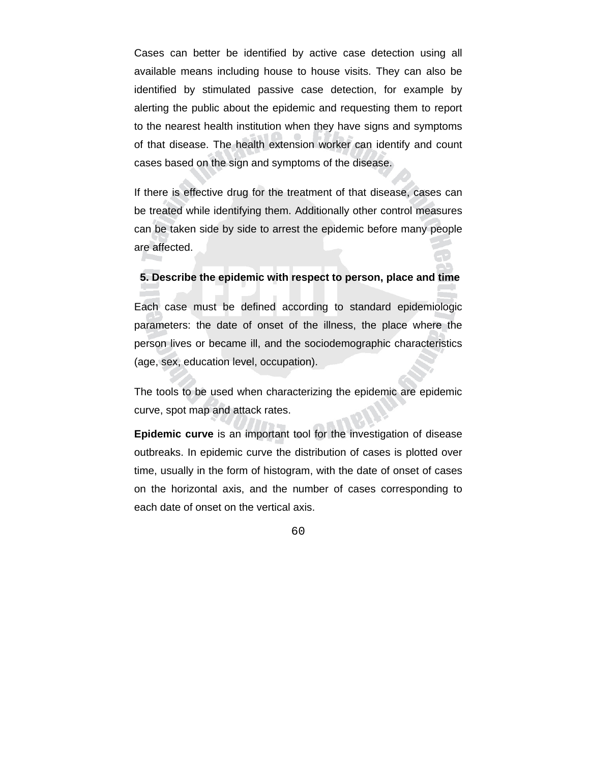Cases can better be identified by active case detection using all available means including house to house visits. They can also be identified by stimulated passive case detection, for example by alerting the public about the epidemic and requesting them to report to the nearest health institution when they have signs and symptoms of that disease. The health extension worker can identify and count cases based on the sign and symptoms of the disease.

If there is effective drug for the treatment of that disease, cases can be treated while identifying them. Additionally other control measures can be taken side by side to arrest the epidemic before many people are affected.

### 5. Describe the epidemic with respect to person, place and time

Each case must be defined according to standard epidemiologic parameters: the date of onset of the illness, the place where the person lives or became ill, and the sociodemographic characteristics (age, sex, education level, occupation).

The tools to be used when characterizing the epidemic are epidemic curve, spot map and attack rates.

**Epidemic curve** is an important tool for the investigation of disease outbreaks. In epidemic curve the distribution of cases is plotted over time, usually in the form of histogram, with the date of onset of cases on the horizontal axis, and the number of cases corresponding to each date of onset on the vertical axis.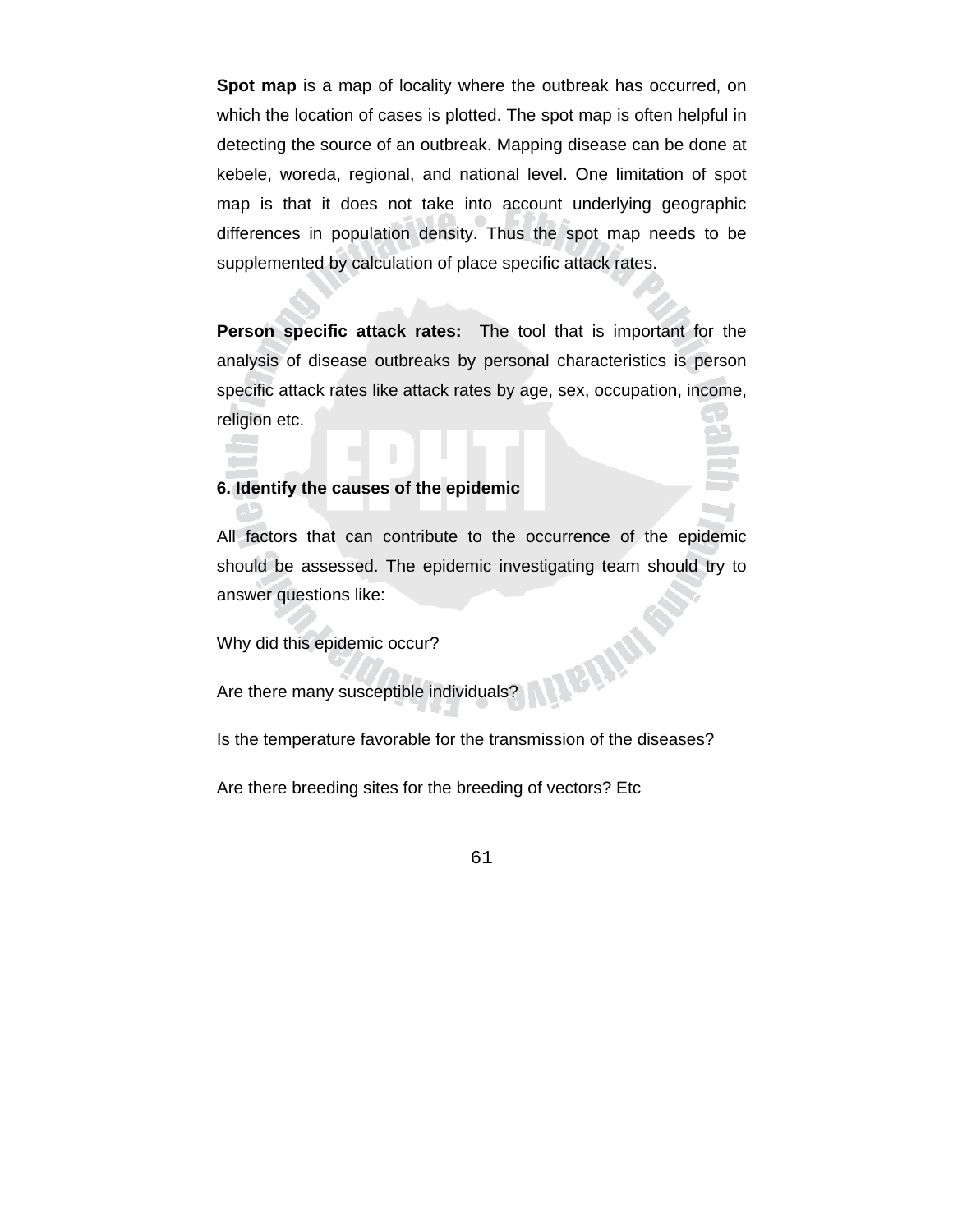**Spot map** is a map of locality where the outbreak has occurred, on which the location of cases is plotted. The spot map is often helpful in detecting the source of an outbreak. Mapping disease can be done at kebele, woreda, regional, and national level. One limitation of spot map is that it does not take into account underlying geographic differences in population density. Thus the spot map needs to be supplemented by calculation of place specific attack rates.

**Person specific attack rates:** The tool that is important for the analysis of disease outbreaks by personal characteristics is person specific attack rates like attack rates by age, sex, occupation, income, religion etc.

**6. Identify the causes of the epidemic**

All factors that can contribute to the occurrence of the epidemic should be assessed. The epidemic investigating team should try to answer questions like:

Why did this epidemic occur?

Are there many susceptible individuals?

Is the temperature favorable for the transmission of the diseases?

Are there breeding sites for the breeding of vectors? Etc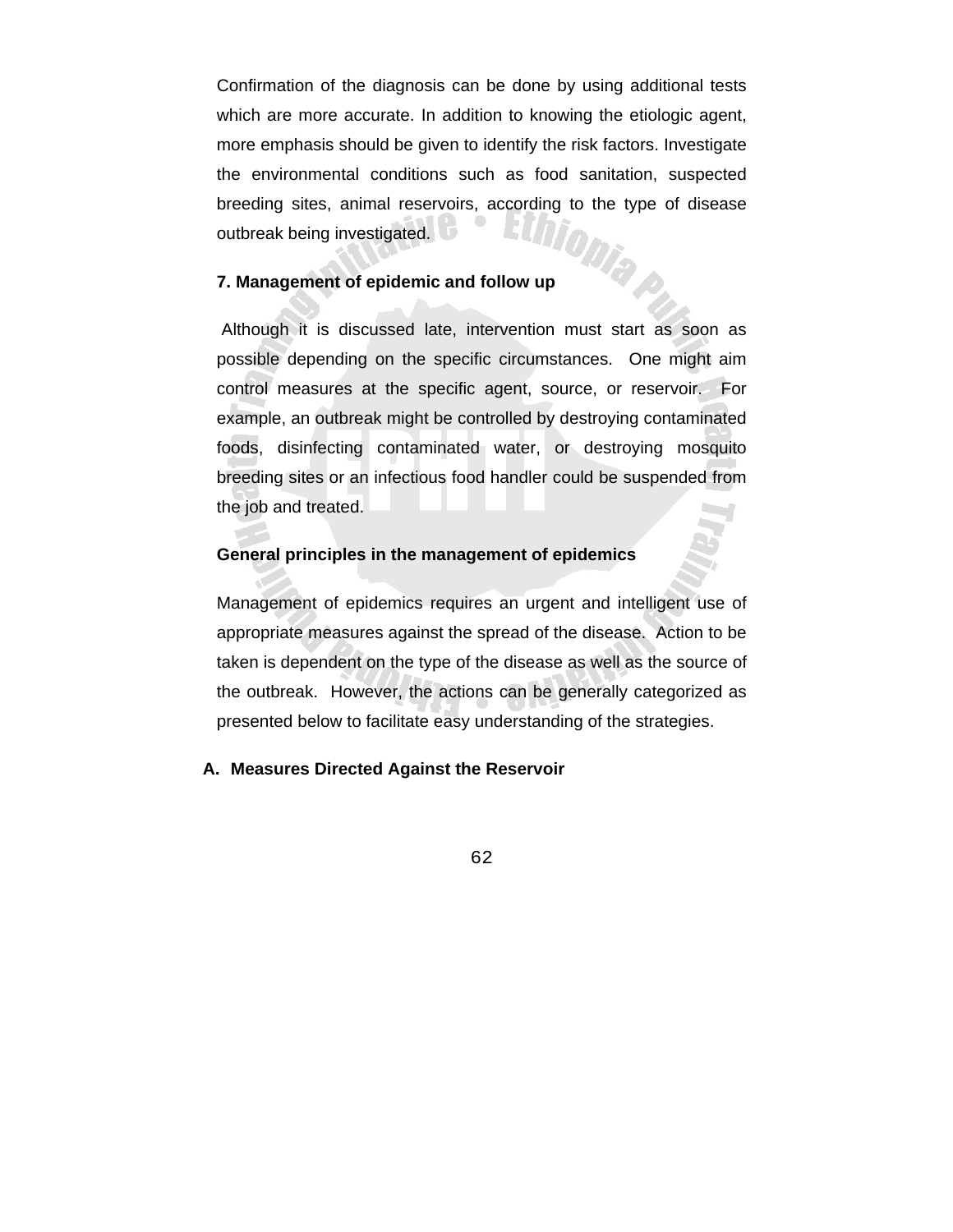Confirmation of the diagnosis can be done by using additional tests which are more accurate. In addition to knowing the etiologic agent, more emphasis should be given to identify the risk factors. Investigate the environmental conditions such as food sanitation, suspected breeding sites, animal reservoirs, according to the type of disease outbreak being investigated.

**7. Management of epidemic and follow up**

Although it is discussed late, intervention must start as soon as possible depending on the specific circumstances. One might aim control measures at the specific agent, source, or reservoir. For example, an outbreak might be controlled by destroying contaminated foods, disinfecting contaminated water, or destroying mosquito breeding sites or an infectious food handler could be suspended from the job and treated.

**General principles in the management of epidemics**

Management of epidemics requires an urgent and intelligent use of appropriate measures against the spread of the disease. Action to be taken is dependent on the type of the disease as well as the source of the outbreak. However, the actions can be generally categorized as presented below to facilitate easy understanding of the strategies.

**A. Measures Directed Against the Reservoir**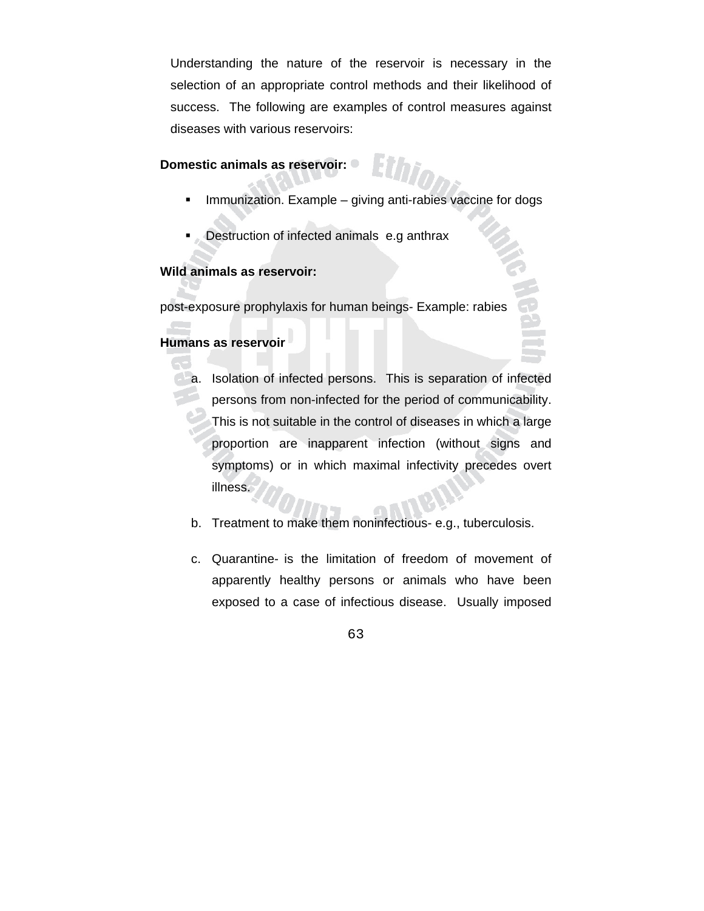Understanding the nature of the reservoir is necessary in the selection of an appropriate control methods and their likelihood of success. The following are examples of control measures against diseases with various reservoirs:

**Domestic animals as reservoir:**

- Immunization. Example – giving anti-rabies vaccine for dogs
- Destruction of infected animals e.g anthrax

**Wild animals as reservoir:**

post-exposure prophylaxis for human beings- Example: rabies

**Humans as reservoir**

a. Isolation of infected persons. This is separation of infected persons from non-infected for the period of communicability. This is not suitable in the control of diseases in which a large proportion are inapparent infection (without signs and symptoms) or in which maximal infectivity precedes overt illness.

b. Treatment to make them noninfectious- e.g., tuberculosis.

c. Quarantine- is the limitation of freedom of movement of apparently healthy persons or animals who have been exposed to a case of infectious disease. Usually imposed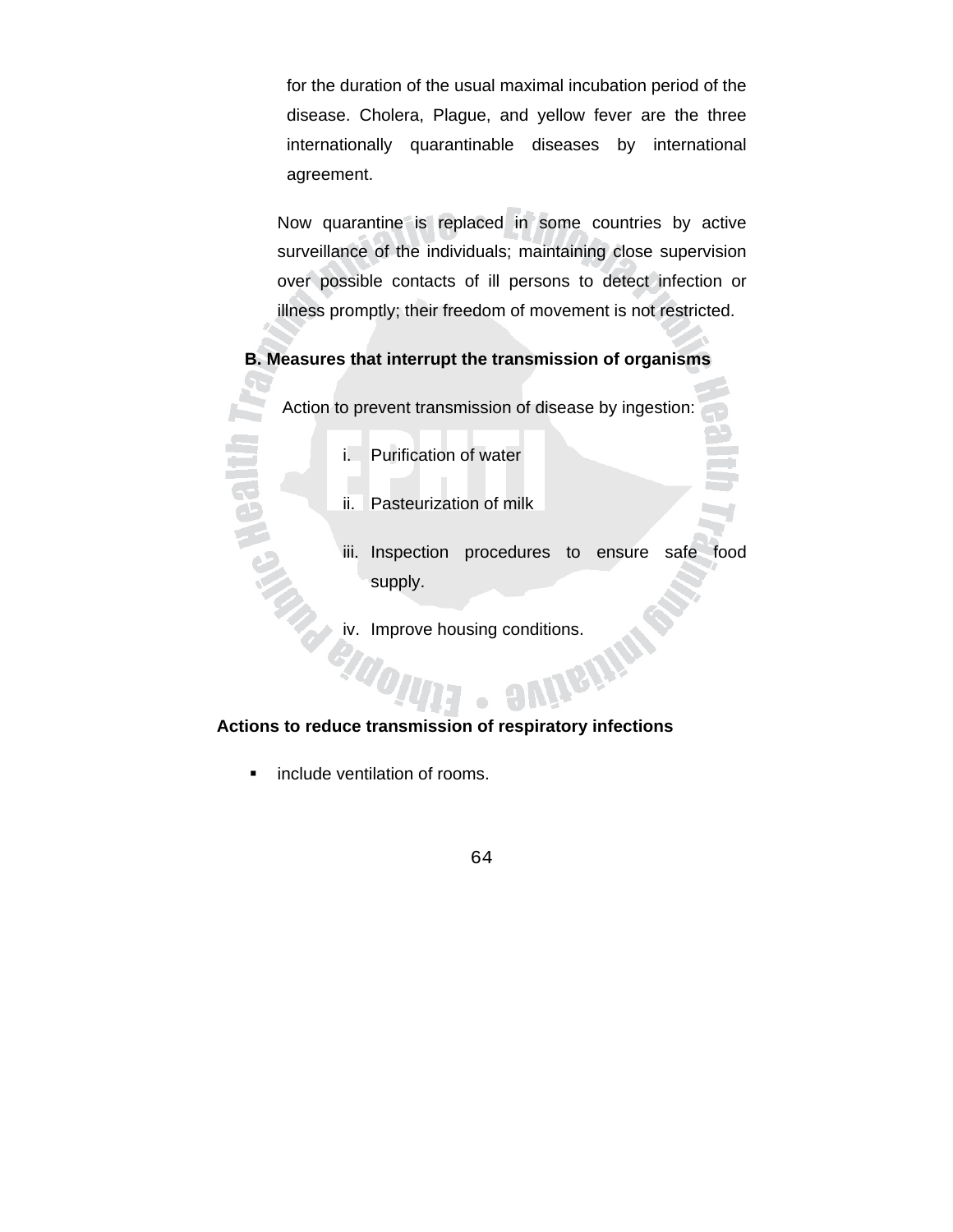for the duration of the usual maximal incubation period of the disease. Cholera, Plague, and yellow fever are the three internationally quarantinable diseases by international agreement.

Now quarantine is replaced in some countries by active surveillance of the individuals; maintaining close supervision over possible contacts of ill persons to detect infection or illness promptly; their freedom of movement is not restricted.

**B. Measures that interrupt the transmission of organisms**

Action to prevent transmission of disease by ingestion:

i. Purification of water

ii. Pasteurization of milk

iii. Inspection procedures to ensure safe food supply.

iv. Improve housing conditions.

**Actions to reduce transmission of respiratory infections**

- include ventilation of rooms.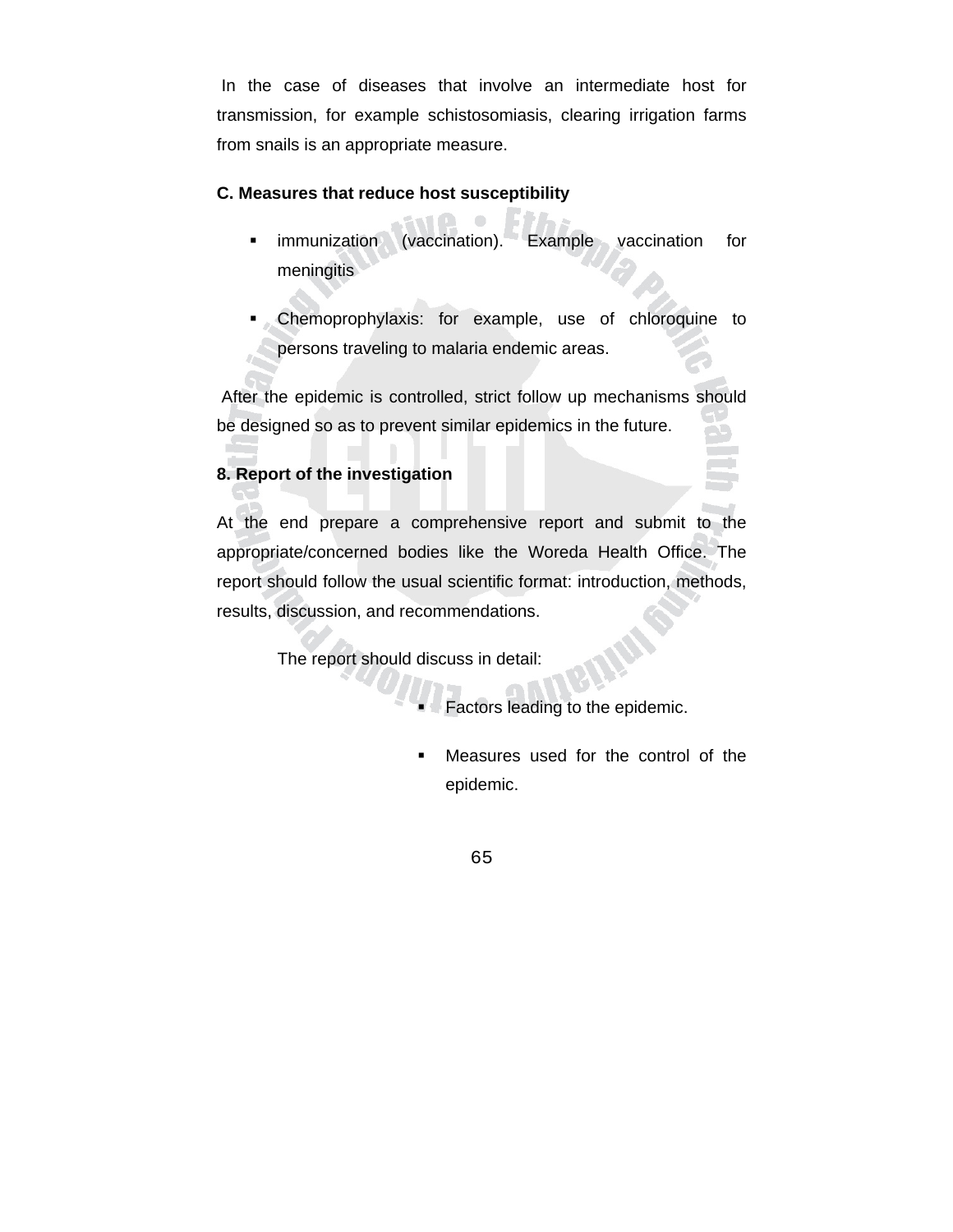In the case of diseases that involve an intermediate host for transmission, for example schistosomiasis, clearing irrigation farms from snails is an appropriate measure.

**C. Measures that reduce host susceptibility**

- immunization (vaccination). Example vaccination for meningitis
- Chemoprophylaxis: for example, use of chloroquine to persons traveling to malaria endemic areas.

After the epidemic is controlled, strict follow up mechanisms should be designed so as to prevent similar epidemics in the future.

**8. Report of the investigation**

At the end prepare a comprehensive report and submit to the appropriate/concerned bodies like the Woreda Health Office. The report should follow the usual scientific format: introduction, methods, results, discussion, and recommendations.

The report should discuss in detail:

- Factors leading to the epidemic.
- Measures used for the control of the epidemic.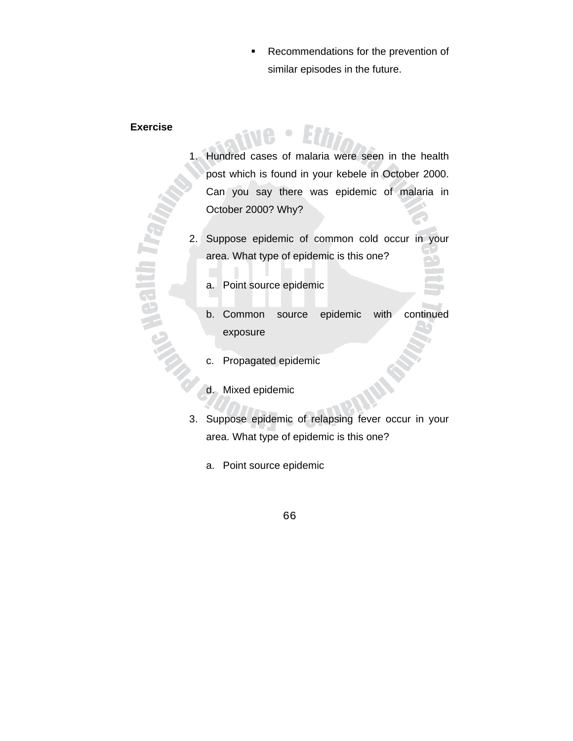- Recommendations for the prevention of similar episodes in the future.

**Exercise**

1. Hundred cases of malaria were seen in the health post which is found in your kebele in October 2000. Can you say there was epidemic of malaria in October 2000? Why?

2. Suppose epidemic of common cold occur in your area. What type of epidemic is this one?

   a. Point source epidemic

   b. Common source epidemic with continued exposure

   c. Propagated epidemic

   d. Mixed epidemic

3. Suppose epidemic of relapsing fever occur in your area. What type of epidemic is this one?

   a. Point source epidemic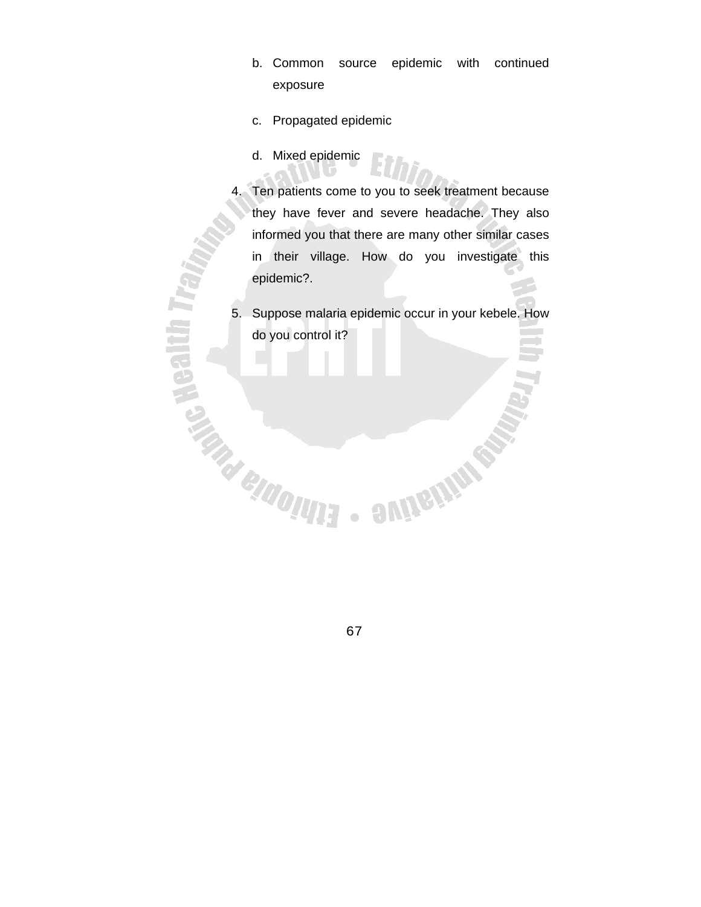b. Common source epidemic with continued exposure

c. Propagated epidemic

d. Mixed epidemic

4. Ten patients come to you to seek treatment because they have fever and severe headache. They also informed you that there are many other similar cases in their village. How do you investigate this epidemic?.

5. Suppose malaria epidemic occur in your kebele. How do you control it?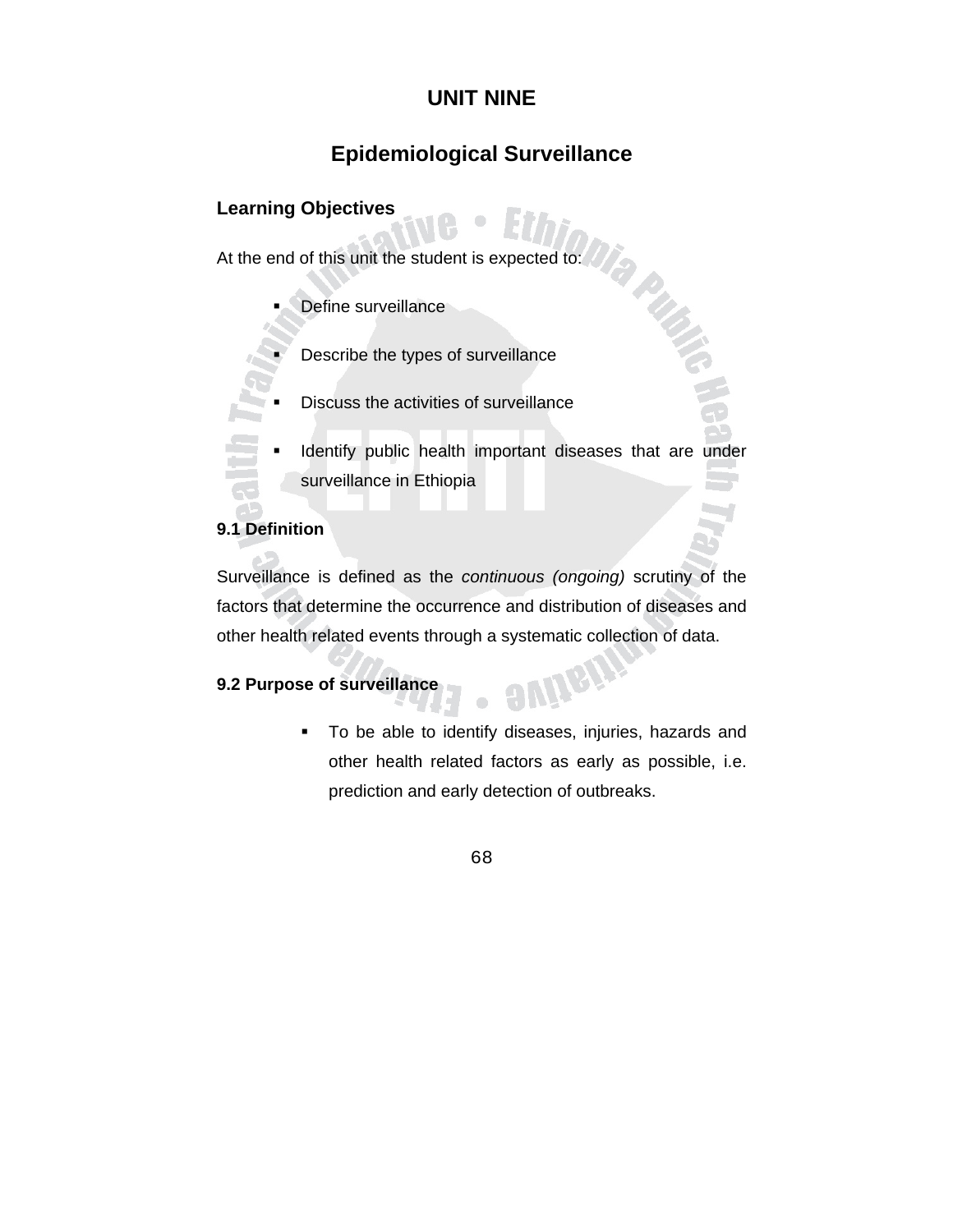# UNIT NINE

# Epidemiological Surveillance

## Learning Objectives

At the end of this unit the student is expected to:

- Define surveillance
- Describe the types of surveillance
- Discuss the activities of surveillance
- Identify public health important diseases that are under surveillance in Ethiopia

### 9.1 Definition

Surveillance is defined as the *continuous (ongoing)* scrutiny of the factors that determine the occurrence and distribution of diseases and other health related events through a systematic collection of data.

### 9.2 Purpose of surveillance

- To be able to identify diseases, injuries, hazards and other health related factors as early as possible, i.e. prediction and early detection of outbreaks.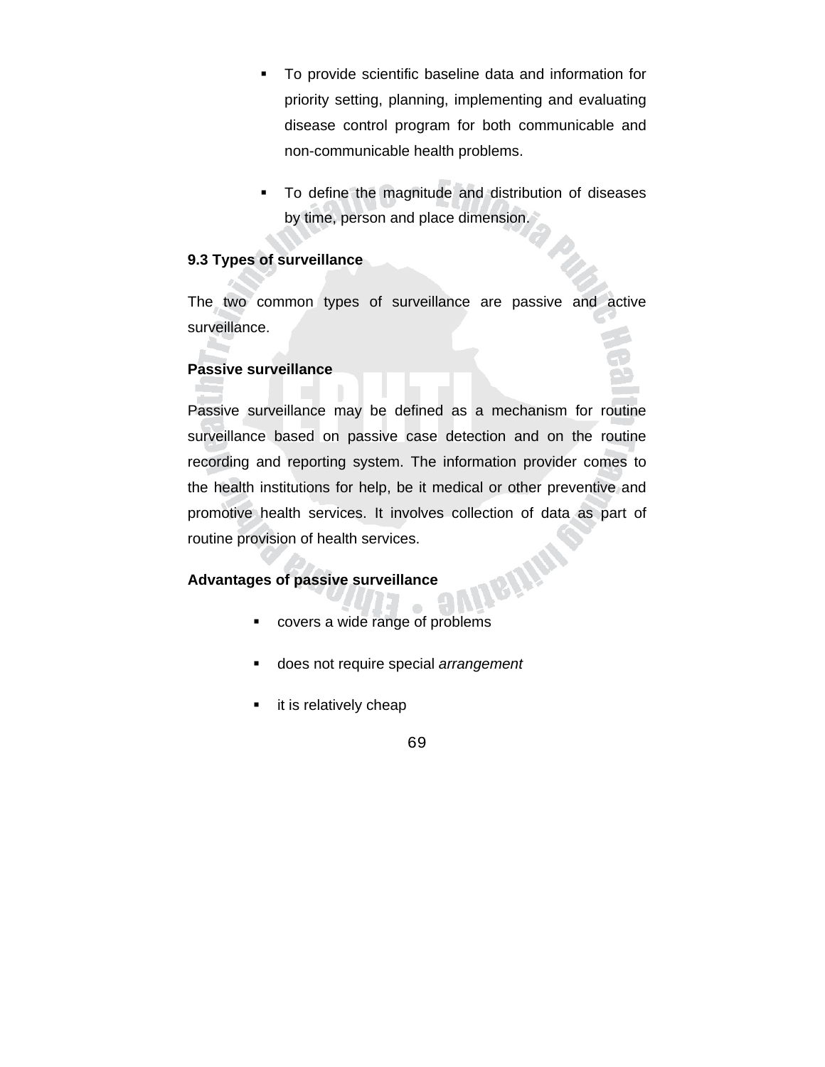- To provide scientific baseline data and information for priority setting, planning, implementing and evaluating disease control program for both communicable and non-communicable health problems.
- To define the magnitude and distribution of diseases by time, person and place dimension.

**9.3 Types of surveillance**

The two common types of surveillance are passive and active surveillance.

**Passive surveillance**

Passive surveillance may be defined as a mechanism for routine surveillance based on passive case detection and on the routine recording and reporting system. The information provider comes to the health institutions for help, be it medical or other preventive and promotive health services. It involves collection of data as part of routine provision of health services.

**Advantages of passive surveillance**

- covers a wide range of problems
- does not require special *arrangement*
- it is relatively cheap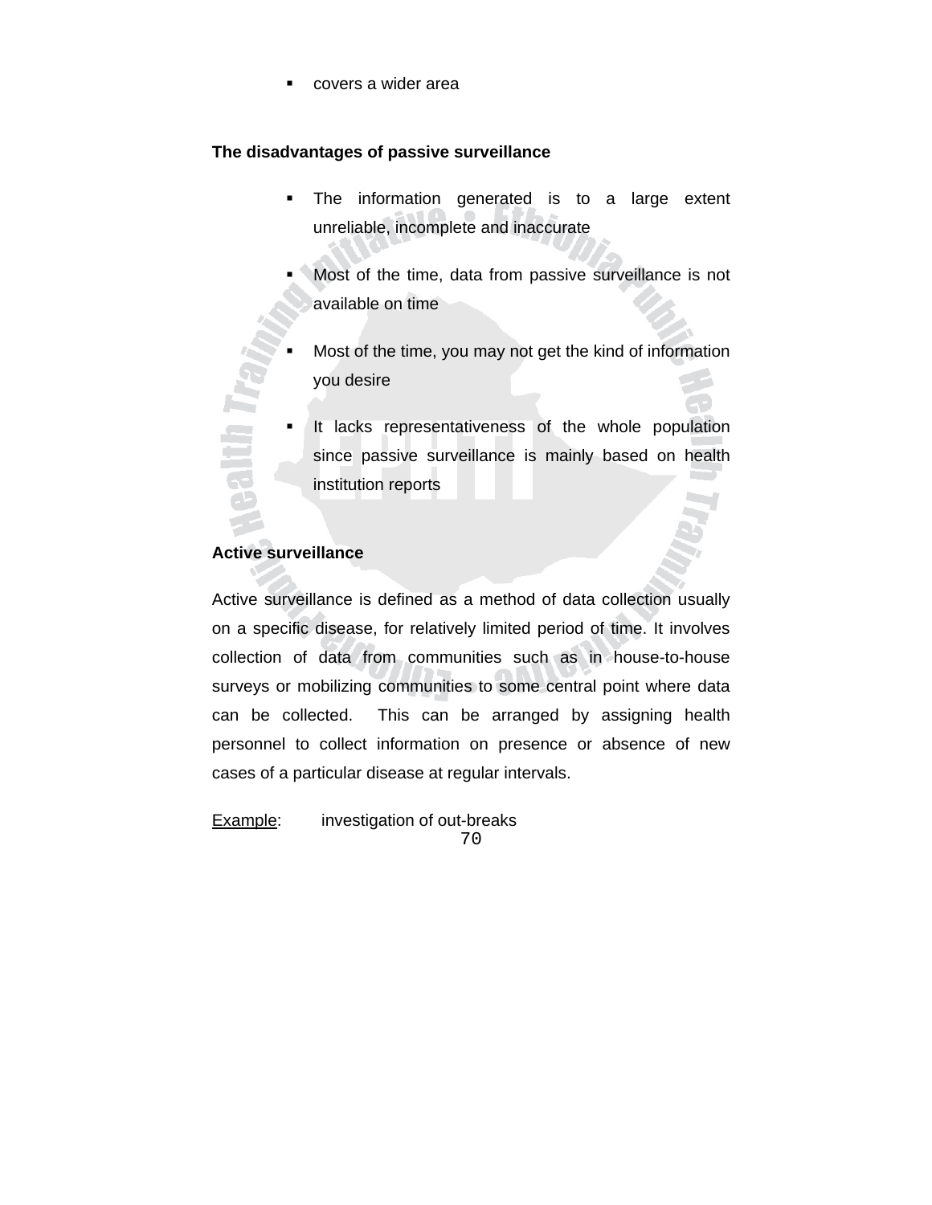- covers a wider area

**The disadvantages of passive surveillance**

- The information generated is to a large extent unreliable, incomplete and inaccurate
- Most of the time, data from passive surveillance is not available on time
- Most of the time, you may not get the kind of information you desire
- It lacks representativeness of the whole population since passive surveillance is mainly based on health institution reports

**Active surveillance**

Active surveillance is defined as a method of data collection usually on a specific disease, for relatively limited period of time. It involves collection of data from communities such as in house-to-house surveys or mobilizing communities to some central point where data can be collected. This can be arranged by assigning health personnel to collect information on presence or absence of new cases of a particular disease at regular intervals.

<u>Example</u>: investigation of out-breaks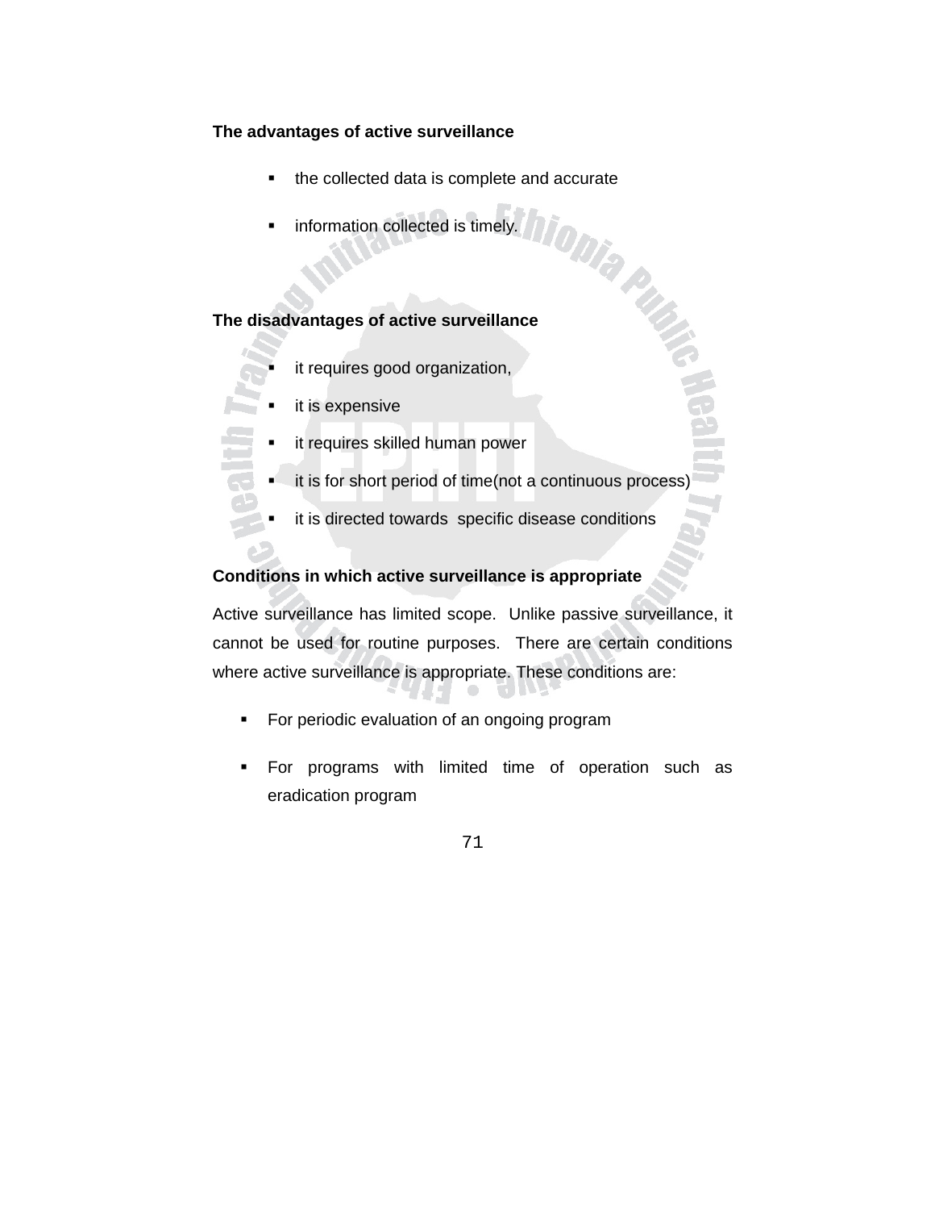**The advantages of active surveillance**

- the collected data is complete and accurate
- information collected is timely.

**The disadvantages of active surveillance**

- it requires good organization,
- it is expensive
- it requires skilled human power
- it is for short period of time(not a continuous process)
- it is directed towards specific disease conditions

**Conditions in which active surveillance is appropriate**

Active surveillance has limited scope. Unlike passive surveillance, it cannot be used for routine purposes. There are certain conditions where active surveillance is appropriate. These conditions are:

- For periodic evaluation of an ongoing program
- For programs with limited time of operation such as eradication program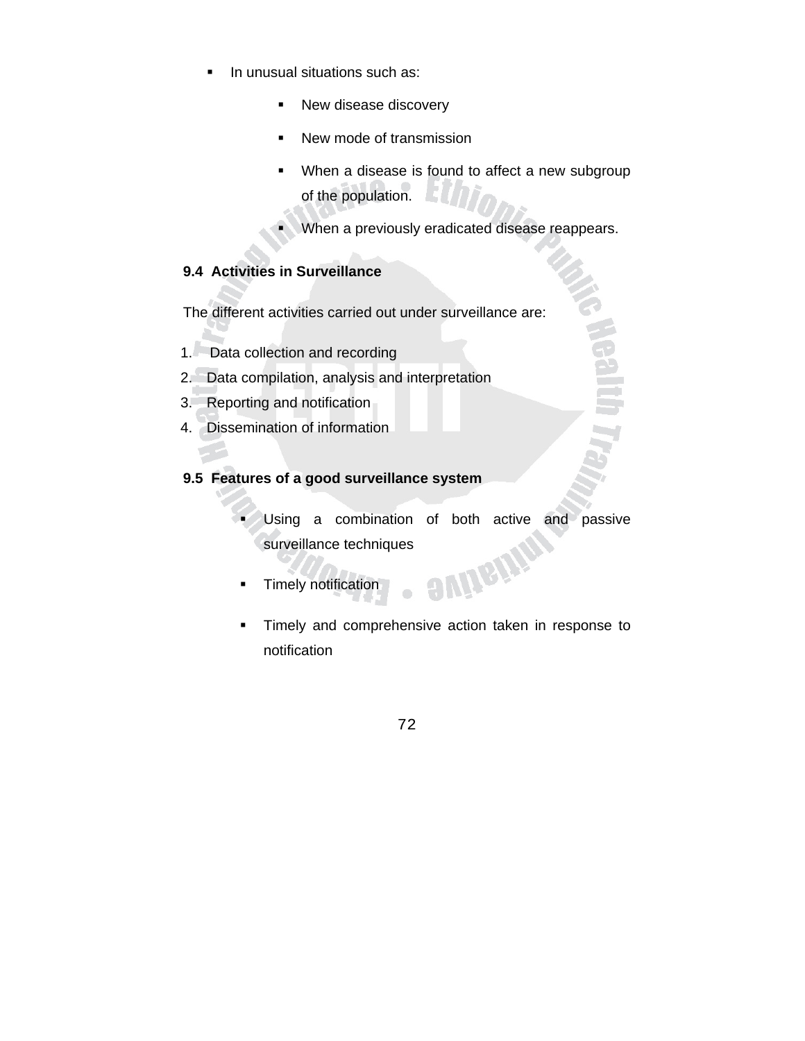- In unusual situations such as:
    - New disease discovery
    - New mode of transmission
    - When a disease is found to affect a new subgroup of the population.
    - When a previously eradicated disease reappears.

### 9.4 Activities in Surveillance

The different activities carried out under surveillance are:

1. Data collection and recording
2. Data compilation, analysis and interpretation
3. Reporting and notification
4. Dissemination of information

### 9.5 Features of a good surveillance system

- Using a combination of both active and passive surveillance techniques
- Timely notification
- Timely and comprehensive action taken in response to notification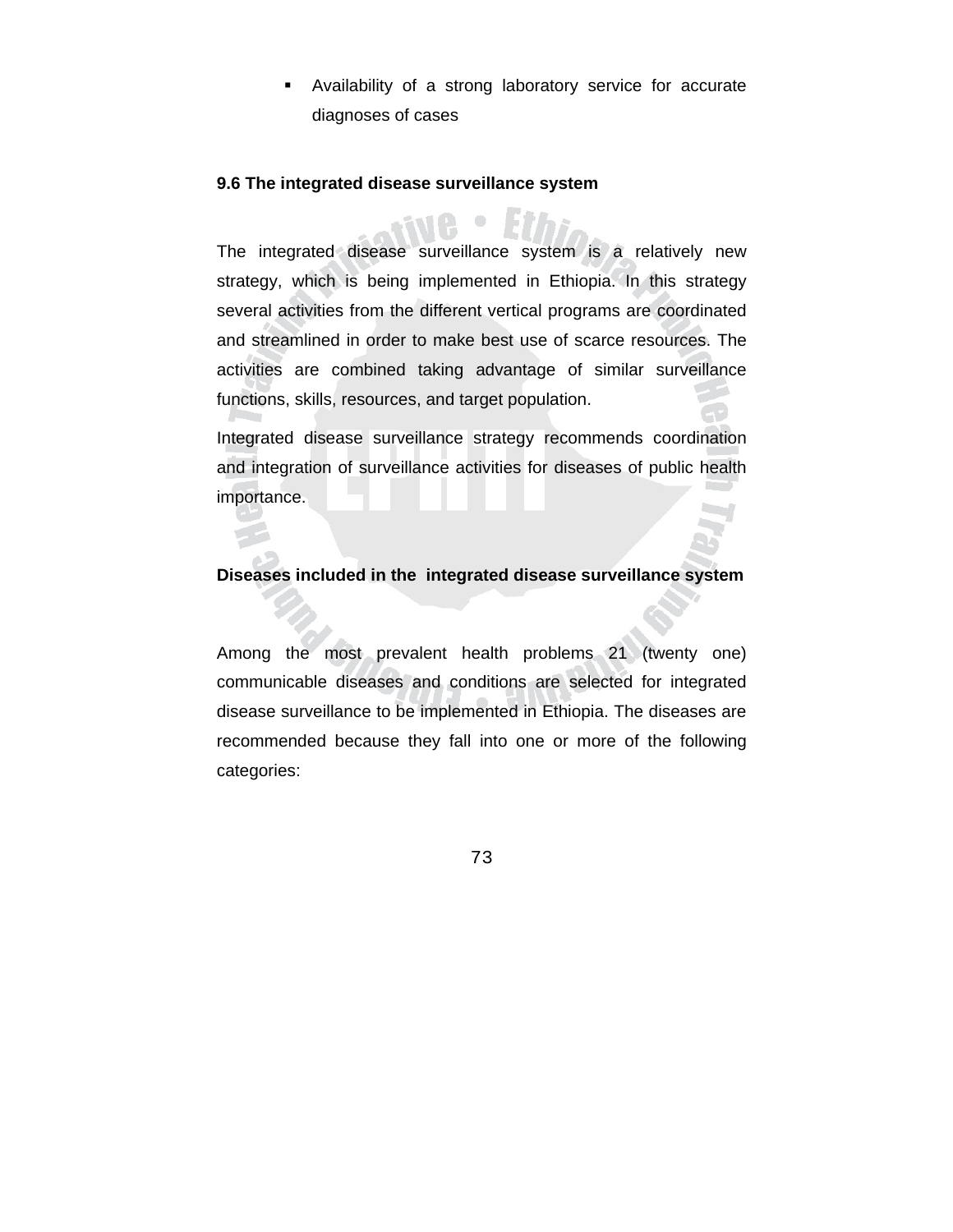- Availability of a strong laboratory service for accurate diagnoses of cases

### 9.6 The integrated disease surveillance system

The integrated disease surveillance system is a relatively new strategy, which is being implemented in Ethiopia. In this strategy several activities from the different vertical programs are coordinated and streamlined in order to make best use of scarce resources. The activities are combined taking advantage of similar surveillance functions, skills, resources, and target population.

Integrated disease surveillance strategy recommends coordination and integration of surveillance activities for diseases of public health importance.

**Diseases included in the integrated disease surveillance system**

Among the most prevalent health problems 21 (twenty one) communicable diseases and conditions are selected for integrated disease surveillance to be implemented in Ethiopia. The diseases are recommended because they fall into one or more of the following categories: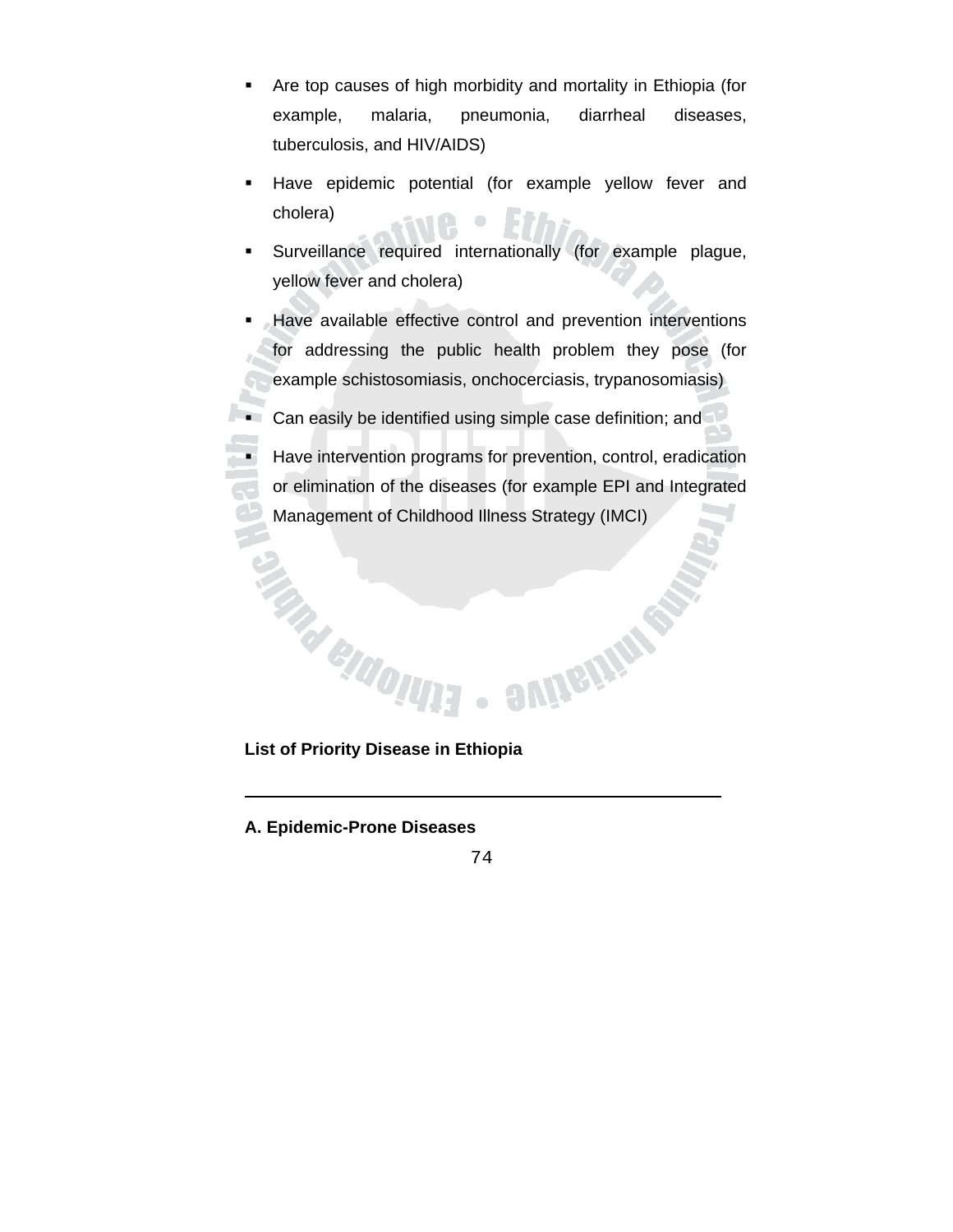- Are top causes of high morbidity and mortality in Ethiopia (for example, malaria, pneumonia, diarrheal diseases, tuberculosis, and HIV/AIDS)
- Have epidemic potential (for example yellow fever and cholera)
- Surveillance required internationally (for example plague, yellow fever and cholera)
- Have available effective control and prevention interventions for addressing the public health problem they pose (for example schistosomiasis, onchocerciasis, trypanosomiasis)
- Can easily be identified using simple case definition; and
- Have intervention programs for prevention, control, eradication or elimination of the diseases (for example EPI and Integrated Management of Childhood Illness Strategy (IMCI)

**List of Priority Disease in Ethiopia**

---

**A. Epidemic-Prone Diseases**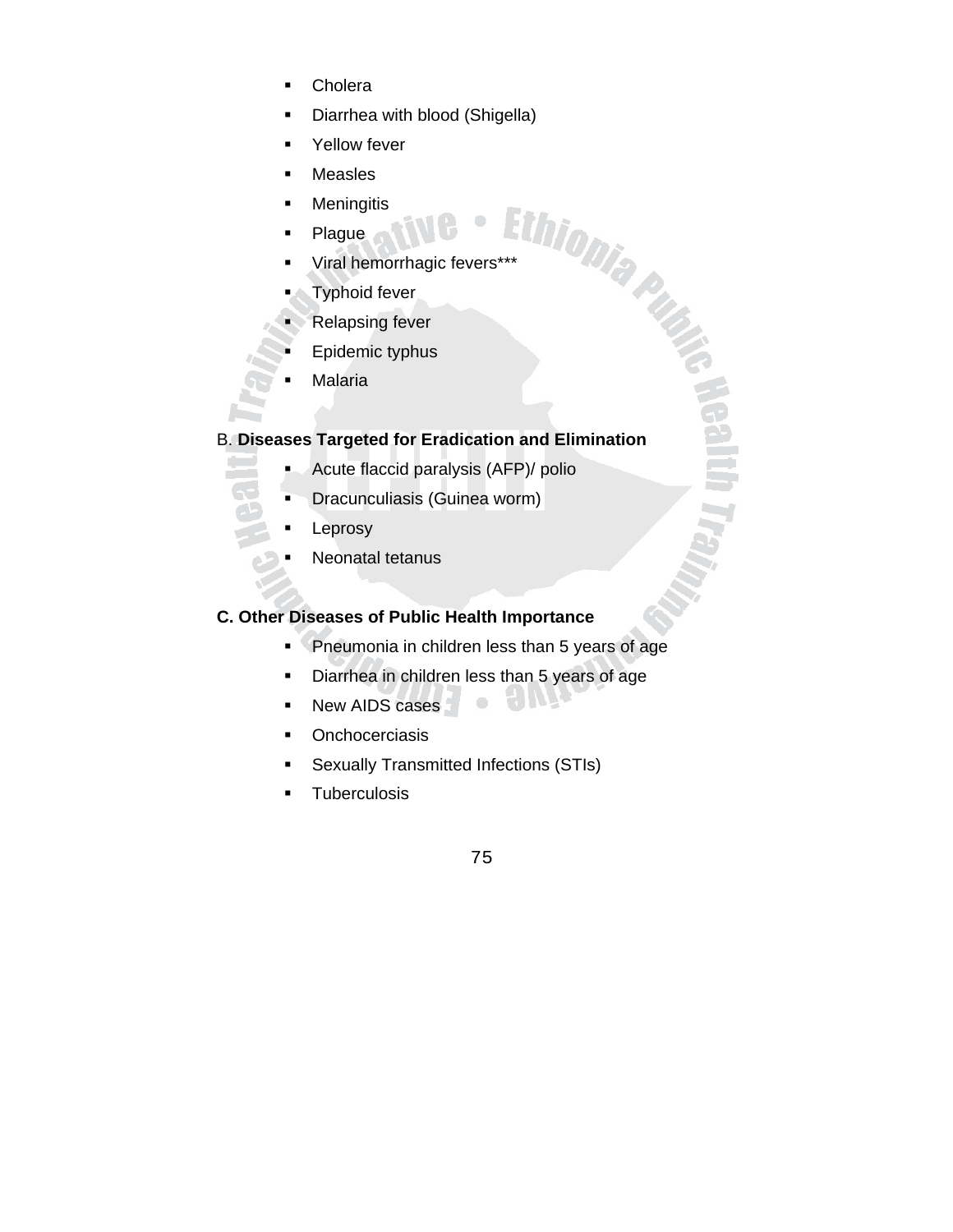- Cholera
- Diarrhea with blood (Shigella)
- Yellow fever
- Measles
- Meningitis
- Plague
- Viral hemorrhagic fevers***
- Typhoid fever
- Relapsing fever
- Epidemic typhus
- Malaria

B. **Diseases Targeted for Eradication and Elimination**

- Acute flaccid paralysis (AFP)/ polio
- Dracunculiasis (Guinea worm)
- Leprosy
- Neonatal tetanus

**C. Other Diseases of Public Health Importance**

- Pneumonia in children less than 5 years of age
- Diarrhea in children less than 5 years of age
- New AIDS cases
- Onchocerciasis
- Sexually Transmitted Infections (STIs)
- Tuberculosis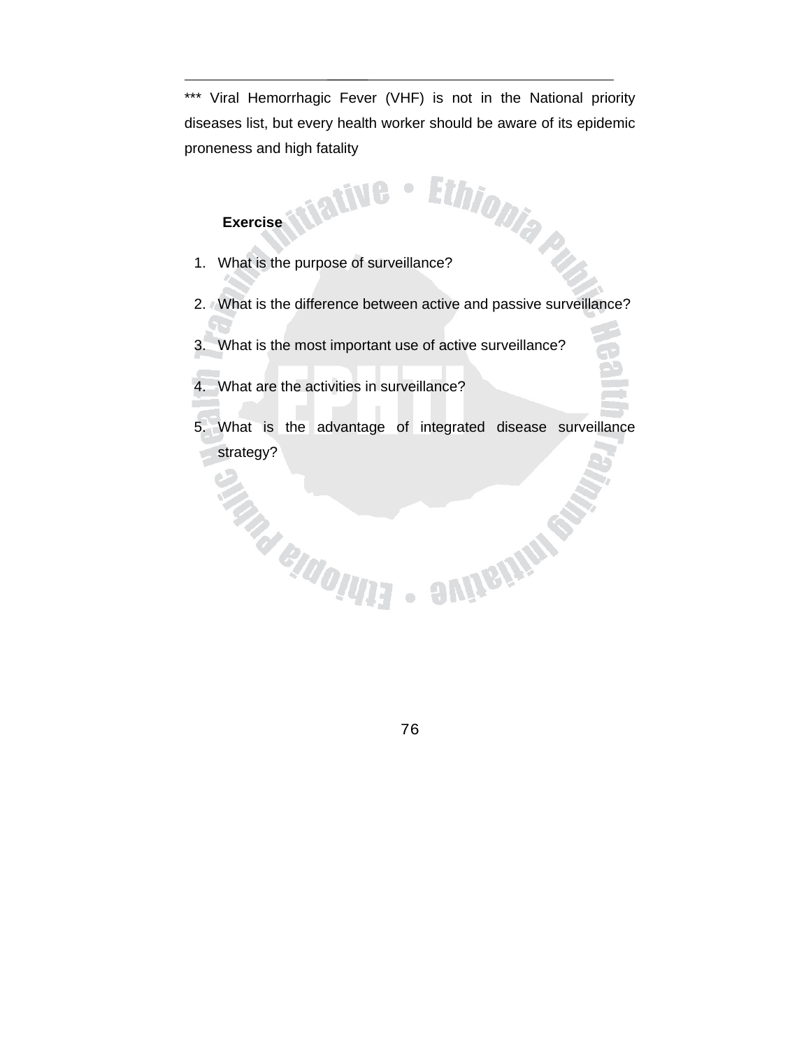*** Viral Hemorrhagic Fever (VHF) is not in the National priority diseases list, but every health worker should be aware of its epidemic proneness and high fatality

**Exercise**

1. What is the purpose of surveillance?
2. What is the difference between active and passive surveillance?
3. What is the most important use of active surveillance?
4. What are the activities in surveillance?
5. What is the advantage of integrated disease surveillance strategy?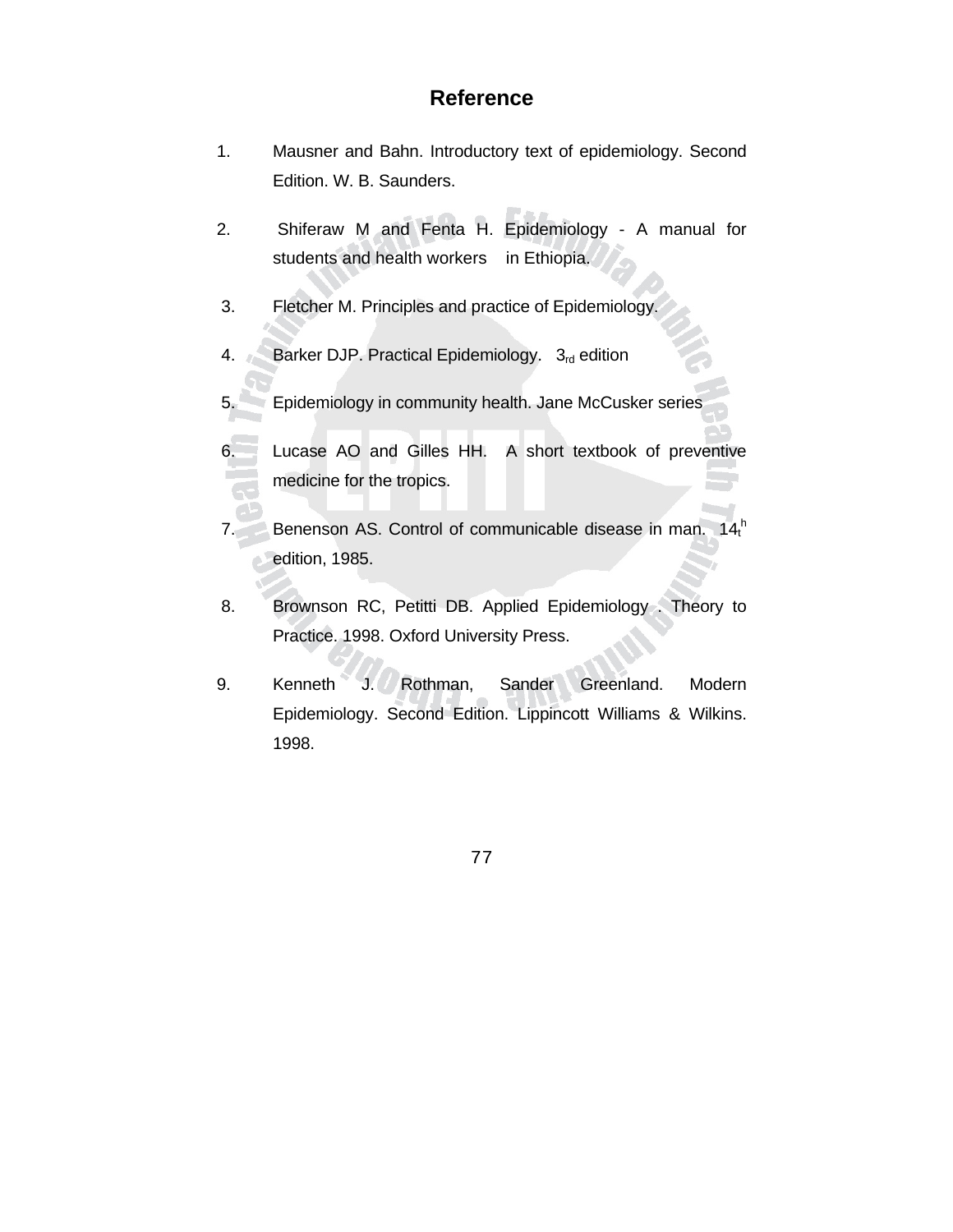# Reference

1. Mausner and Bahn. Introductory text of epidemiology. Second Edition. W. B. Saunders.
2. Shiferaw M and Fenta H. Epidemiology - A manual for students and health workers in Ethiopia.
3. Fletcher M. Principles and practice of Epidemiology.
4. Barker DJP. Practical Epidemiology. 3rd edition
5. Epidemiology in community health. Jane McCusker series
6. Lucase AO and Gilles HH. A short textbook of preventive medicine for the tropics.
7. Benenson AS. Control of communicable disease in man. 14th edition, 1985.
8. Brownson RC, Petitti DB. Applied Epidemiology . Theory to Practice. 1998. Oxford University Press.
9. Kenneth J. Rothman, Sander Greenland. Modern Epidemiology. Second Edition. Lippincott Williams & Wilkins. 1998.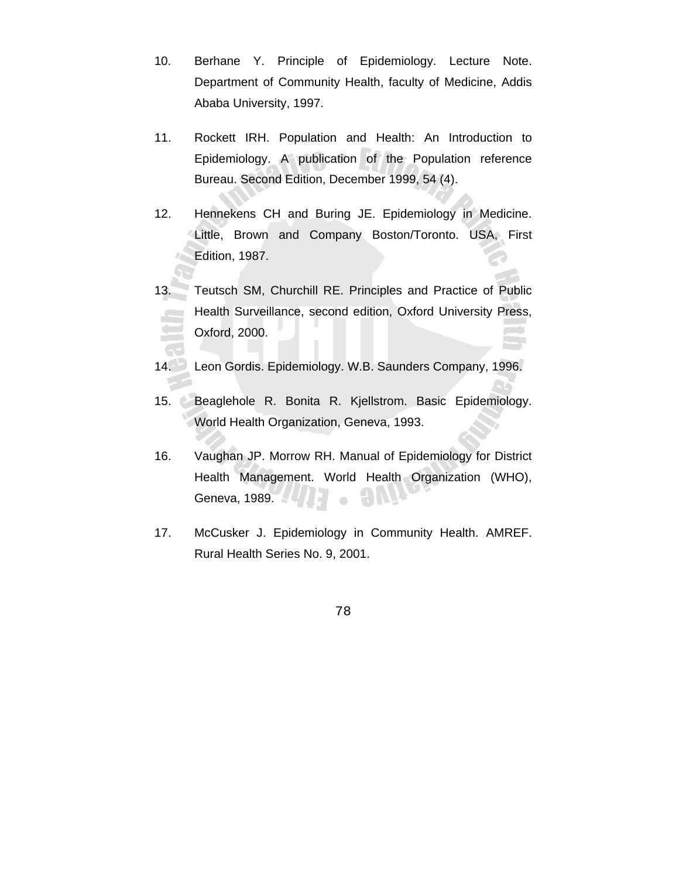10. Berhane Y. Principle of Epidemiology. Lecture Note. Department of Community Health, faculty of Medicine, Addis Ababa University, 1997.

11. Rockett IRH. Population and Health: An Introduction to Epidemiology. A publication of the Population reference Bureau. Second Edition, December 1999, 54 (4).

12. Hennekens CH and Buring JE. Epidemiology in Medicine. Little, Brown and Company Boston/Toronto. USA, First Edition, 1987.

13. Teutsch SM, Churchill RE. Principles and Practice of Public Health Surveillance, second edition, Oxford University Press, Oxford, 2000.

14. Leon Gordis. Epidemiology. W.B. Saunders Company, 1996.

15. Beaglehole R. Bonita R. Kjellstrom. Basic Epidemiology. World Health Organization, Geneva, 1993.

16. Vaughan JP. Morrow RH. Manual of Epidemiology for District Health Management. World Health Organization (WHO), Geneva, 1989.

17. McCusker J. Epidemiology in Community Health. AMREF. Rural Health Series No. 9, 2001.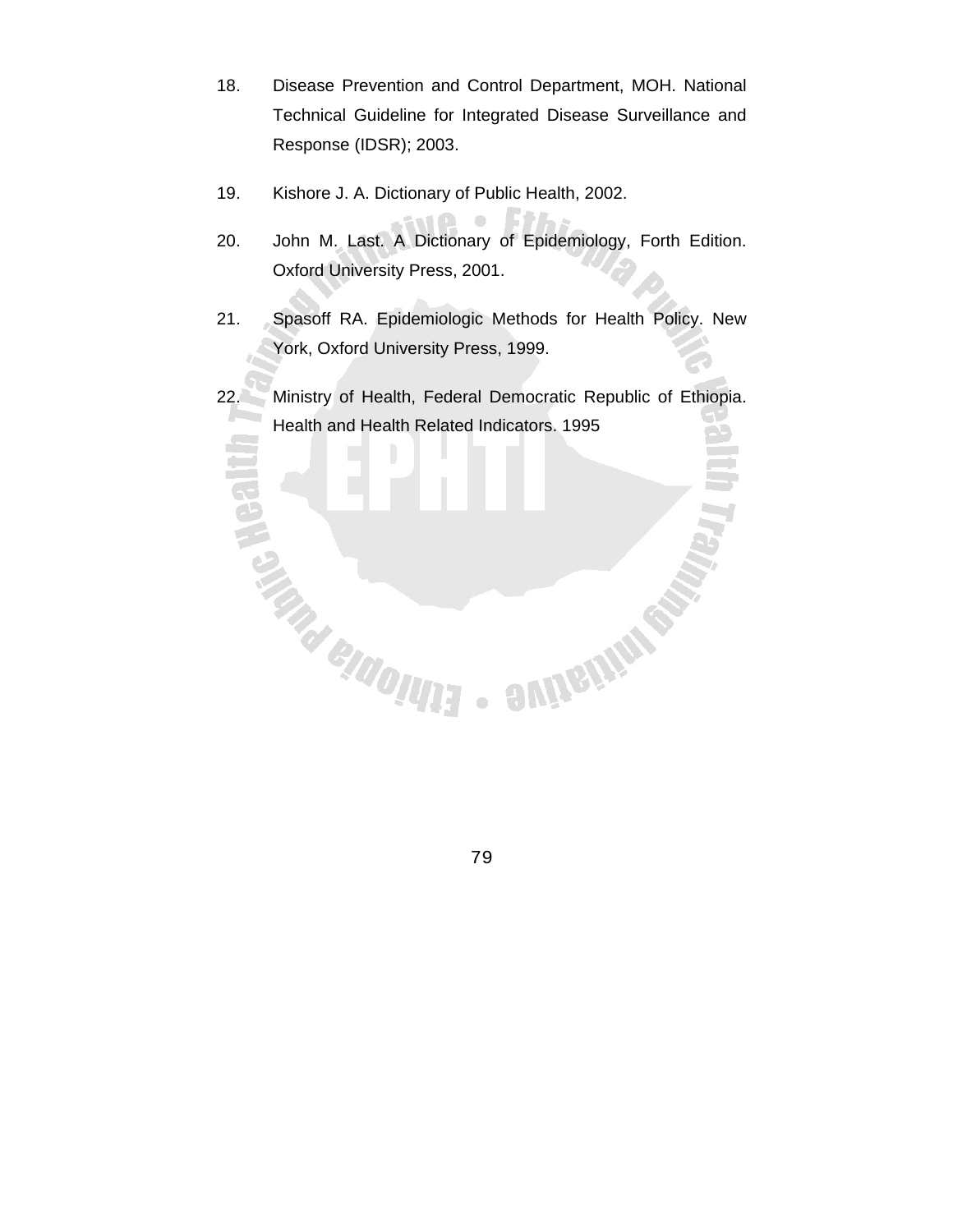18. Disease Prevention and Control Department, MOH. National Technical Guideline for Integrated Disease Surveillance and Response (IDSR); 2003.

19. Kishore J. A. Dictionary of Public Health, 2002.

20. John M. Last. A Dictionary of Epidemiology, Forth Edition. Oxford University Press, 2001.

21. Spasoff RA. Epidemiologic Methods for Health Policy. New York, Oxford University Press, 1999.

22. Ministry of Health, Federal Democratic Republic of Ethiopia. Health and Health Related Indicators. 1995